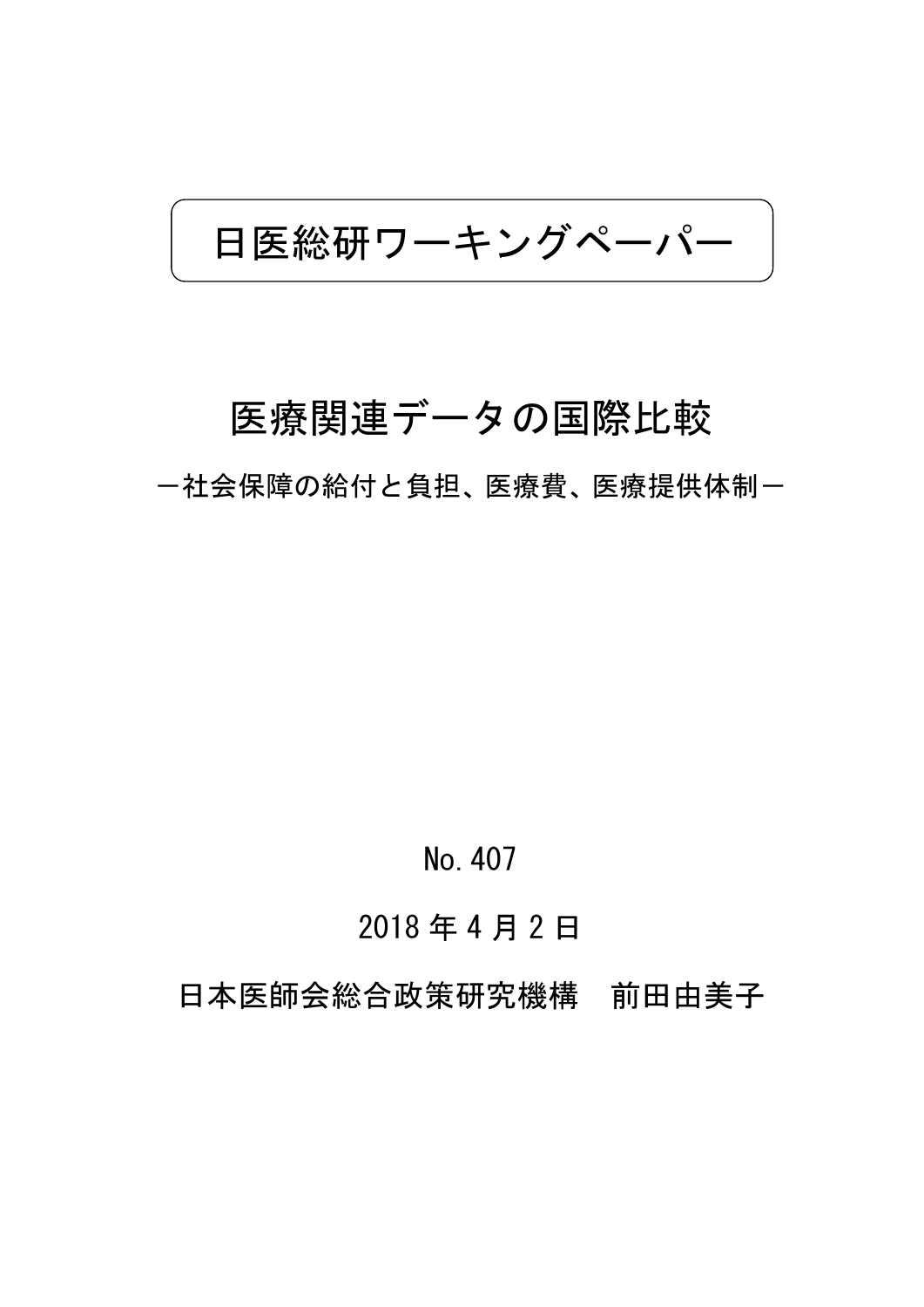日医総研ワーキングペーパー

# 医療関連データの国際比較

－社会保障の給付と負担、医療費、医療提供体制－

No. 407

2018 年 4 月 2 日

日本医師会総合政策研究機構　前田由美子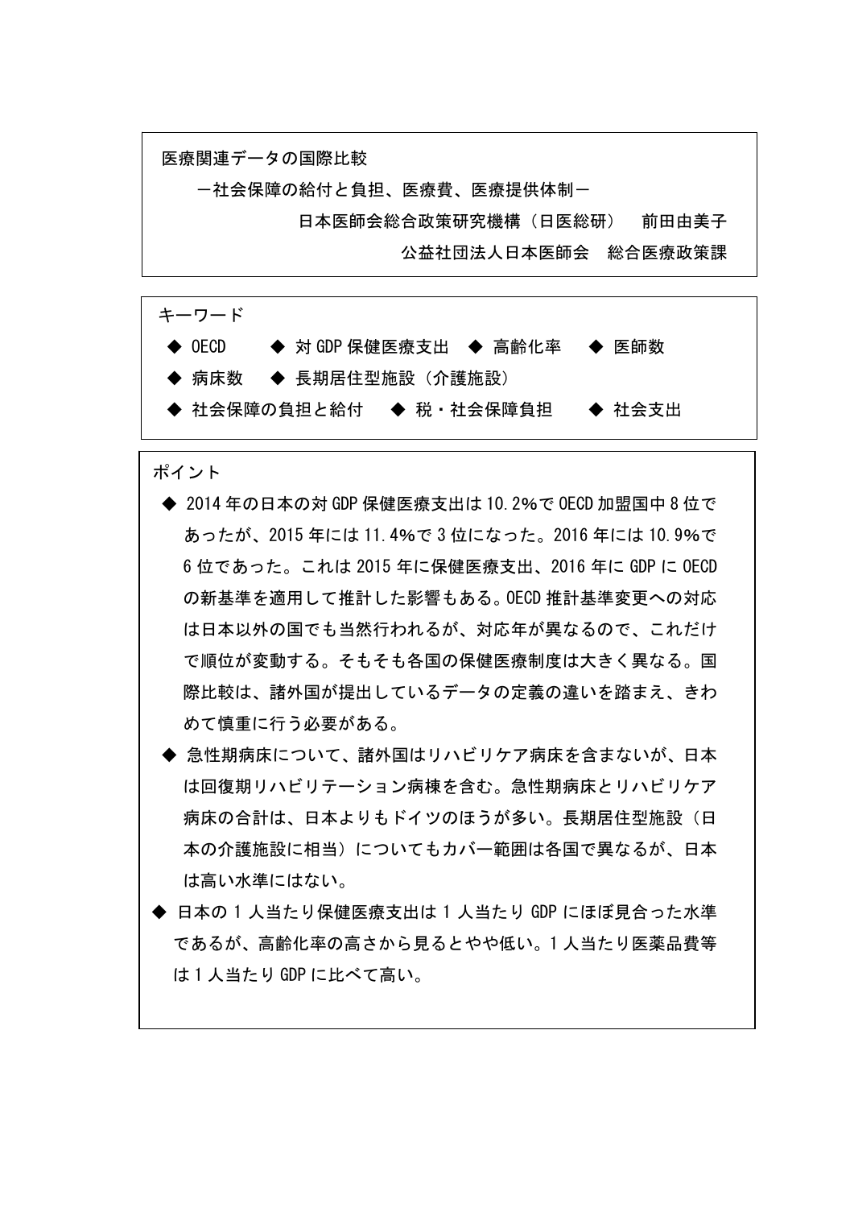医療関連データの国際比較

－社会保障の給付と負担、医療費、医療提供体制－

日本医師会総合政策研究機構（日医総研）　前田由美子

公益社団法人日本医師会　総合医療政策課

キーワード

- ◆ OECD　◆ 対 GDP 保健医療支出　◆ 高齢化率　◆ 医師数
- ◆ 病床数　◆ 長期居住型施設（介護施設）
- ◆ 社会保障の負担と給付　◆ 税・社会保障負担　◆ 社会支出

ポイント

- ◆ 2014 年の日本の対 GDP 保健医療支出は 10.2%で OECD 加盟国中 8 位であったが、2015 年には 11.4%で 3 位になった。2016 年には 10.9%で 6 位であった。これは 2015 年に保健医療支出、2016 年に GDP に OECD の新基準を適用して推計した影響もある。OECD 推計基準変更への対応は日本以外の国でも当然行われるが、対応年が異なるので、これだけで順位が変動する。そもそも各国の保健医療制度は大きく異なる。国際比較は、諸外国が提出しているデータの定義の違いを踏まえ、きわめて慎重に行う必要がある。
- ◆ 急性期病床について、諸外国はリハビリケア病床を含まないが、日本は回復期リハビリテーション病棟を含む。急性期病床とリハビリケア病床の合計は、日本よりもドイツのほうが多い。長期居住型施設（日本の介護施設に相当）についてもカバー範囲は各国で異なるが、日本は高い水準にはない。
- ◆ 日本の 1 人当たり保健医療支出は 1 人当たり GDP にほぼ見合った水準であるが、高齢化率の高さから見るとやや低い。1 人当たり医薬品費等は 1 人当たり GDP に比べて高い。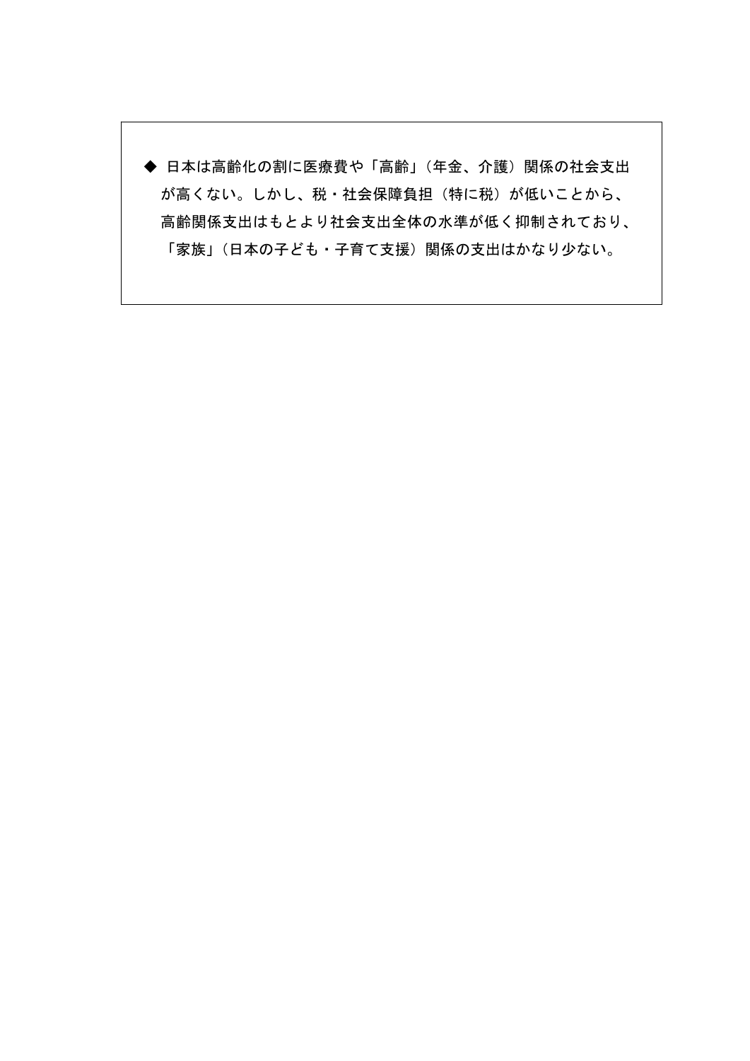◆ 日本は高齢化の割に医療費や「高齢」（年金、介護）関係の社会支出が高くない。しかし、税・社会保障負担（特に税）が低いことから、高齢関係支出はもとより社会支出全体の水準が低く抑制されており、「家族」（日本の子ども・子育て支援）関係の支出はかなり少ない。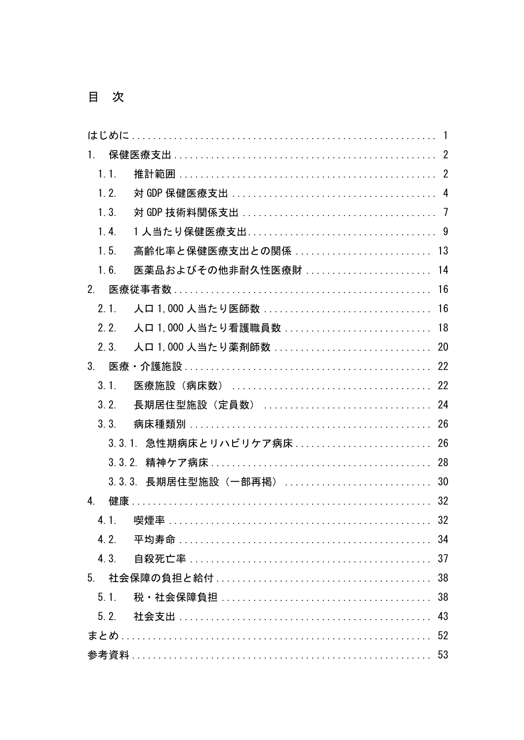# 目　次

- はじめに ........ 1
- 1. 保健医療支出 ........ 2
  - 1.1. 推計範囲 ........ 2
  - 1.2. 対 GDP 保健医療支出 ........ 4
  - 1.3. 対 GDP 技術料関係支出 ........ 7
  - 1.4. 1 人当たり保健医療支出 ........ 9
  - 1.5. 高齢化率と保健医療支出との関係 ........ 13
  - 1.6. 医薬品およびその他非耐久性医療財 ........ 14
- 2. 医療従事者数 ........ 16
  - 2.1. 人口 1,000 人当たり医師数 ........ 16
  - 2.2. 人口 1,000 人当たり看護職員数 ........ 18
  - 2.3. 人口 1,000 人当たり薬剤師数 ........ 20
- 3. 医療・介護施設 ........ 22
  - 3.1. 医療施設（病床数） ........ 22
  - 3.2. 長期居住型施設（定員数） ........ 24
  - 3.3. 病床種類別 ........ 26
    - 3.3.1. 急性期病床とリハビリケア病床 ........ 26
    - 3.3.2. 精神ケア病床 ........ 28
    - 3.3.3. 長期居住型施設（一部再掲） ........ 30
- 4. 健康 ........ 32
  - 4.1. 喫煙率 ........ 32
  - 4.2. 平均寿命 ........ 34
  - 4.3. 自殺死亡率 ........ 37
- 5. 社会保障の負担と給付 ........ 38
  - 5.1. 税・社会保障負担 ........ 38
  - 5.2. 社会支出 ........ 43
- まとめ ........ 52
- 参考資料 ........ 53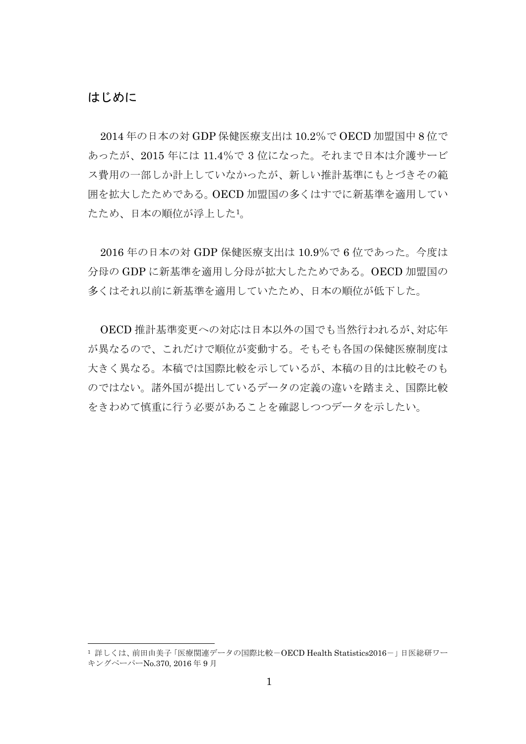## はじめに

2014 年の日本の対 GDP 保健医療支出は 10.2％で OECD 加盟国中 8 位であったが、2015 年には 11.4％で 3 位になった。それまで日本は介護サービス費用の一部しか計上していなかったが、新しい推計基準にもとづきその範囲を拡大したためである。OECD 加盟国の多くはすでに新基準を適用していたため、日本の順位が浮上した[1]。

2016 年の日本の対 GDP 保健医療支出は 10.9％で 6 位であった。今度は分母の GDP に新基準を適用し分母が拡大したためである。OECD 加盟国の多くはそれ以前に新基準を適用していたため、日本の順位が低下した。

OECD 推計基準変更への対応は日本以外の国でも当然行われるが、対応年が異なるので、これだけで順位が変動する。そもそも各国の保健医療制度は大きく異なる。本稿では国際比較を示しているが、本稿の目的は比較そのものではない。諸外国が提出しているデータの定義の違いを踏まえ、国際比較をきわめて慎重に行う必要があることを確認しつつデータを示したい。

[1] 詳しくは、前田由美子「医療関連データの国際比較－OECD Health Statistics2016－」日医総研ワーキングペーパーNo.370, 2016 年 9 月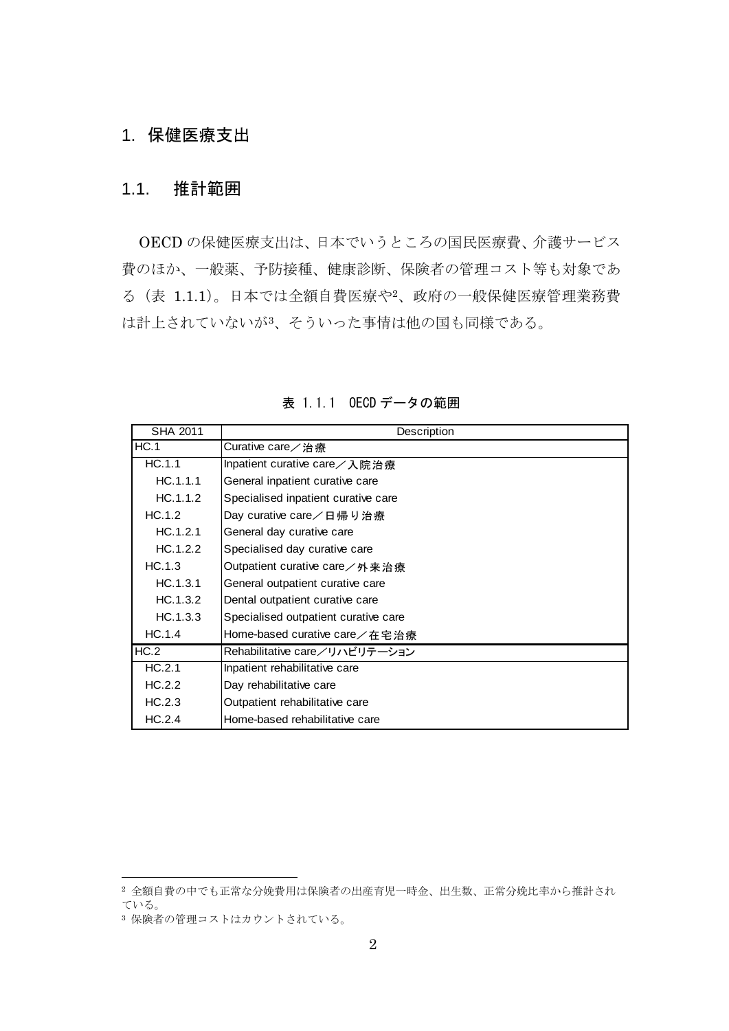# 1. 保健医療支出

## 1.1. 推計範囲

OECD の保健医療支出は、日本でいうところの国民医療費、介護サービス費のほか、一般薬、予防接種、健康診断、保険者の管理コスト等も対象である（表 1.1.1）。日本では全額自費医療や[2]、政府の一般保健医療管理業務費は計上されていないが[3]、そういった事情は他の国も同様である。

表 1.1.1 OECD データの範囲

| SHA 2011 | Description |
|---|---|
| HC.1 | Curative care／治療 |
| HC.1.1 | Inpatient curative care／入院治療 |
| HC.1.1.1 | General inpatient curative care |
| HC.1.1.2 | Specialised inpatient curative care |
| HC.1.2 | Day curative care／日帰り治療 |
| HC.1.2.1 | General day curative care |
| HC.1.2.2 | Specialised day curative care |
| HC.1.3 | Outpatient curative care／外来治療 |
| HC.1.3.1 | General outpatient curative care |
| HC.1.3.2 | Dental outpatient curative care |
| HC.1.3.3 | Specialised outpatient curative care |
| HC.1.4 | Home-based curative care／在宅治療 |
| HC.2 | Rehabilitative care／リハビリテーション |
| HC.2.1 | Inpatient rehabilitative care |
| HC.2.2 | Day rehabilitative care |
| HC.2.3 | Outpatient rehabilitative care |
| HC.2.4 | Home-based rehabilitative care |

[2] 全額自費の中でも正常な分娩費用は保険者の出産育児一時金、出生数、正常分娩比率から推計されている。

[3] 保険者の管理コストはカウントされている。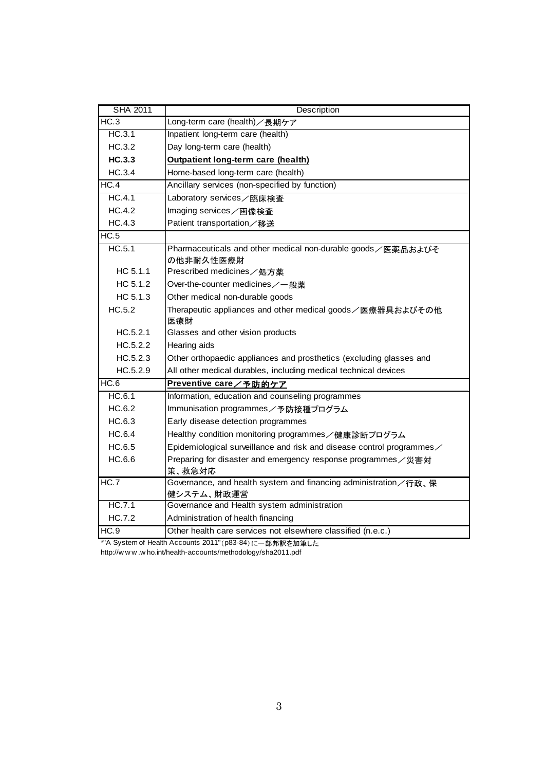| SHA 2011 | Description |
| --- | --- |
| HC.3 | Long-term care (health)／長期ケア |
| HC.3.1 | Inpatient long-term care (health) |
| HC.3.2 | Day long-term care (health) |
| **HC.3.3** | **Outpatient long-term care (health)** |
| HC.3.4 | Home-based long-term care (health) |
| HC.4 | Ancillary services (non-specified by function) |
| HC.4.1 | Laboratory services／臨床検査 |
| HC.4.2 | Imaging services／画像検査 |
| HC.4.3 | Patient transportation／移送 |
| HC.5 | |
| HC.5.1 | Pharmaceuticals and other medical non-durable goods／医薬品およびその他非耐久性医療財 |
| HC 5.1.1 | Prescribed medicines／処方薬 |
| HC 5.1.2 | Over-the-counter medicines／一般薬 |
| HC 5.1.3 | Other medical non-durable goods |
| HC.5.2 | Therapeutic appliances and other medical goods／医療器具およびその他医療財 |
| HC.5.2.1 | Glasses and other vision products |
| HC.5.2.2 | Hearing aids |
| HC.5.2.3 | Other orthopaedic appliances and prosthetics (excluding glasses and |
| HC.5.2.9 | All other medical durables, including medical technical devices |
| HC.6 | **Preventive care／予防的ケア** |
| HC.6.1 | Information, education and counseling programmes |
| HC.6.2 | Immunisation programmes／予防接種プログラム |
| HC.6.3 | Early disease detection programmes |
| HC.6.4 | Healthy condition monitoring programmes／健康診断プログラム |
| HC.6.5 | Epidemiological surveillance and risk and disease control programmes／ |
| HC.6.6 | Preparing for disaster and emergency response programmes／災害対策、救急対応 |
| HC.7 | Governance, and health system and financing administration／行政、保健システム、財政運営 |
| HC.7.1 | Governance and Health system administration |
| HC.7.2 | Administration of health financing |
| HC.9 | Other health care services not elsewhere classified (n.e.c.) |

*"A System of Health Accounts 2011"（p83-84）に一部邦訳を加筆した
http://www.who.int/health-accounts/methodology/sha2011.pdf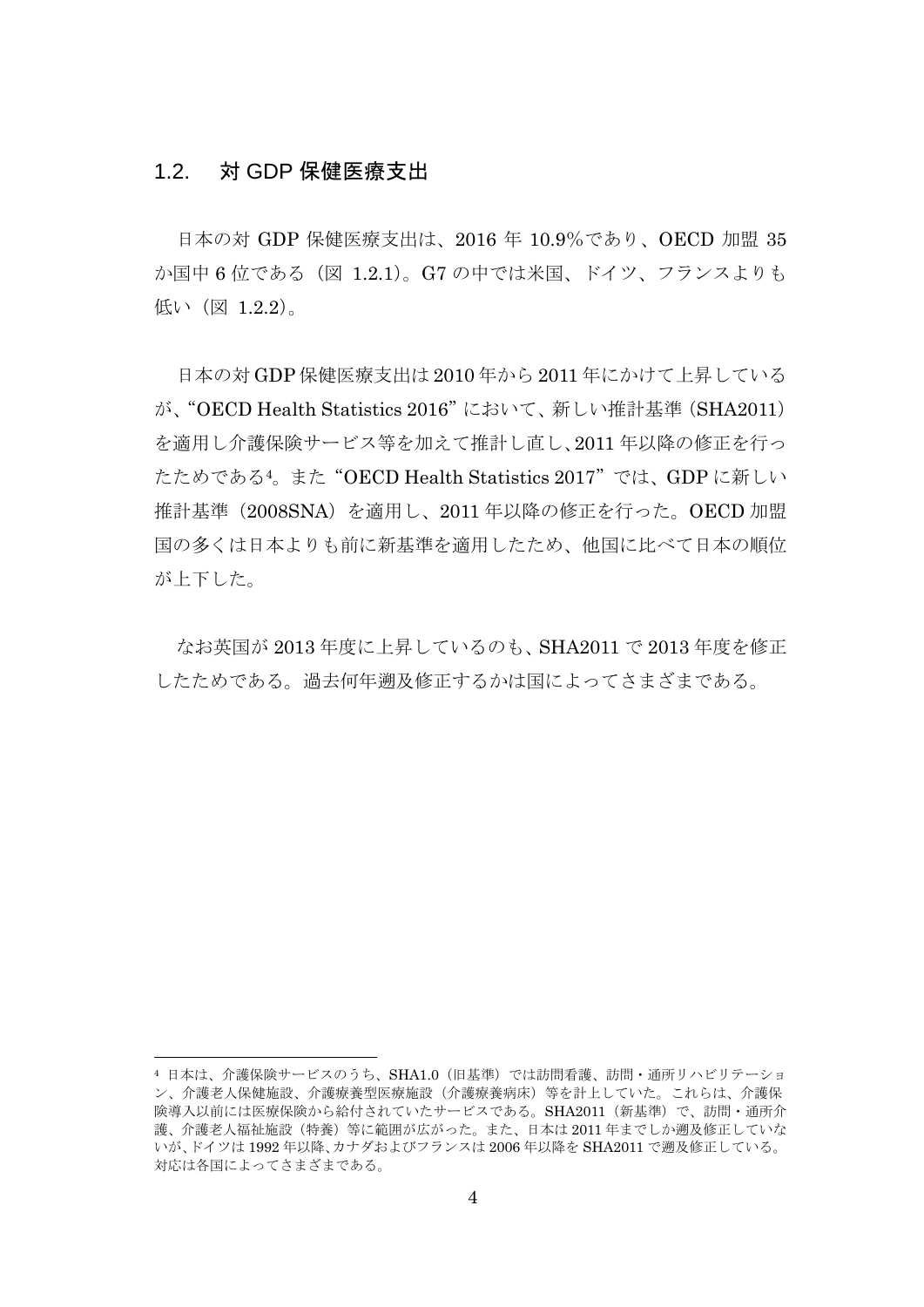## 1.2. 対 GDP 保健医療支出

日本の対 GDP 保健医療支出は、2016 年 10.9%であり、OECD 加盟 35 か国中 6 位である（図 1.2.1）。G7 の中では米国、ドイツ、フランスよりも低い（図 1.2.2）。

日本の対 GDP 保健医療支出は 2010 年から 2011 年にかけて上昇しているが、"OECD Health Statistics 2016" において、新しい推計基準（SHA2011）を適用し介護保険サービス等を加えて推計し直し、2011 年以降の修正を行ったためである[4]。また "OECD Health Statistics 2017" では、GDP に新しい推計基準（2008SNA）を適用し、2011 年以降の修正を行った。OECD 加盟国の多くは日本よりも前に新基準を適用したため、他国に比べて日本の順位が上下した。

なお英国が 2013 年度に上昇しているのも、SHA2011 で 2013 年度を修正したためである。過去何年遡及修正するかは国によってさまざまである。

---

[4] 日本は、介護保険サービスのうち、SHA1.0（旧基準）では訪問看護、訪問・通所リハビリテーション、介護老人保健施設、介護療養型医療施設（介護療養病床）等を計上していた。これらは、介護保険導入以前には医療保険から給付されていたサービスである。SHA2011（新基準）で、訪問・通所介護、介護老人福祉施設（特養）等に範囲が広がった。また、日本は 2011 年までしか遡及修正していないが、ドイツは 1992 年以降、カナダおよびフランスは 2006 年以降を SHA2011 で遡及修正している。対応は各国によってさまざまである。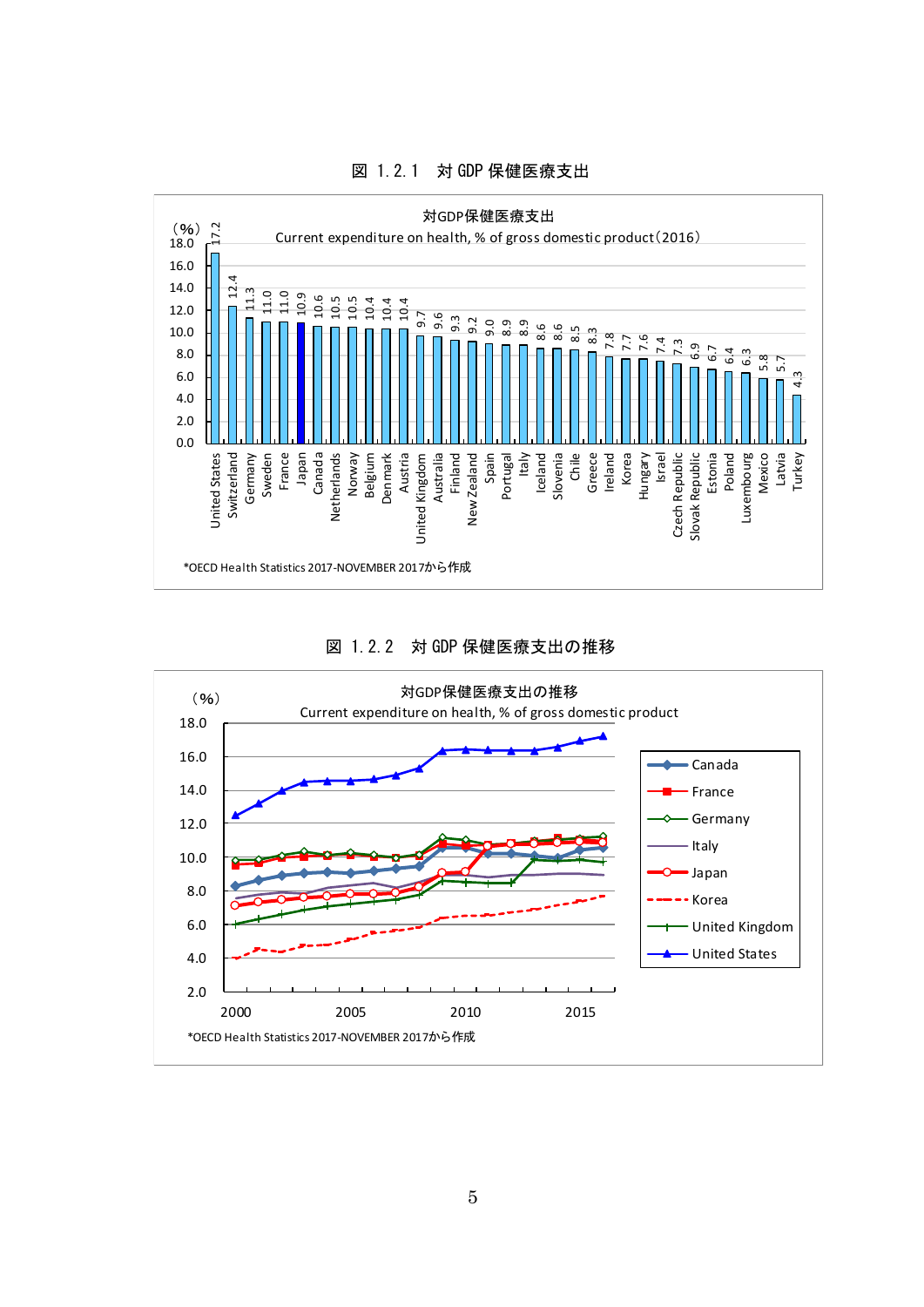図 1.2.1　対 GDP 保健医療支出

対GDP保健医療支出
Current expenditure on health, % of gross domestic product（2016）

| Country | % |
|---|---|
| United States | 17.2 |
| Switzerland | 12.4 |
| Germany | 11.3 |
| Sweden | 11.0 |
| France | 11.0 |
| Japan | 10.9 |
| Canada | 10.6 |
| Netherlands | 10.5 |
| Norway | 10.5 |
| Belgium | 10.4 |
| Denmark | 10.4 |
| Austria | 10.4 |
| United Kingdom | 9.7 |
| Australia | 9.6 |
| Finland | 9.3 |
| New Zealand | 9.2 |
| Spain | 9.0 |
| Portugal | 8.9 |
| Italy | 8.9 |
| Iceland | 8.6 |
| Slovenia | 8.6 |
| Chile | 8.5 |
| Greece | 8.3 |
| Ireland | 7.8 |
| Korea | 7.7 |
| Hungary | 7.6 |
| Israel | 7.4 |
| Czech Republic | 7.3 |
| Slovak Republic | 6.9 |
| Estonia | 6.7 |
| Poland | 6.4 |
| Luxembourg | 6.3 |
| Mexico | 5.8 |
| Latvia | 5.7 |
| Turkey | 4.3 |

*OECD Health Statistics 2017-NOVEMBER 2017から作成

図 1.2.2　対 GDP 保健医療支出の推移

対GDP保健医療支出の推移
Current expenditure on health, % of gross domestic product

（%）Canada, France, Germany, Italy, Japan, Korea, United Kingdom, United States（2000–2016）

*OECD Health Statistics 2017-NOVEMBER 2017から作成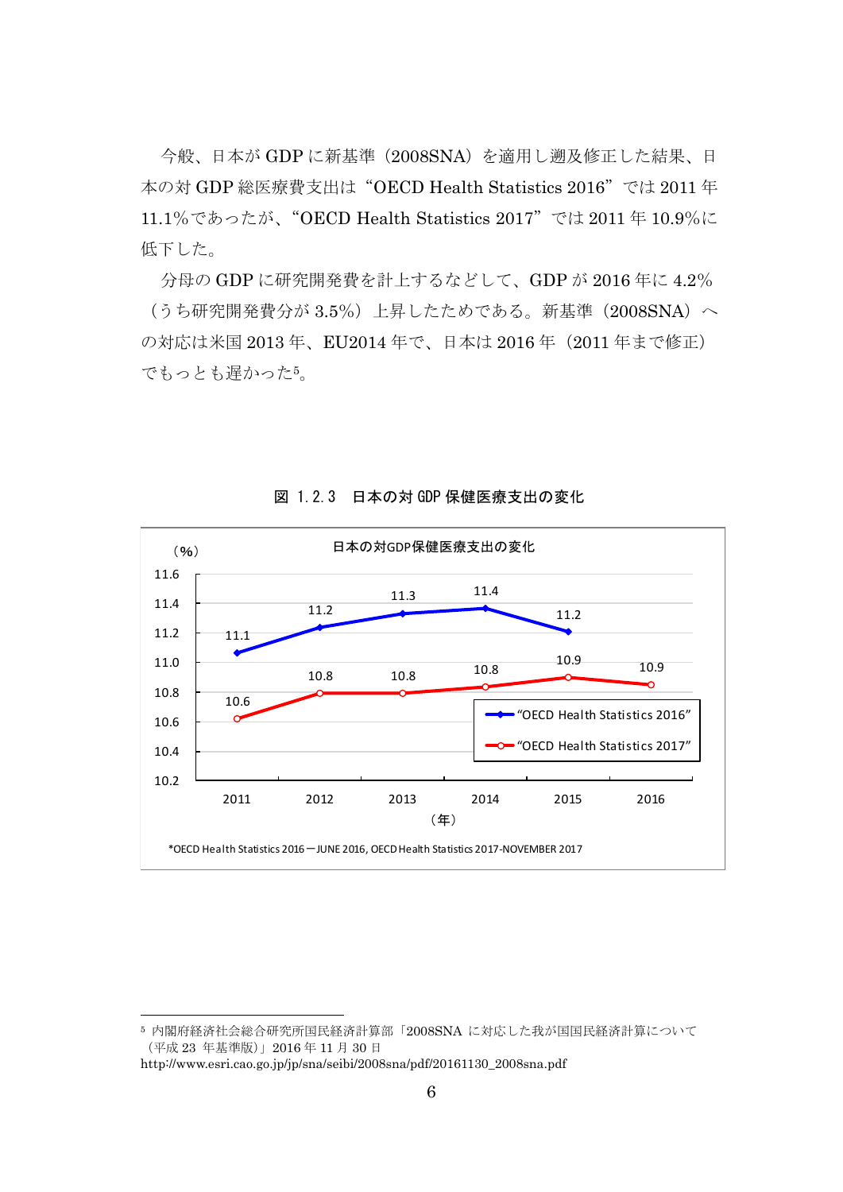今般、日本が GDP に新基準（2008SNA）を適用し遡及修正した結果、日本の対 GDP 総医療費支出は“OECD Health Statistics 2016”では 2011 年 11.1%であったが、“OECD Health Statistics 2017”では 2011 年 10.9%に低下した。

分母の GDP に研究開発費を計上するなどして、GDP が 2016 年に 4.2%（うち研究開発費分が 3.5%）上昇したためである。新基準（2008SNA）への対応は米国 2013 年、EU2014 年で、日本は 2016 年（2011 年まで修正）でもっとも遅かった[5]。

図 1.2.3　日本の対 GDP 保健医療支出の変化

日本の対GDP保健医療支出の変化（%）

| 年 | “OECD Health Statistics 2016” | “OECD Health Statistics 2017” |
|---|---|---|
| 2011 | 11.1 | 10.6 |
| 2012 | 11.2 | 10.8 |
| 2013 | 11.3 | 10.8 |
| 2014 | 11.4 | 10.8 |
| 2015 | 11.2 | 10.9 |
| 2016 | | 10.9 |

*OECD Health Statistics 2016－JUNE 2016, OECD Health Statistics 2017-NOVEMBER 2017

---

[5] 内閣府経済社会総合研究所国民経済計算部「2008SNA に対応した我が国国民経済計算について（平成 23 年基準版）」2016 年 11 月 30 日
http://www.esri.cao.go.jp/jp/sna/seibi/2008sna/pdf/20161130_2008sna.pdf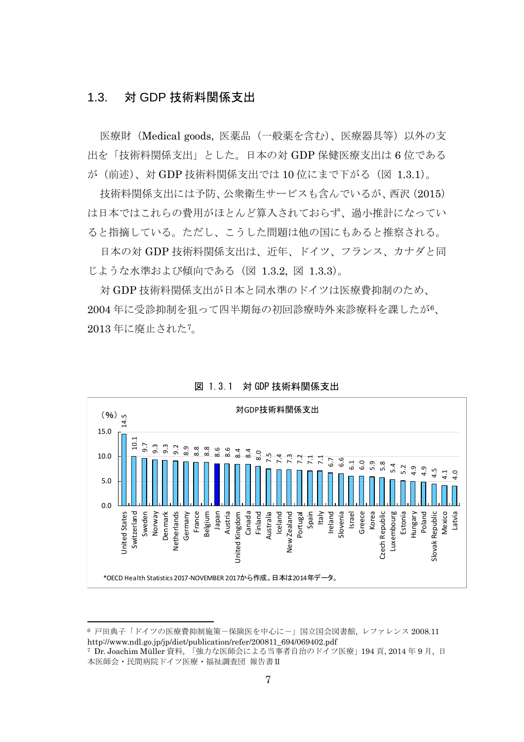## 1.3. 対 GDP 技術料関係支出

医療財（Medical goods, 医薬品（一般薬を含む)、医療器具等）以外の支出を「技術料関係支出」とした。日本の対 GDP 保健医療支出は 6 位であるが（前述)、対 GDP 技術料関係支出では 10 位にまで下がる（図 1.3.1)。

技術料関係支出には予防、公衆衛生サービスも含んでいるが、西沢（2015）は日本ではこれらの費用がほとんど算入されておらず、過小推計になっていると指摘している。ただし、こうした問題は他の国にもあると推察される。

日本の対 GDP 技術料関係支出は、近年、ドイツ、フランス、カナダと同じような水準および傾向である（図 1.3.2, 図 1.3.3)。

対 GDP 技術料関係支出が日本と同水準のドイツは医療費抑制のため、2004 年に受診抑制を狙って四半期毎の初回診療時外来診療料を課したが[6]、2013 年に廃止された[7]。

図 1.3.1 対 GDP 技術料関係支出

対GDP技術料関係支出

（%）

| 国 | 値 |
|---|---|
| United States | 14.5 |
| Switzerland | 10.1 |
| Sweden | 9.7 |
| Norway | 9.3 |
| Denmark | 9.3 |
| Netherlands | 9.2 |
| Germany | 8.9 |
| France | 8.8 |
| Belgium | 8.8 |
| Japan | 8.6 |
| Austria | 8.6 |
| United Kingdom | 8.4 |
| Canada | 8.4 |
| Finland | 8.0 |
| Australia | 7.5 |
| Iceland | 7.4 |
| New Zealand | 7.3 |
| Portugal | 7.2 |
| Spain | 7.1 |
| Italy | 7.1 |
| Ireland | 6.7 |
| Slovenia | 6.6 |
| Israel | 6.1 |
| Greece | 6.0 |
| Korea | 5.9 |
| Czech Republic | 5.8 |
| Luxembourg | 5.4 |
| Estonia | 5.2 |
| Hungary | 4.9 |
| Poland | 4.9 |
| Slovak Republic | 4.5 |
| Mexico | 4.1 |
| Latvia | 4.0 |

*OECD Health Statistics 2017-NOVEMBER 2017から作成。日本は2014年データ。

---

[6] 戸田典子「ドイツの医療費抑制施策－保険医を中心に－」国立国会図書館, レファレンス 2008.11 http://www.ndl.go.jp/jp/diet/publication/refer/200811_694/069402.pdf

[7] Dr. Joachim Müller 資料, 「強力な医師会による当事者自治のドイツ医療」194 頁, 2014 年 9 月, 日本医師会・民間病院ドイツ医療・福祉調査団 報告書Ⅱ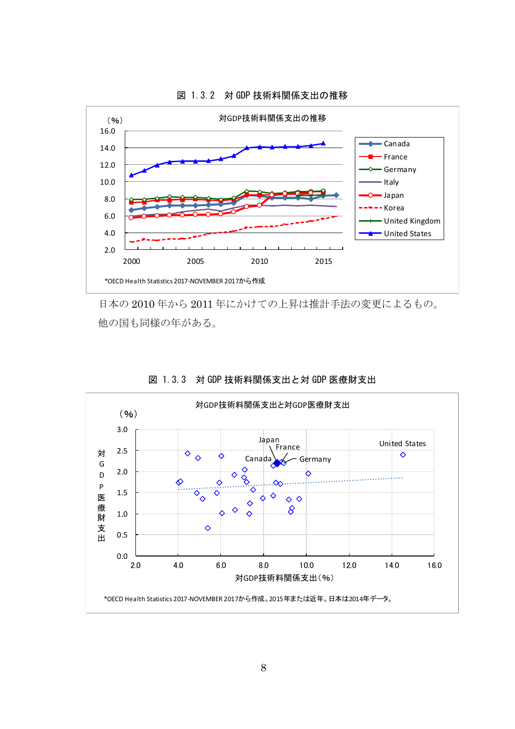図 1.3.2　対 GDP 技術料関係支出の推移

（%）

対GDP技術料関係支出の推移

*OECD Health Statistics 2017-NOVEMBER 2017から作成

日本の 2010 年から 2011 年にかけての上昇は推計手法の変更によるもの。
他の国も同様の年がある。

図 1.3.3　対 GDP 技術料関係支出と対 GDP 医療財支出

対GDP技術料関係支出と対GDP医療財支出

*OECD Health Statistics 2017-NOVEMBER 2017から作成。2015年または近年。日本は2014年データ。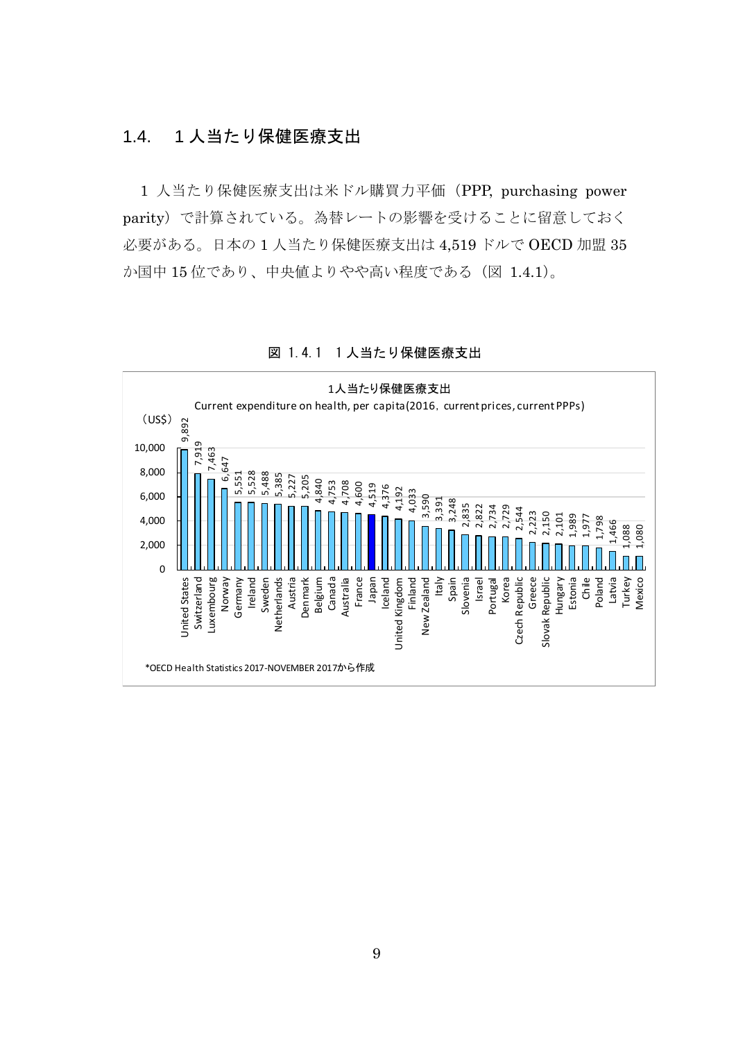## 1.4. 1 人当たり保健医療支出

1 人当たり保健医療支出は米ドル購買力平価（PPP, purchasing power parity）で計算されている。為替レートの影響を受けることに留意しておく必要がある。日本の 1 人当たり保健医療支出は 4,519 ドルで OECD 加盟 35 か国中 15 位であり、中央値よりやや高い程度である（図 1.4.1)。

図 1.4.1 1 人当たり保健医療支出

1人当たり保健医療支出

Current expenditure on health, per capita(2016, current prices, current PPPs)

(US$)

| Country | US$ |
|---|---|
| United States | 9,892 |
| Switzerland | 7,919 |
| Luxembourg | 7,463 |
| Norway | 6,647 |
| Germany | 5,551 |
| Ireland | 5,528 |
| Sweden | 5,488 |
| Netherlands | 5,385 |
| Austria | 5,227 |
| Denmark | 5,205 |
| Belgium | 4,840 |
| Canada | 4,753 |
| Australia | 4,708 |
| France | 4,600 |
| Japan | 4,519 |
| Iceland | 4,376 |
| United Kingdom | 4,192 |
| Finland | 4,033 |
| New Zealand | 3,590 |
| Italy | 3,391 |
| Spain | 3,248 |
| Slovenia | 2,835 |
| Israel | 2,822 |
| Portugal | 2,734 |
| Korea | 2,729 |
| Czech Republic | 2,544 |
| Greece | 2,223 |
| Slovak Republic | 2,150 |
| Hungary | 2,101 |
| Estonia | 1,989 |
| Chile | 1,977 |
| Poland | 1,798 |
| Latvia | 1,466 |
| Turkey | 1,088 |
| Mexico | 1,080 |

*OECD Health Statistics 2017-NOVEMBER 2017から作成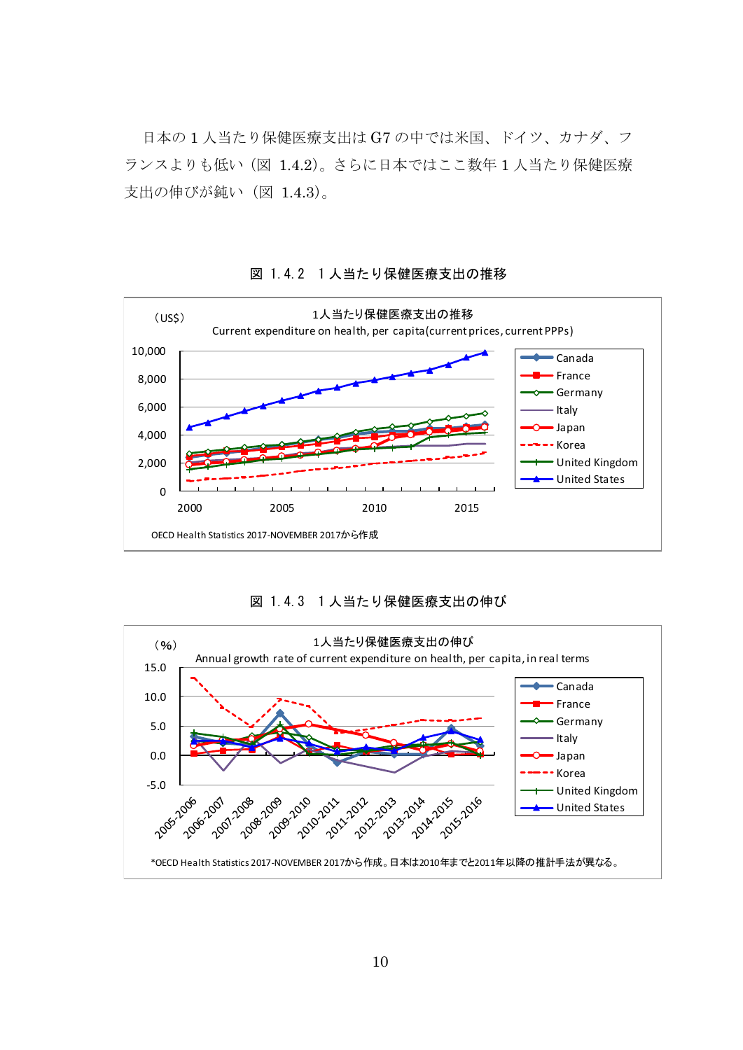日本の１人当たり保健医療支出は G7 の中では米国、ドイツ、カナダ、フランスよりも低い（図 1.4.2）。さらに日本ではここ数年１人当たり保健医療支出の伸びが鈍い（図 1.4.3）。

図 1.4.2 １人当たり保健医療支出の推移

1人当たり保健医療支出の推移
Current expenditure on health, per capita(current prices, current PPPs)

(US$)

Canada, France, Germany, Italy, Japan, Korea, United Kingdom, United States

OECD Health Statistics 2017-NOVEMBER 2017から作成

図 1.4.3 １人当たり保健医療支出の伸び

1人当たり保健医療支出の伸び
Annual growth rate of current expenditure on health, per capita, in real terms

(%)

Canada, France, Germany, Italy, Japan, Korea, United Kingdom, United States

*OECD Health Statistics 2017-NOVEMBER 2017から作成。日本は2010年までと2011年以降の推計手法が異なる。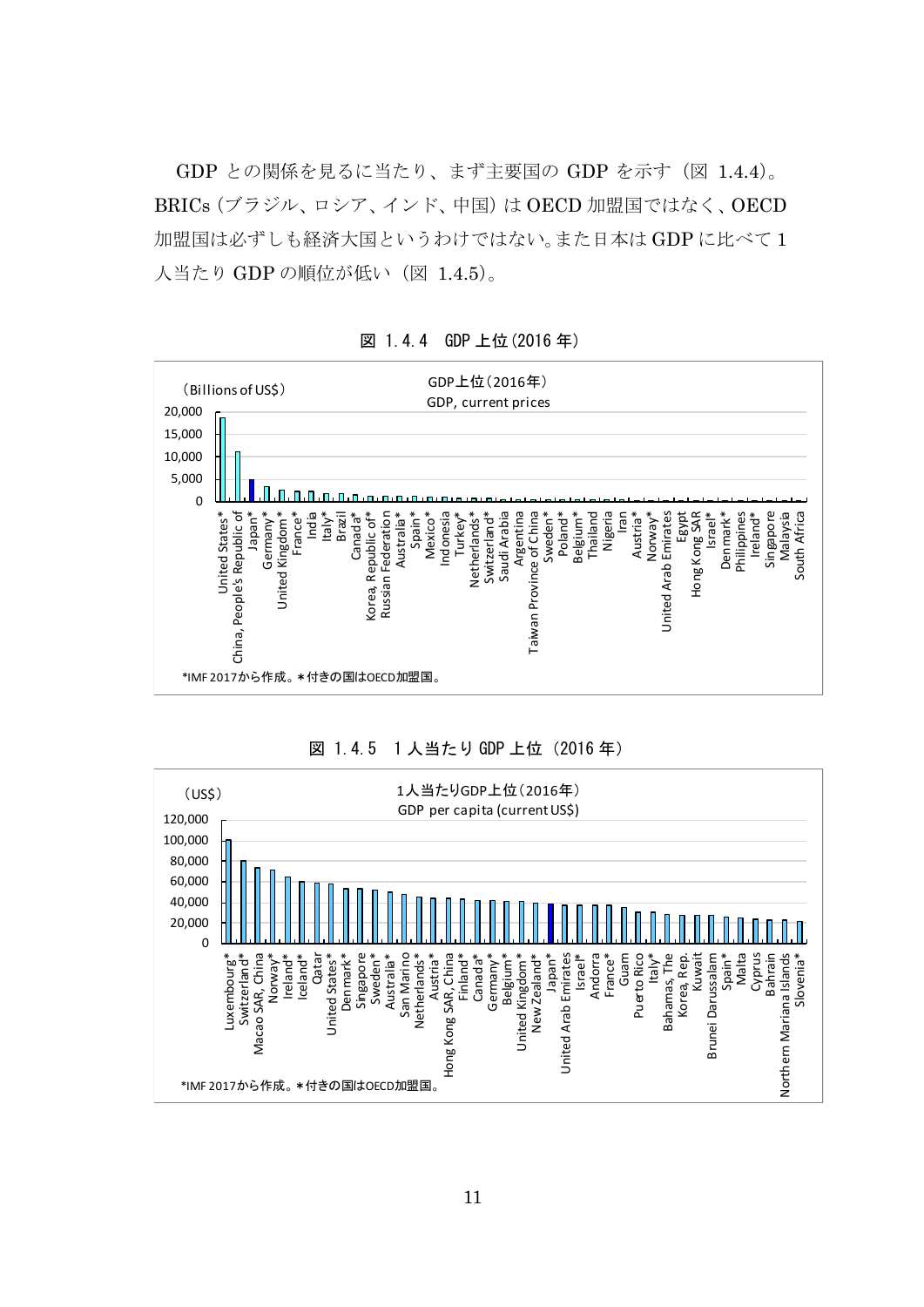GDP との関係を見るに当たり、まず主要国の GDP を示す（図 1.4.4)。BRICs（ブラジル、ロシア、インド、中国）は OECD 加盟国ではなく、OECD 加盟国は必ずしも経済大国というわけではない。また日本は GDP に比べて 1 人当たり GDP の順位が低い（図 1.4.5)。

図 1.4.4 GDP 上位(2016 年)

GDP上位（2016年）
GDP, current prices
（Billions of US$）

*IMF 2017から作成。＊付きの国はOECD加盟国。

図 1.4.5 1 人当たり GDP 上位（2016 年）

1人当たりGDP上位（2016年）
GDP per capita (current US$)
（US$）

*IMF 2017から作成。＊付きの国はOECD加盟国。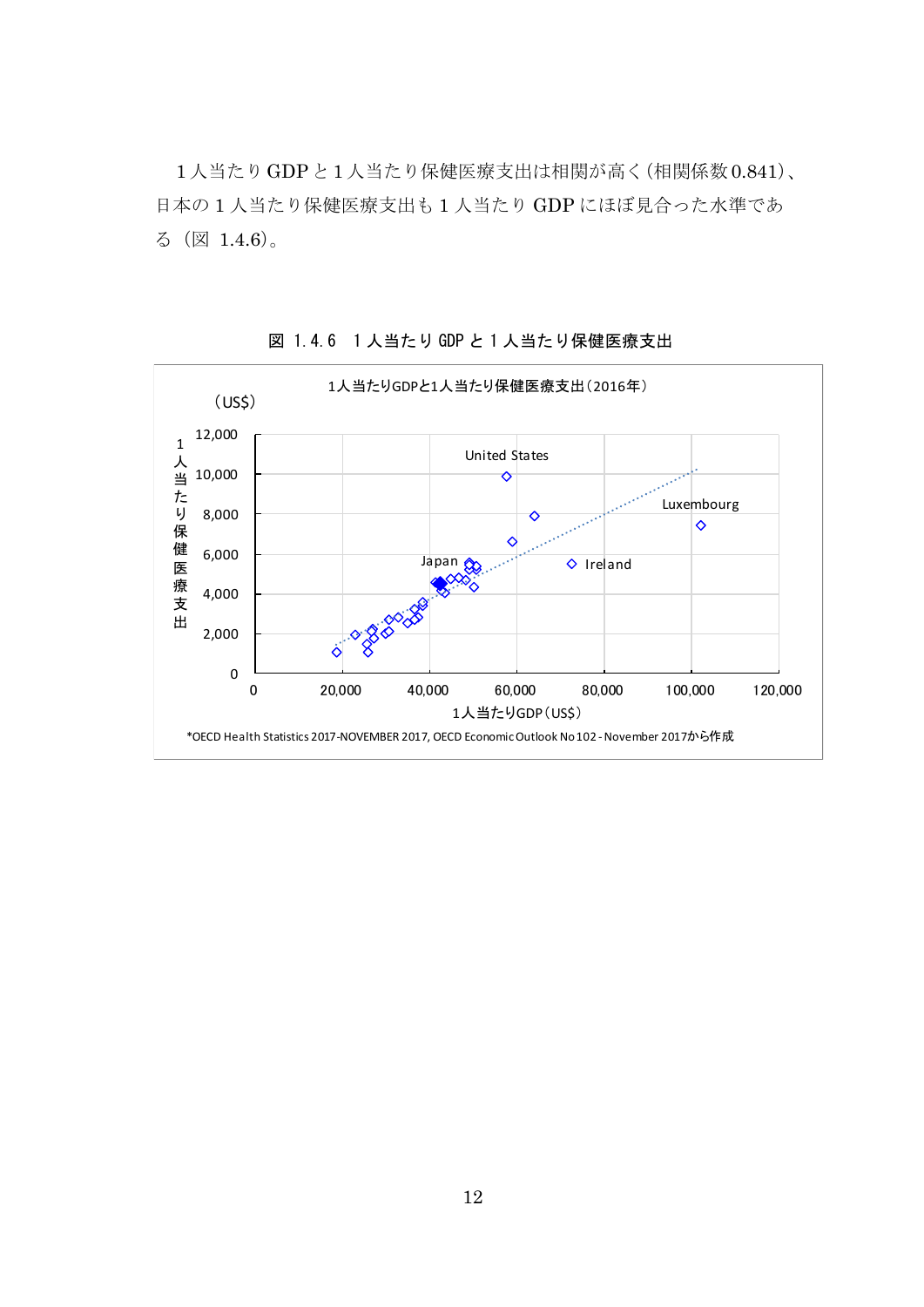1人当たり GDP と 1 人当たり保健医療支出は相関が高く(相関係数 0.841)、日本の 1 人当たり保健医療支出も 1 人当たり GDP にほぼ見合った水準である（図 1.4.6)。

図 1.4.6 1人当たり GDP と 1 人当たり保健医療支出

1人当たりGDPと1人当たり保健医療支出(2016年)

(US$)

1人当たり保健医療支出

1人当たりGDP(US$)

*OECD Health Statistics 2017-NOVEMBER 2017, OECD Economic Outlook No 102 - November 2017から作成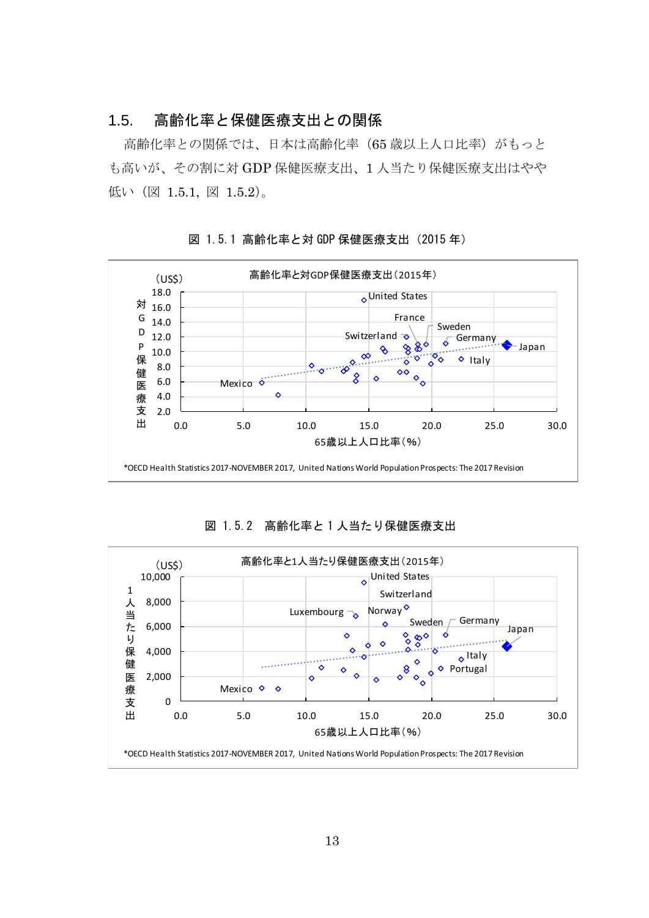## 1.5. 高齢化率と保健医療支出との関係

高齢化率との関係では、日本は高齢化率（65 歳以上人口比率）がもっとも高いが、その割に対 GDP 保健医療支出、1 人当たり保健医療支出はやや低い（図 1.5.1, 図 1.5.2）。

図 1.5.1 高齢化率と対 GDP 保健医療支出（2015 年）

高齢化率と対GDP保健医療支出（2015年）

（US$）

対GDP保健医療支出

65歳以上人口比率（%）

United States, France, Sweden, Switzerland, Germany, Japan, Italy, Mexico

*OECD Health Statistics 2017-NOVEMBER 2017, United Nations World Population Prospects: The 2017 Revision

図 1.5.2 高齢化率と 1 人当たり保健医療支出

高齢化率と1人当たり保健医療支出（2015年）

（US$）

1人当たり保健医療支出

65歳以上人口比率（%）

United States, Switzerland, Luxembourg, Norway, Sweden, Germany, Japan, Italy, Portugal, Mexico

*OECD Health Statistics 2017-NOVEMBER 2017, United Nations World Population Prospects: The 2017 Revision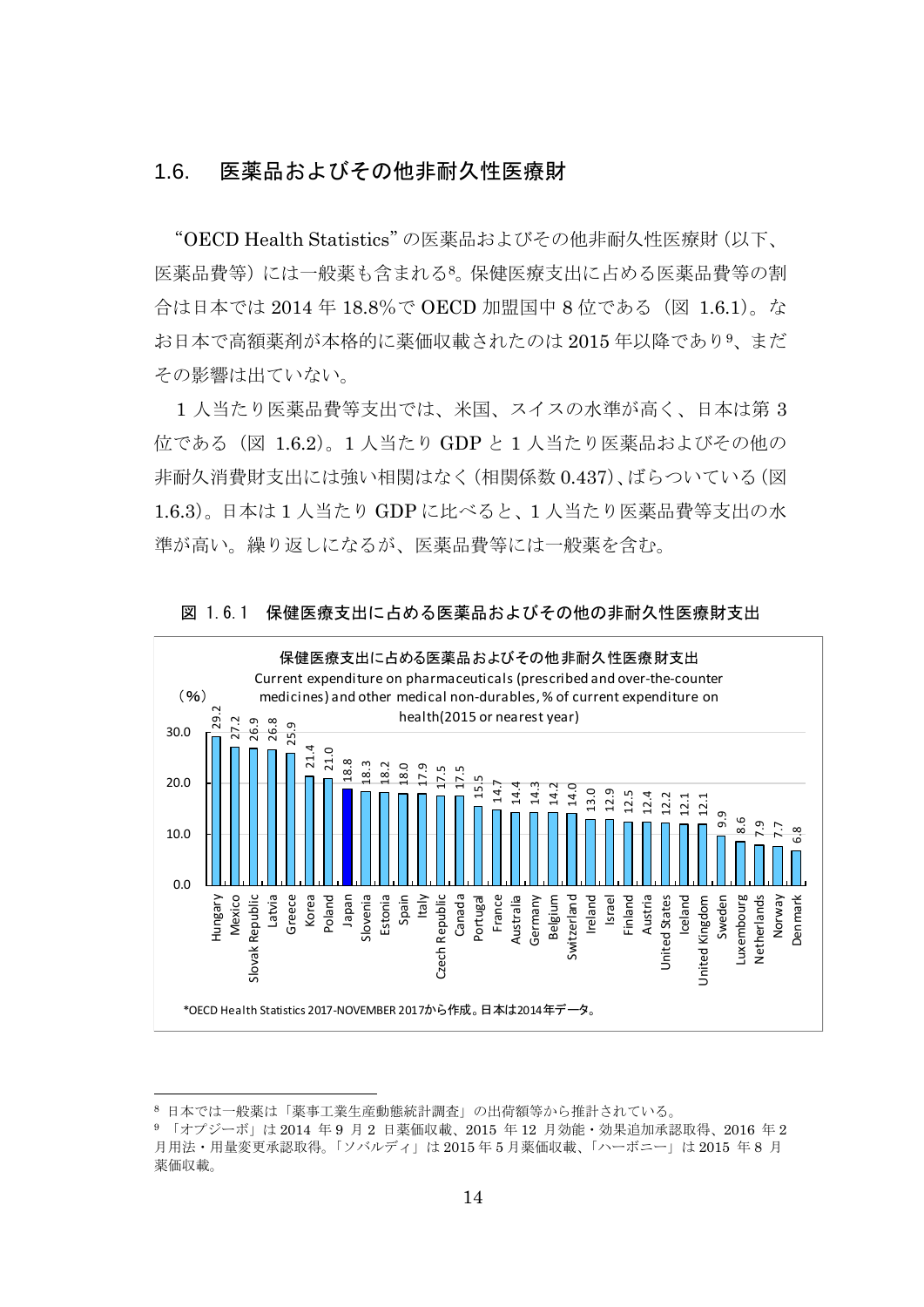## 1.6.　医薬品およびその他非耐久性医療財

“OECD Health Statistics” の医薬品およびその他非耐久性医療財（以下、医薬品費等）には一般薬も含まれる[8]。保健医療支出に占める医薬品費等の割合は日本では 2014 年 18.8%で OECD 加盟国中 8 位である（図 1.6.1）。なお日本で高額薬剤が本格的に薬価収載されたのは 2015 年以降であり[9]、まだその影響は出ていない。

1 人当たり医薬品費等支出では、米国、スイスの水準が高く、日本は第 3 位である（図 1.6.2）。1 人当たり GDP と 1 人当たり医薬品およびその他の非耐久消費財支出には強い相関はなく（相関係数 0.437）、ばらついている（図 1.6.3）。日本は 1 人当たり GDP に比べると、1 人当たり医薬品費等支出の水準が高い。繰り返しになるが、医薬品費等には一般薬を含む。

図 1.6.1　保健医療支出に占める医薬品およびその他の非耐久性医療財支出

保健医療支出に占める医薬品およびその他非耐久性医療財支出
Current expenditure on pharmaceuticals (prescribed and over-the-counter medicines) and other medical non-durables, % of current expenditure on health(2015 or nearest year)

| 国 | （%） |
|---|---|
| Hungary | 29.2 |
| Mexico | 27.2 |
| Slovak Republic | 26.9 |
| Latvia | 26.8 |
| Greece | 25.9 |
| Korea | 21.4 |
| Poland | 21.0 |
| Japan | 18.8 |
| Slovenia | 18.3 |
| Estonia | 18.2 |
| Spain | 18.0 |
| Italy | 17.9 |
| Czech Republic | 17.5 |
| Canada | 17.5 |
| Portugal | 15.5 |
| France | 14.7 |
| Australia | 14.4 |
| Germany | 14.3 |
| Belgium | 14.2 |
| Switzerland | 14.0 |
| Ireland | 13.0 |
| Israel | 12.9 |
| Finland | 12.5 |
| Austria | 12.4 |
| United States | 12.2 |
| Iceland | 12.1 |
| United Kingdom | 12.1 |
| Sweden | 9.9 |
| Luxembourg | 8.6 |
| Netherlands | 7.9 |
| Norway | 7.7 |
| Denmark | 6.8 |

*OECD Health Statistics 2017-NOVEMBER 2017から作成。日本は2014年データ。

---

[8] 日本では一般薬は「薬事工業生産動態統計調査」の出荷額等から推計されている。

[9] 「オプジーボ」は 2014 年 9 月 2 日薬価収載、2015 年 12 月効能・効果追加承認取得、2016 年 2 月用法・用量変更承認取得。「ソバルディ」は 2015 年 5 月薬価収載、「ハーボニー」は 2015 年 8 月薬価収載。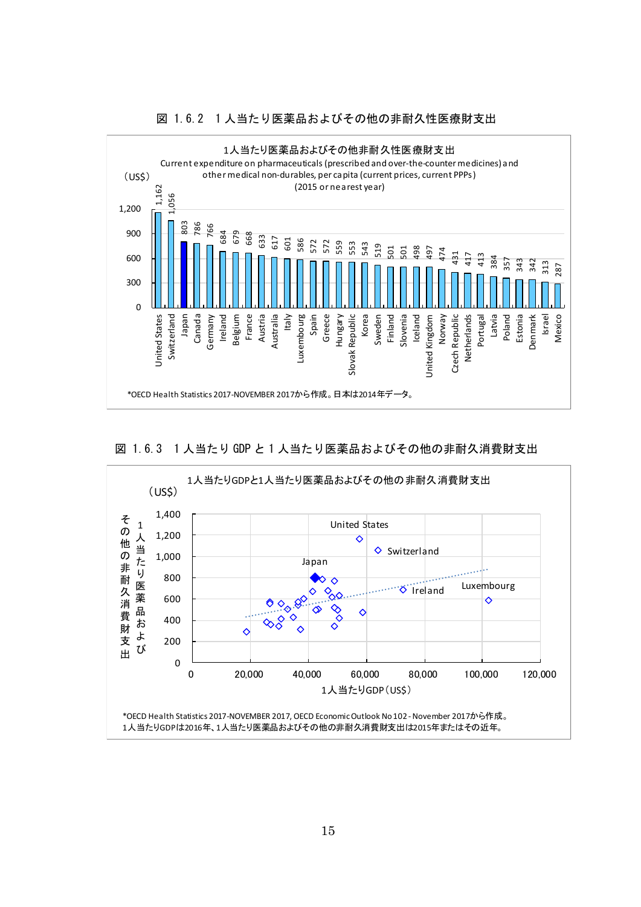図 1.6.2　1 人当たり医薬品およびその他の非耐久性医療財支出

1人当たり医薬品およびその他非耐久性医療財支出

Current expenditure on pharmaceuticals (prescribed and over-the-counter medicines) and other medical non-durables, per capita (current prices, current PPPs) (2015 or nearest year)

(US$)

| Country | US$ |
|---|---|
| United States | 1,162 |
| Switzerland | 1,056 |
| Japan | 803 |
| Canada | 786 |
| Germany | 766 |
| Ireland | 684 |
| Belgium | 679 |
| France | 668 |
| Austria | 633 |
| Australia | 617 |
| Italy | 601 |
| Luxembourg | 586 |
| Spain | 572 |
| Greece | 572 |
| Hungary | 559 |
| Slovak Republic | 553 |
| Korea | 543 |
| Sweden | 519 |
| Finland | 501 |
| Slovenia | 501 |
| Iceland | 498 |
| United Kingdom | 497 |
| Norway | 474 |
| Czech Republic | 431 |
| Netherlands | 417 |
| Portugal | 413 |
| Latvia | 384 |
| Poland | 357 |
| Estonia | 343 |
| Denmark | 342 |
| Israel | 313 |
| Mexico | 287 |

*OECD Health Statistics 2017-NOVEMBER 2017から作成。日本は2014年データ。

図 1.6.3　1 人当たり GDP と 1 人当たり医薬品およびその他の非耐久消費財支出

1人当たりGDPと1人当たり医薬品およびその他の非耐久消費財支出

（縦軸：1人当たり医薬品およびその他の非耐久消費財支出（US$）、横軸：1人当たりGDP（US$））

United States、Switzerland、Japan、Ireland、Luxembourg

*OECD Health Statistics 2017-NOVEMBER 2017, OECD Economic Outlook No 102 - November 2017から作成。
1人当たりGDPは2016年、1人当たり医薬品およびその他の非耐久消費財支出は2015年またはその近年。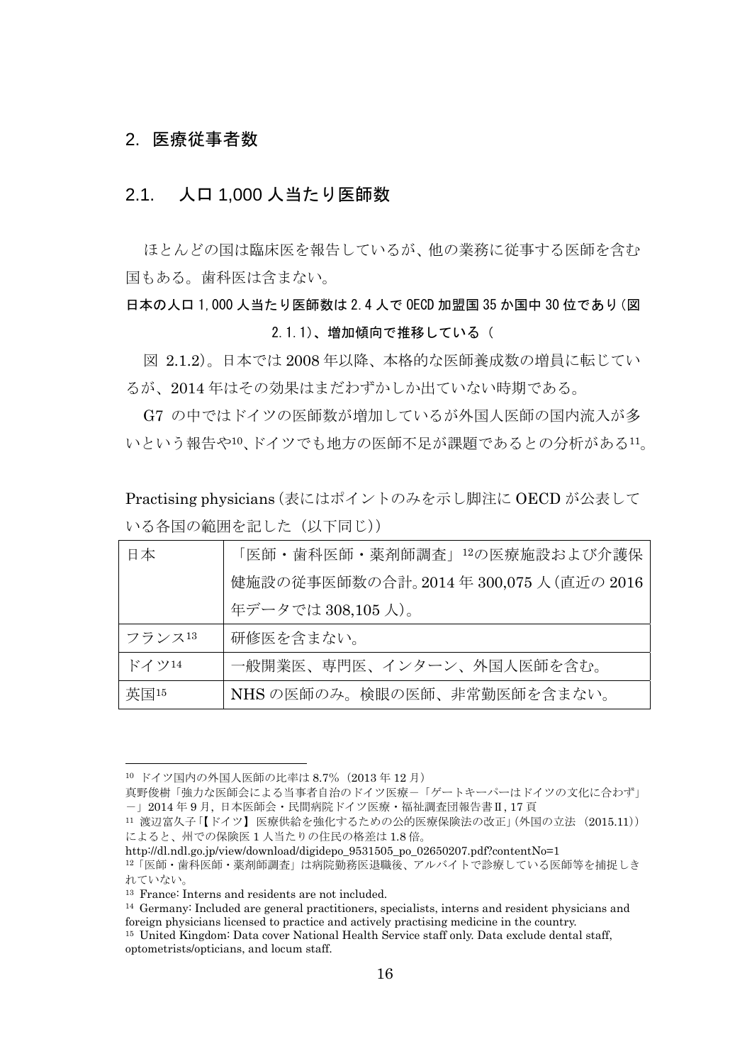## 2. 医療従事者数

### 2.1. 人口 1,000 人当たり医師数

ほとんどの国は臨床医を報告しているが、他の業務に従事する医師を含む国もある。歯科医は含まない。

**日本の人口 1,000 人当たり医師数は 2.4 人で OECD 加盟国 35 か国中 30 位であり（図 2.1.1）、増加傾向で推移している（**

図 2.1.2)。日本では 2008 年以降、本格的な医師養成数の増員に転じているが、2014 年はその効果はまだわずかしか出ていない時期である。

G7 の中ではドイツの医師数が増加しているが外国人医師の国内流入が多いという報告や[10]、ドイツでも地方の医師不足が課題であるとの分析がある[11]。

Practising physicians（表にはポイントのみを示し脚注に OECD が公表している各国の範囲を記した（以下同じ））

| 日本 | 「医師・歯科医師・薬剤師調査」[12]の医療施設および介護保健施設の従事医師数の合計。2014 年 300,075 人（直近の 2016 年データでは 308,105 人）。 |
|---|---|
| フランス[13] | 研修医を含まない。 |
| ドイツ[14] | 一般開業医、専門医、インターン、外国人医師を含む。 |
| 英国[15] | NHS の医師のみ。検眼の医師、非常勤医師を含まない。 |

---

[10] ドイツ国内の外国人医師の比率は 8.7%（2013 年 12 月）
真野俊樹「強力な医師会による当事者自治のドイツ医療－「ゲートキーパーはドイツの文化に合わず」－」2014 年 9 月，日本医師会・民間病院ドイツ医療・福祉調査団報告書Ⅱ，17 頁

[11] 渡辺富久子「【ドイツ】 医療供給を強化するための公的医療保険法の改正」（外国の立法 (2015.11)）によると、州での保険医 1 人当たりの住民の格差は 1.8 倍。
http://dl.ndl.go.jp/view/download/digidepo_9531505_po_02650207.pdf?contentNo=1

[12]「医師・歯科医師・薬剤師調査」は病院勤務医退職後、アルバイトで診療している医師等を捕捉しきれていない。

[13] France: Interns and residents are not included.

[14] Germany: Included are general practitioners, specialists, interns and resident physicians and foreign physicians licensed to practice and actively practising medicine in the country.

[15] United Kingdom: Data cover National Health Service staff only. Data exclude dental staff, optometrists/opticians, and locum staff.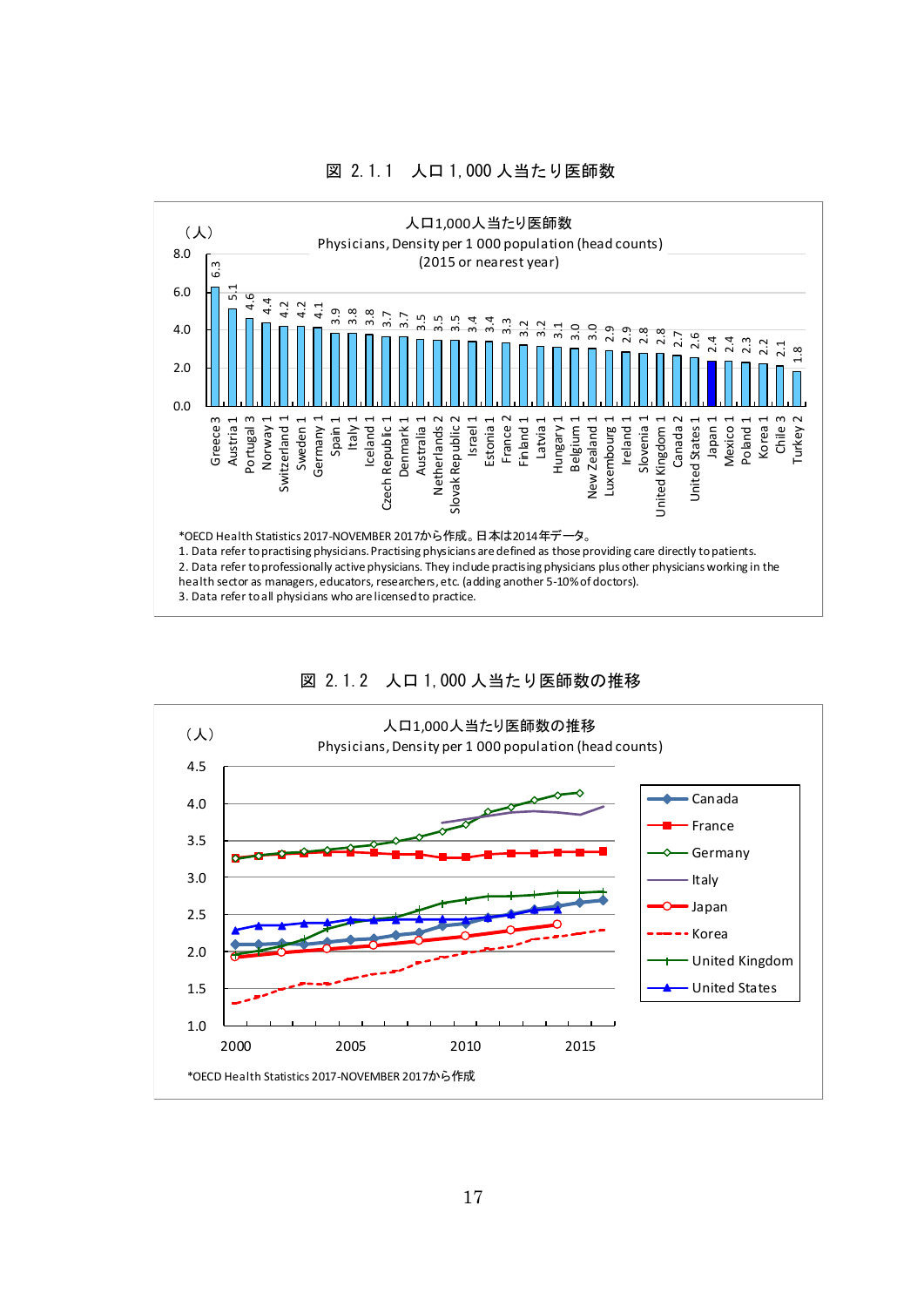図 2.1.1 人口 1,000 人当たり医師数

人口1,000人当たり医師数
Physicians, Density per 1 000 population (head counts)
(2015 or nearest year)

（人）

| Country | Value |
|---|---|
| Greece 3 | 6.3 |
| Austria 1 | 5.1 |
| Portugal 3 | 4.6 |
| Norway 1 | 4.4 |
| Switzerland 1 | 4.2 |
| Sweden 1 | 4.2 |
| Germany 1 | 4.1 |
| Spain 1 | 3.9 |
| Italy 1 | 3.8 |
| Iceland 1 | 3.8 |
| Czech Republic 1 | 3.7 |
| Denmark 1 | 3.7 |
| Australia 1 | 3.5 |
| Netherlands 2 | 3.5 |
| Slovak Republic 2 | 3.5 |
| Israel 1 | 3.4 |
| Estonia 1 | 3.4 |
| France 2 | 3.3 |
| Finland 1 | 3.2 |
| Latvia 1 | 3.2 |
| Hungary 1 | 3.1 |
| Belgium 1 | 3.0 |
| New Zealand 1 | 3.0 |
| Luxembourg 1 | 2.9 |
| Ireland 1 | 2.9 |
| Slovenia 1 | 2.8 |
| United Kingdom 1 | 2.8 |
| Canada 2 | 2.7 |
| United States 1 | 2.6 |
| Japan 1 | 2.4 |
| Mexico 1 | 2.4 |
| Poland 1 | 2.3 |
| Korea 1 | 2.2 |
| Chile 3 | 2.1 |
| Turkey 2 | 1.8 |

*OECD Health Statistics 2017-NOVEMBER 2017から作成。日本は2014年データ。
1. Data refer to practising physicians. Practising physicians are defined as those providing care directly to patients.
2. Data refer to professionally active physicians. They include practising physicians plus other physicians working in the health sector as managers, educators, researchers, etc. (adding another 5-10% of doctors).
3. Data refer to all physicians who are licensed to practice.

図 2.1.2 人口 1,000 人当たり医師数の推移

人口1,000人当たり医師数の推移
Physicians, Density per 1 000 population (head counts)

（人）

Legend: Canada, France, Germany, Italy, Japan, Korea, United Kingdom, United States

*OECD Health Statistics 2017-NOVEMBER 2017から作成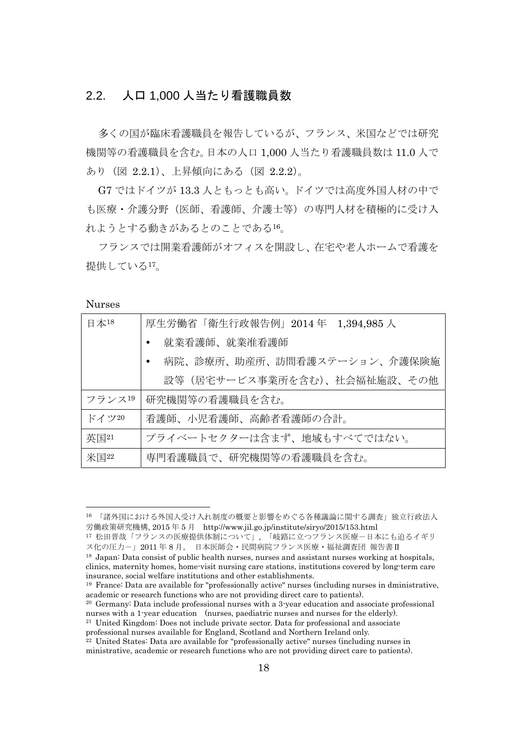## 2.2. 人口 1,000 人当たり看護職員数

多くの国が臨床看護職員を報告しているが、フランス、米国などでは研究機関等の看護職員を含む。日本の人口 1,000 人当たり看護職員数は 11.0 人であり（図 2.2.1）、上昇傾向にある（図 2.2.2）。

G7 ではドイツが 13.3 人ともっとも高い。ドイツでは高度外国人材の中でも医療・介護分野（医師、看護師、介護士等）の専門人材を積極的に受け入れようとする動きがあるとのことである[16]。

フランスでは開業看護師がオフィスを開設し、在宅や老人ホームで看護を提供している[17]。

Nurses

| | |
|---|---|
| 日本[18] | 厚生労働省「衛生行政報告例」2014 年　1,394,985 人<br>• 就業看護師、就業准看護師<br>• 病院、診療所、助産所、訪問看護ステーション、介護保険施設等（居宅サービス事業所を含む）、社会福祉施設、その他 |
| フランス[19] | 研究機関等の看護職員を含む。 |
| ドイツ[20] | 看護師、小児看護師、高齢者看護師の合計。 |
| 英国[21] | プライベートセクターは含まず、地域もすべてではない。 |
| 米国[22] | 専門看護職員で、研究機関等の看護職員を含む。 |

---

[16] 「諸外国における外国人受け入れ制度の概要と影響をめぐる各種議論に関する調査」独立行政法人労働政策研究機構, 2015 年 5 月　http://www.jil.go.jp/institute/siryo/2015/153.html

[17] 松田晋哉「フランスの医療提供体制について」，「岐路に立つフランス医療－日本にも迫るイギリス化の圧力－」2011 年 8 月， 日本医師会・民間病院フランス医療・福祉調査団 報告書Ⅱ

[18] Japan: Data consist of public health nurses, nurses and assistant nurses working at hospitals, clinics, maternity homes, home-visit nursing care stations, institutions covered by long-term care insurance, social welfare institutions and other establishments.

[19] France: Data are available for "professionally active" nurses (including nurses in dministrative, academic or research functions who are not providing direct care to patients).

[20] Germany: Data include professional nurses with a 3-year education and associate professional nurses with a 1-year education (nurses, paediatric nurses and nurses for the elderly).

[21] United Kingdom: Does not include private sector. Data for professional and associate professional nurses available for England, Scotland and Northern Ireland only.

[22] United States: Data are available for "professionally active" nurses (including nurses in ministrative, academic or research functions who are not providing direct care to patients).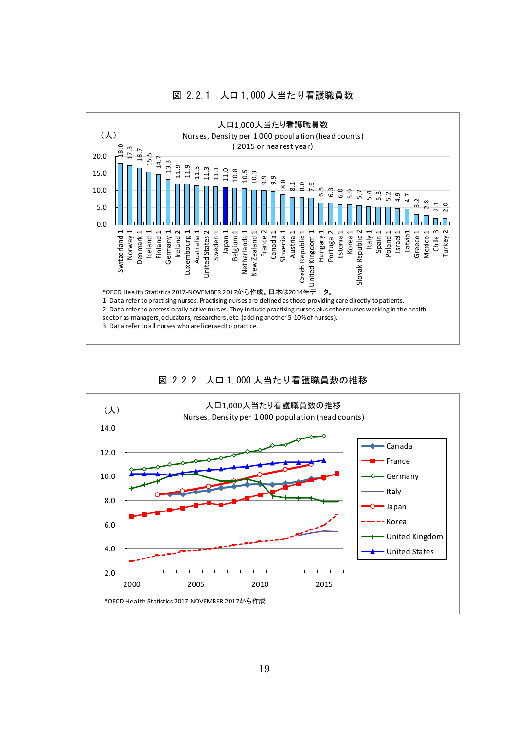図 2.2.1　人口 1,000 人当たり看護職員数

人口1,000人当たり看護職員数
Nurses, Density per 1 000 population (head counts)
( 2015 or nearest year)

（人）

| Country | Value |
|---|---|
| Switzerland 1 | 18.0 |
| Norway 1 | 17.3 |
| Denmark 1 | 16.7 |
| Iceland 1 | 15.5 |
| Finland 1 | 14.7 |
| Germany 1 | 13.3 |
| Ireland 2 | 11.9 |
| Luxembourg 1 | 11.9 |
| Australia 1 | 11.5 |
| United States 2 | 11.3 |
| Sweden 1 | 11.1 |
| Japan 1 | 11.0 |
| Belgium 1 | 10.8 |
| Netherlands 1 | 10.5 |
| New Zealand 1 | 10.3 |
| France 2 | 9.9 |
| Canada 1 | 9.9 |
| Slovenia 1 | 8.8 |
| Austria 1 | 8.1 |
| Czech Republic 1 | 8.0 |
| United Kingdom 1 | 7.9 |
| Hungary 1 | 6.5 |
| Portugal 2 | 6.3 |
| Estonia 1 | 6.0 |
| Korea 1 | 5.9 |
| Slovak Republic 2 | 5.7 |
| Italy 1 | 5.4 |
| Spain 1 | 5.3 |
| Poland 1 | 5.2 |
| Israel 1 | 4.9 |
| Latvia1 | 4.7 |
| Greece 1 | 3.2 |
| Mexico 1 | 2.8 |
| Chile 3 | 2.1 |
| Turkey 2 | 2.0 |

*OECD Health Statistics 2017-NOVEMBER 2017から作成。日本は2014年データ。
1. Data refer to practising nurses. Practising nurses are defined as those providing care directly to patients.
2. Data refer to professionally active nurses. They include practising nurses plus other nurses working in the health sector as managers, educators, researchers, etc. (adding another 5-10% of nurses).
3. Data refer to all nurses who are licensed to practice.

図 2.2.2　人口 1,000 人当たり看護職員数の推移

人口1,000人当たり看護職員数の推移
Nurses, Density per 1 000 population (head counts)

（人）

Legend: Canada, France, Germany, Italy, Japan, Korea, United Kingdom, United States

*OECD Health Statistics 2017-NOVEMBER 2017から作成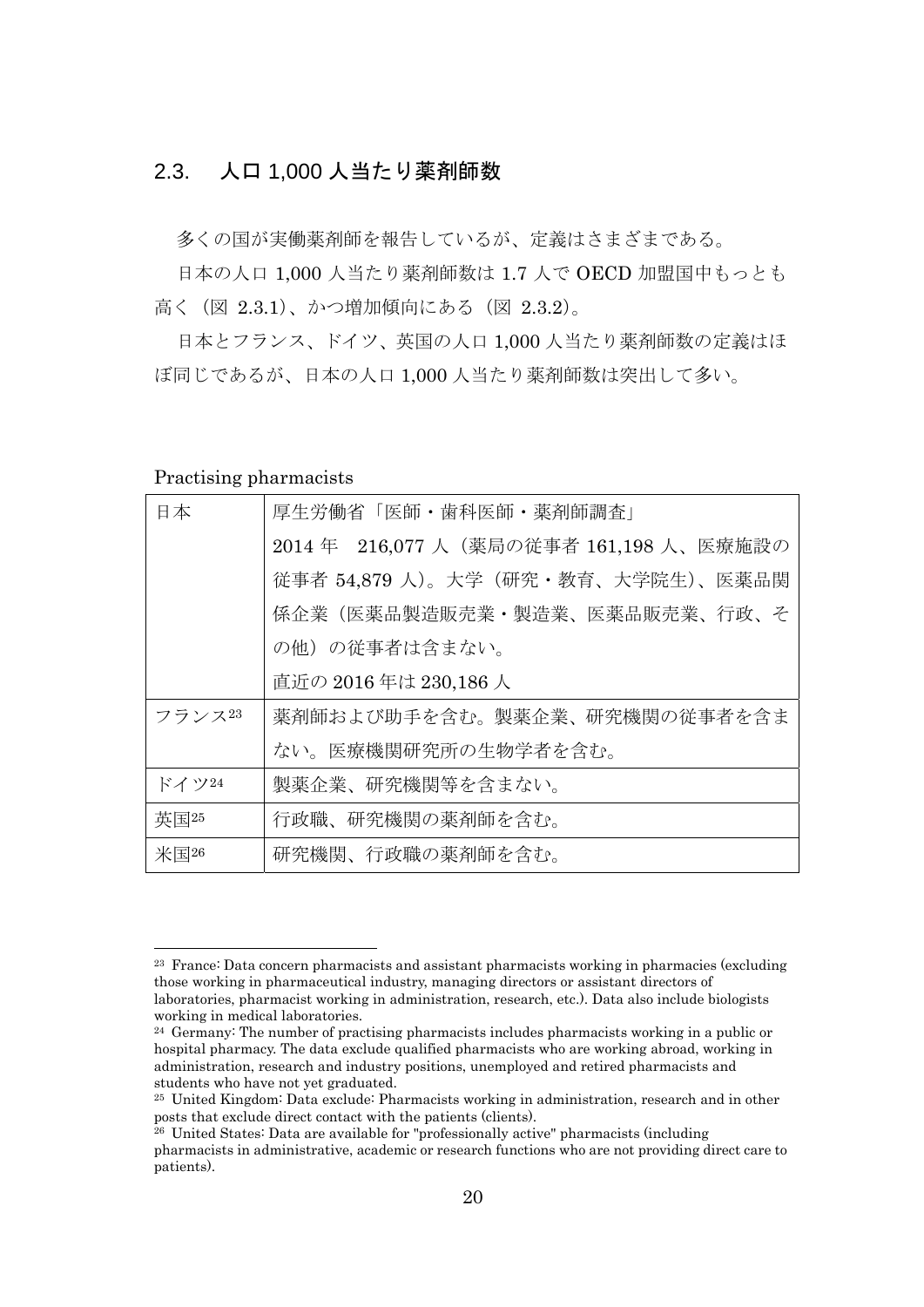## 2.3. 人口 1,000 人当たり薬剤師数

多くの国が実働薬剤師を報告しているが、定義はさまざまである。

日本の人口 1,000 人当たり薬剤師数は 1.7 人で OECD 加盟国中もっとも高く（図 2.3.1）、かつ増加傾向にある（図 2.3.2）。

日本とフランス、ドイツ、英国の人口 1,000 人当たり薬剤師数の定義はほぼ同じであるが、日本の人口 1,000 人当たり薬剤師数は突出して多い。

Practising pharmacists

| | |
|---|---|
| 日本 | 厚生労働省「医師・歯科医師・薬剤師調査」<br>2014 年　216,077 人（薬局の従事者 161,198 人、医療施設の従事者 54,879 人）。大学（研究・教育、大学院生）、医薬品関係企業（医薬品製造販売業・製造業、医薬品販売業、行政、その他）の従事者は含まない。<br>直近の 2016 年は 230,186 人 |
| フランス[23] | 薬剤師および助手を含む。製薬企業、研究機関の従事者を含まない。医療機関研究所の生物学者を含む。 |
| ドイツ[24] | 製薬企業、研究機関等を含まない。 |
| 英国[25] | 行政職、研究機関の薬剤師を含む。 |
| 米国[26] | 研究機関、行政職の薬剤師を含む。 |

[23] France: Data concern pharmacists and assistant pharmacists working in pharmacies (excluding those working in pharmaceutical industry, managing directors or assistant directors of laboratories, pharmacist working in administration, research, etc.). Data also include biologists working in medical laboratories.

[24] Germany: The number of practising pharmacists includes pharmacists working in a public or hospital pharmacy. The data exclude qualified pharmacists who are working abroad, working in administration, research and industry positions, unemployed and retired pharmacists and students who have not yet graduated.

[25] United Kingdom: Data exclude: Pharmacists working in administration, research and in other posts that exclude direct contact with the patients (clients).

[26] United States: Data are available for "professionally active" pharmacists (including pharmacists in administrative, academic or research functions who are not providing direct care to patients).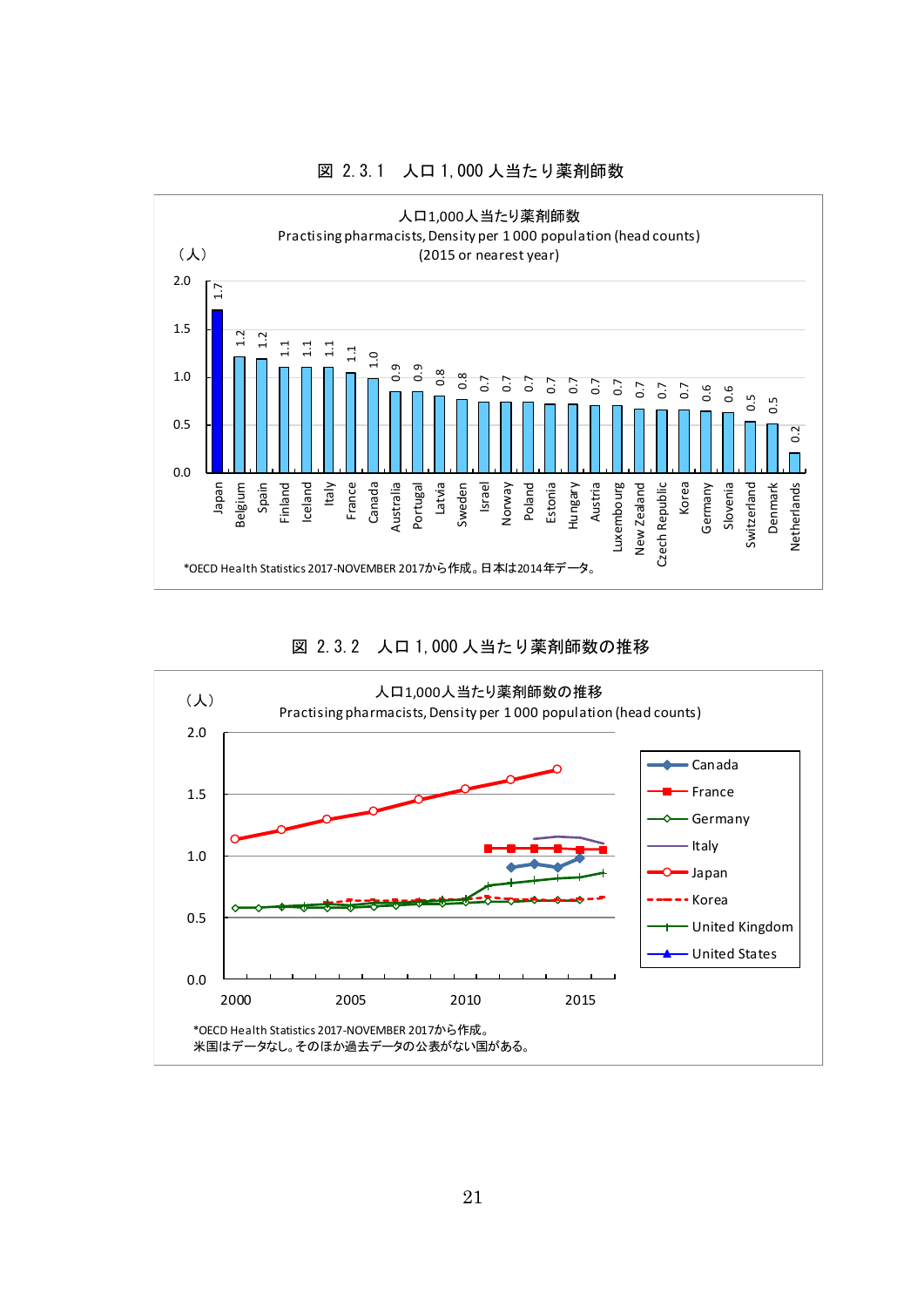図 2.3.1　人口 1,000 人当たり薬剤師数

人口1,000人当たり薬剤師数
Practising pharmacists, Density per 1 000 population (head counts)
(2015 or nearest year)

（人）

| Country | Value |
|---|---|
| Japan | 1.7 |
| Belgium | 1.2 |
| Spain | 1.2 |
| Finland | 1.1 |
| Iceland | 1.1 |
| Italy | 1.1 |
| France | 1.1 |
| Canada | 1.0 |
| Australia | 0.9 |
| Portugal | 0.9 |
| Latvia | 0.8 |
| Sweden | 0.8 |
| Israel | 0.7 |
| Norway | 0.7 |
| Poland | 0.7 |
| Estonia | 0.7 |
| Hungary | 0.7 |
| Austria | 0.7 |
| Luxembourg | 0.7 |
| New Zealand | 0.7 |
| Czech Republic | 0.7 |
| Korea | 0.7 |
| Germany | 0.6 |
| Slovenia | 0.6 |
| Switzerland | 0.5 |
| Denmark | 0.5 |
| Netherlands | 0.2 |

*OECD Health Statistics 2017-NOVEMBER 2017から作成。日本は2014年データ。

図 2.3.2　人口 1,000 人当たり薬剤師数の推移

人口1,000人当たり薬剤師数の推移
Practising pharmacists, Density per 1 000 population (head counts)

（人）

凡例：Canada、France、Germany、Italy、Japan、Korea、United Kingdom、United States

*OECD Health Statistics 2017-NOVEMBER 2017から作成。
米国はデータなし。そのほか過去データの公表がない国がある。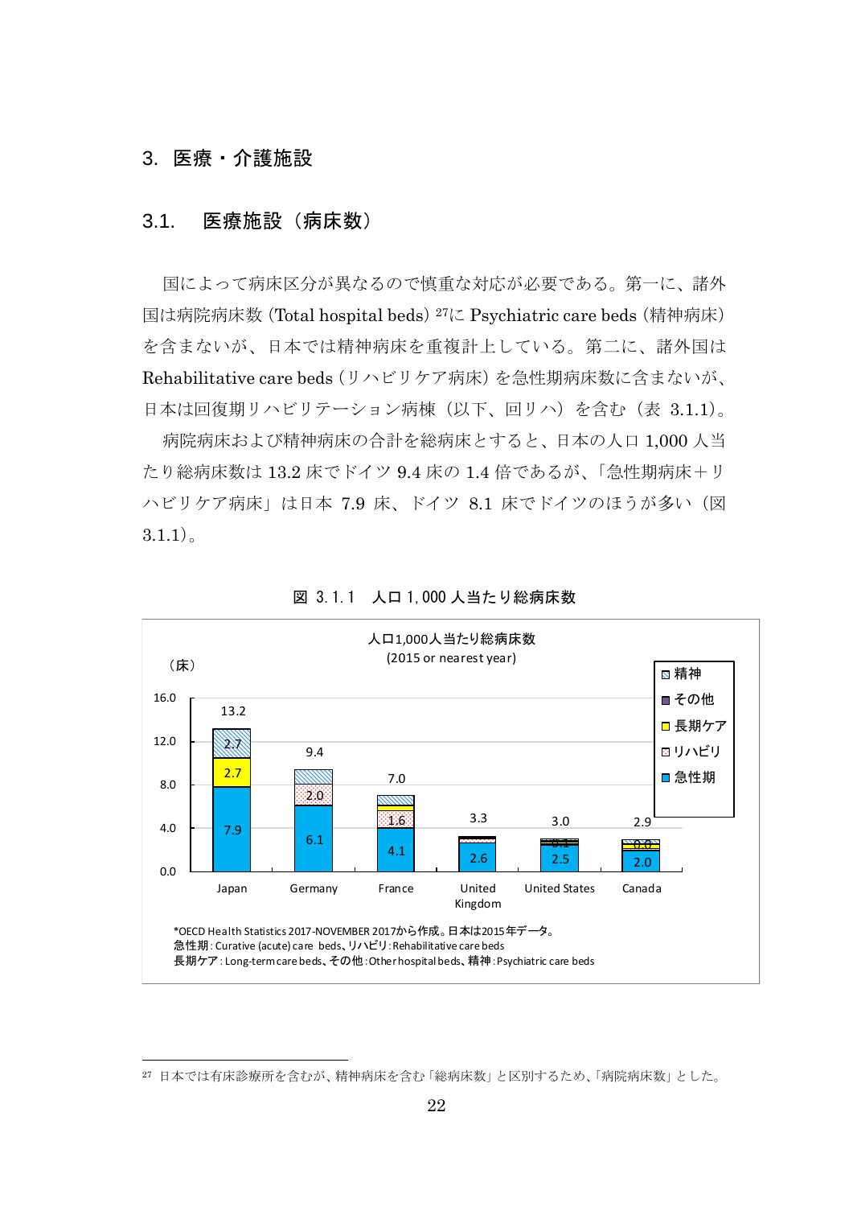## 3. 医療・介護施設

### 3.1. 医療施設（病床数）

国によって病床区分が異なるので慎重な対応が必要である。第一に、諸外国は病院病床数（Total hospital beds）[27]に Psychiatric care beds（精神病床）を含まないが、日本では精神病床を重複計上している。第二に、諸外国は Rehabilitative care beds（リハビリケア病床）を急性期病床数に含まないが、日本は回復期リハビリテーション病棟（以下、回リハ）を含む（表 3.1.1）。

病院病床および精神病床の合計を総病床とすると、日本の人口 1,000 人当たり総病床数は 13.2 床でドイツ 9.4 床の 1.4 倍であるが、「急性期病床＋リハビリケア病床」は日本 7.9 床、ドイツ 8.1 床でドイツのほうが多い（図 3.1.1）。

図 3.1.1　人口 1,000 人当たり総病床数

人口1,000人当たり総病床数
(2015 or nearest year)

（床）

| | 急性期 | リハビリ | 長期ケア | その他 | 精神 | 合計 |
|---|---|---|---|---|---|---|
| Japan | 7.9 | | 2.7 | | 2.7 | 13.2 |
| Germany | 6.1 | 2.0 | | | | 9.4 |
| France | 4.1 | 1.6 | | | | 7.0 |
| United Kingdom | 2.6 | | | | | 3.3 |
| United States | 2.5 | | | | 0.1 | 3.0 |
| Canada | 2.0 | | | | 0.0 | 2.9 |

*OECD Health Statistics 2017-NOVEMBER 2017から作成。日本は2015年データ。
急性期：Curative (acute) care beds、リハビリ：Rehabilitative care beds
長期ケア：Long-term care beds、その他：Other hospital beds、精神：Psychiatric care beds

[27] 日本では有床診療所を含むが、精神病床を含む「総病床数」と区別するため、「病院病床数」とした。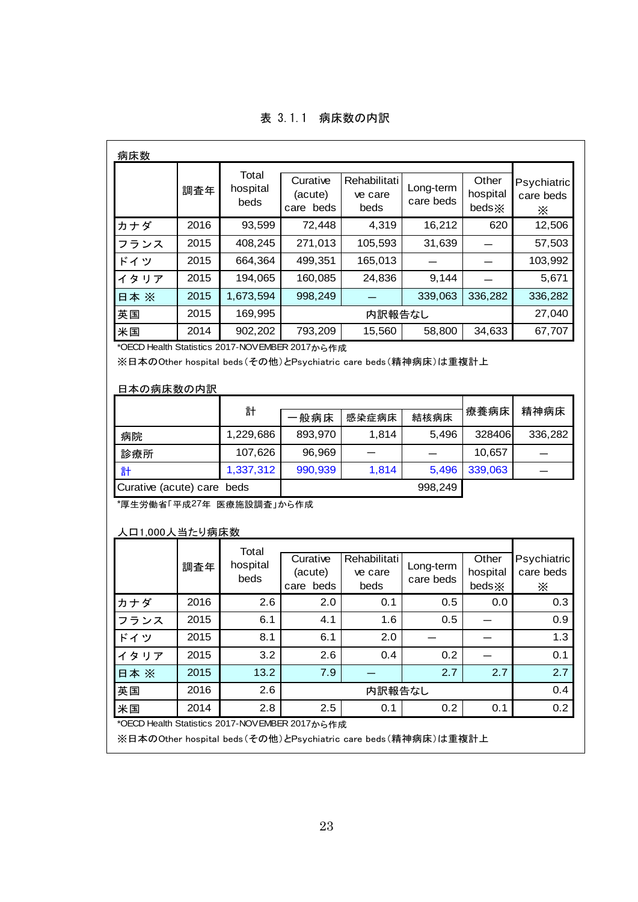表 3.1.1　病床数の内訳

病床数

| | 調査年 | Total hospital beds | Curative (acute) care beds | Rehabilitative care beds | Long-term care beds | Other hospital beds※ | Psychiatric care beds ※ |
|---|---|---|---|---|---|---|---|
| カナダ | 2016 | 93,599 | 72,448 | 4,319 | 16,212 | 620 | 12,506 |
| フランス | 2015 | 408,245 | 271,013 | 105,593 | 31,639 | ― | 57,503 |
| ドイツ | 2015 | 664,364 | 499,351 | 165,013 | ― | ― | 103,992 |
| イタリア | 2015 | 194,065 | 160,085 | 24,836 | 9,144 | ― | 5,671 |
| 日本 ※ | 2015 | 1,673,594 | 998,249 | ― | 339,063 | 336,282 | 336,282 |
| 英国 | 2015 | 169,995 | 内訳報告なし | | | | 27,040 |
| 米国 | 2014 | 902,202 | 793,209 | 15,560 | 58,800 | 34,633 | 67,707 |

*OECD Health Statistics 2017-NOVEMBER 2017から作成

※日本のOther hospital beds（その他）とPsychiatric care beds（精神病床）は重複計上

日本の病床数の内訳

| | 計 | 一般病床 | 感染症病床 | 結核病床 | 療養病床 | 精神病床 |
|---|---|---|---|---|---|---|
| 病院 | 1,229,686 | 893,970 | 1,814 | 5,496 | 328406 | 336,282 |
| 診療所 | 107,626 | 96,969 | ― | ― | 10,657 | ― |
| 計 | 1,337,312 | 990,939 | 1,814 | 5,496 | 339,063 | ― |
| Curative (acute) care beds | | 998,249 | | | | |

*厚生労働省「平成27年 医療施設調査」から作成

人口1,000人当たり病床数

| | 調査年 | Total hospital beds | Curative (acute) care beds | Rehabilitative care beds | Long-term care beds | Other hospital beds※ | Psychiatric care beds ※ |
|---|---|---|---|---|---|---|---|
| カナダ | 2016 | 2.6 | 2.0 | 0.1 | 0.5 | 0.0 | 0.3 |
| フランス | 2015 | 6.1 | 4.1 | 1.6 | 0.5 | ― | 0.9 |
| ドイツ | 2015 | 8.1 | 6.1 | 2.0 | ― | ― | 1.3 |
| イタリア | 2015 | 3.2 | 2.6 | 0.4 | 0.2 | ― | 0.1 |
| 日本 ※ | 2015 | 13.2 | 7.9 | ― | 2.7 | 2.7 | 2.7 |
| 英国 | 2016 | 2.6 | 内訳報告なし | | | | 0.4 |
| 米国 | 2014 | 2.8 | 2.5 | 0.1 | 0.2 | 0.1 | 0.2 |

*OECD Health Statistics 2017-NOVEMBER 2017から作成

※日本のOther hospital beds（その他）とPsychiatric care beds（精神病床）は重複計上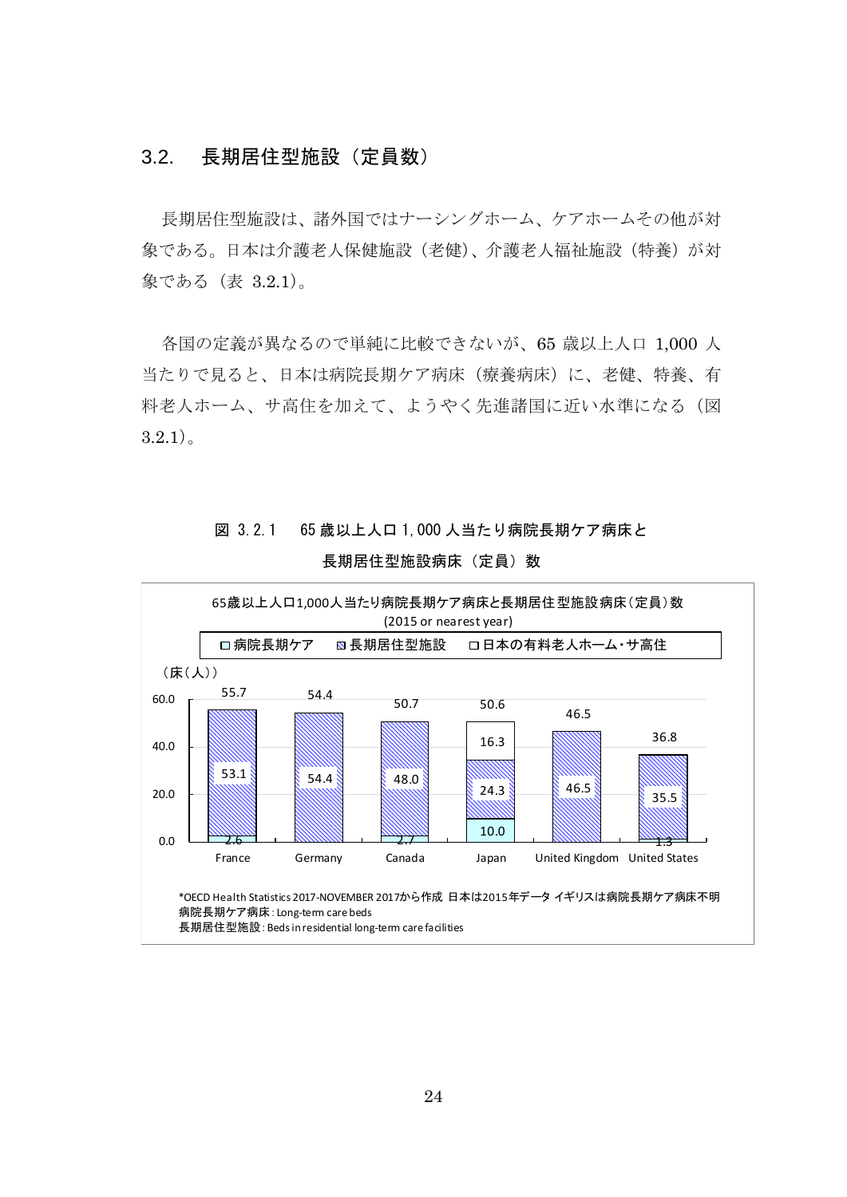## 3.2. 長期居住型施設（定員数）

長期居住型施設は、諸外国ではナーシングホーム、ケアホームその他が対象である。日本は介護老人保健施設（老健）、介護老人福祉施設（特養）が対象である（表 3.2.1）。

各国の定義が異なるので単純に比較できないが、65 歳以上人口 1,000 人当たりで見ると、日本は病院長期ケア病床（療養病床）に、老健、特養、有料老人ホーム、サ高住を加えて、ようやく先進諸国に近い水準になる（図 3.2.1）。

図 3.2.1　65 歳以上人口 1,000 人当たり病院長期ケア病床と長期居住型施設病床（定員）数

65歳以上人口1,000人当たり病院長期ケア病床と長期居住型施設病床（定員）数
(2015 or nearest year)

（床（人））

| | France | Germany | Canada | Japan | United Kingdom | United States |
|---|---|---|---|---|---|---|
| 病院長期ケア | 2.6 | | 2.7 | 10.0 | | 1.3 |
| 長期居住型施設 | 53.1 | 54.4 | 48.0 | 24.3 | 46.5 | 35.5 |
| 日本の有料老人ホーム・サ高住 | | | | 16.3 | | |
| 合計 | 55.7 | 54.4 | 50.7 | 50.6 | 46.5 | 36.8 |

*OECD Health Statistics 2017-NOVEMBER 2017から作成 日本は2015年データ イギリスは病院長期ケア病床不明
病院長期ケア病床：Long-term care beds
長期居住型施設：Beds in residential long-term care facilities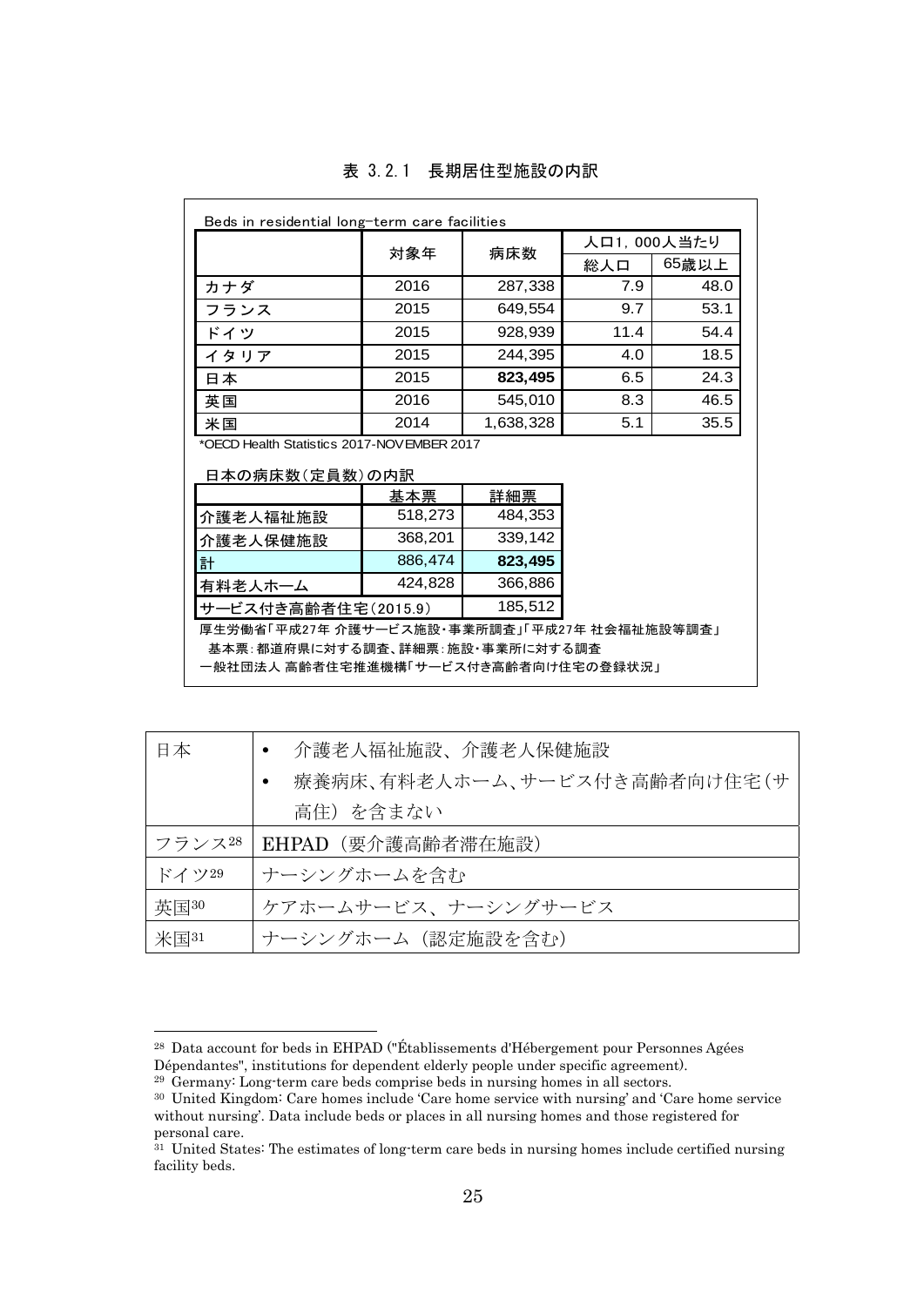表 3.2.1 長期居住型施設の内訳

Beds in residential long-term care facilities

| | 対象年 | 病床数 | 人口1, 000人当たり | |
|---|---|---|---|---|
| | | | 総人口 | 65歳以上 |
| カナダ | 2016 | 287,338 | 7.9 | 48.0 |
| フランス | 2015 | 649,554 | 9.7 | 53.1 |
| ドイツ | 2015 | 928,939 | 11.4 | 54.4 |
| イタリア | 2015 | 244,395 | 4.0 | 18.5 |
| 日本 | 2015 | **823,495** | 6.5 | 24.3 |
| 英国 | 2016 | 545,010 | 8.3 | 46.5 |
| 米国 | 2014 | 1,638,328 | 5.1 | 35.5 |

*OECD Health Statistics 2017-NOVEMBER 2017

日本の病床数（定員数）の内訳

| | 基本票 | 詳細票 |
|---|---|---|
| 介護老人福祉施設 | 518,273 | 484,353 |
| 介護老人保健施設 | 368,201 | 339,142 |
| 計 | 886,474 | **823,495** |
| 有料老人ホーム | 424,828 | 366,886 |
| サービス付き高齢者住宅(2015.9) | | 185,512 |

厚生労働省「平成27年 介護サービス施設・事業所調査」「平成27年 社会福祉施設等調査」
基本票：都道府県に対する調査、詳細票：施設・事業所に対する調査
一般社団法人 高齢者住宅推進機構「サービス付き高齢者向け住宅の登録状況」

| | |
|---|---|
| 日本 | • 介護老人福祉施設、介護老人保健施設<br>• 療養病床、有料老人ホーム、サービス付き高齢者向け住宅（サ高住）を含まない |
| フランス[28] | EHPAD（要介護高齢者滞在施設） |
| ドイツ[29] | ナーシングホームを含む |
| 英国[30] | ケアホームサービス、ナーシングサービス |
| 米国[31] | ナーシングホーム（認定施設を含む） |

---

[28] Data account for beds in EHPAD ("Établissements d'Hébergement pour Personnes Agées Dépendantes", institutions for dependent elderly people under specific agreement).

[29] Germany: Long-term care beds comprise beds in nursing homes in all sectors.

[30] United Kingdom: Care homes include 'Care home service with nursing' and 'Care home service without nursing'. Data include beds or places in all nursing homes and those registered for personal care.

[31] United States: The estimates of long-term care beds in nursing homes include certified nursing facility beds.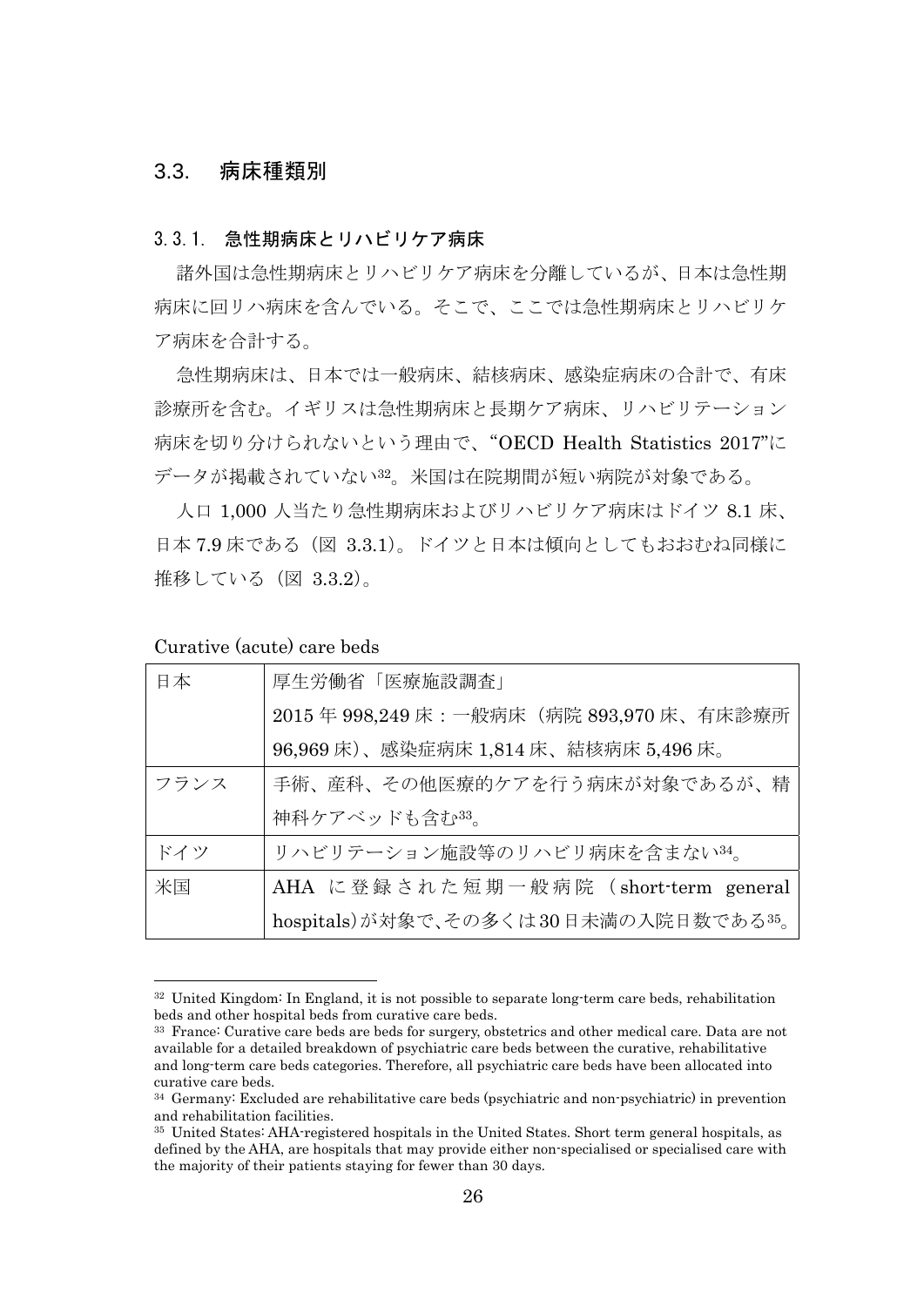## 3.3. 病床種類別

### 3.3.1. 急性期病床とリハビリケア病床

諸外国は急性期病床とリハビリケア病床を分離しているが、日本は急性期病床に回リハ病床を含んでいる。そこで、ここでは急性期病床とリハビリケア病床を合計する。

急性期病床は、日本では一般病床、結核病床、感染症病床の合計で、有床診療所を含む。イギリスは急性期病床と長期ケア病床、リハビリテーション病床を切り分けられないという理由で、"OECD Health Statistics 2017"にデータが掲載されていない[32]。米国は在院期間が短い病院が対象である。

人口 1,000 人当たり急性期病床およびリハビリケア病床はドイツ 8.1 床、日本 7.9 床である（図 3.3.1）。ドイツと日本は傾向としてもおおむね同様に推移している（図 3.3.2）。

Curative (acute) care beds

| 日本 | 厚生労働省「医療施設調査」<br>2015 年 998,249 床：一般病床（病院 893,970 床、有床診療所 96,969 床）、感染症病床 1,814 床、結核病床 5,496 床。 |
|---|---|
| フランス | 手術、産科、その他医療的ケアを行う病床が対象であるが、精神科ケアベッドも含む[33]。 |
| ドイツ | リハビリテーション施設等のリハビリ病床を含まない[34]。 |
| 米国 | AHA に登録された短期一般病院（short-term general hospitals）が対象で、その多くは 30 日未満の入院日数である[35]。 |

---

[32] United Kingdom: In England, it is not possible to separate long-term care beds, rehabilitation beds and other hospital beds from curative care beds.

[33] France: Curative care beds are beds for surgery, obstetrics and other medical care. Data are not available for a detailed breakdown of psychiatric care beds between the curative, rehabilitative and long-term care beds categories. Therefore, all psychiatric care beds have been allocated into curative care beds.

[34] Germany: Excluded are rehabilitative care beds (psychiatric and non-psychiatric) in prevention and rehabilitation facilities.

[35] United States: AHA-registered hospitals in the United States. Short term general hospitals, as defined by the AHA, are hospitals that may provide either non-specialised or specialised care with the majority of their patients staying for fewer than 30 days.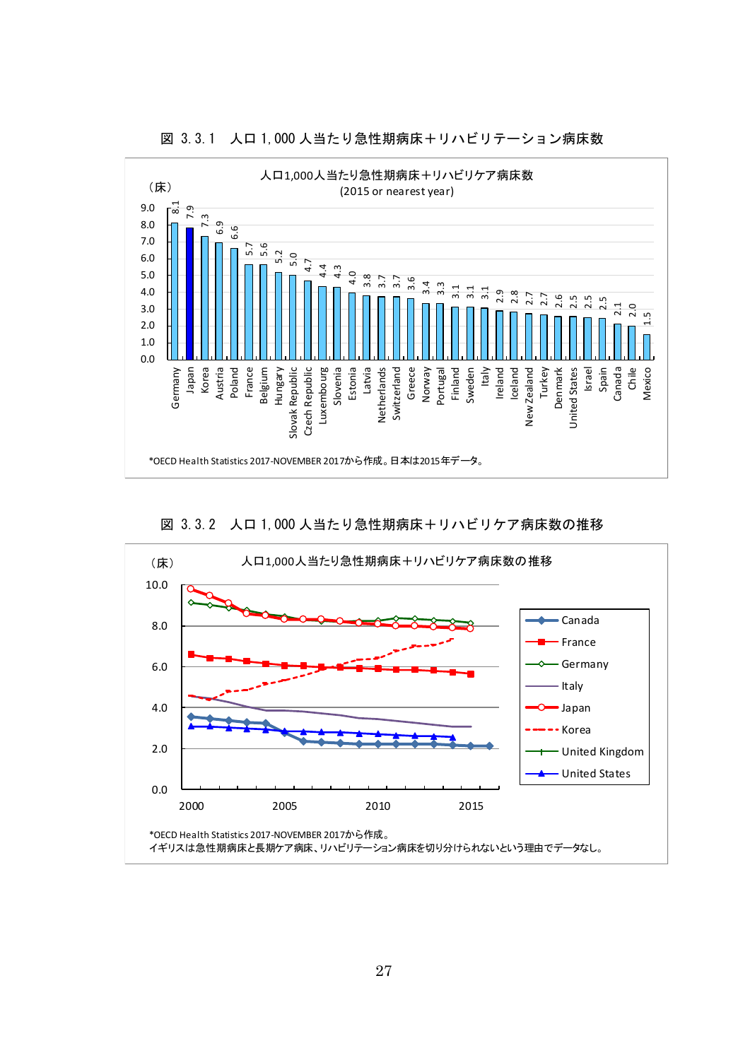図 3.3.1　人口 1,000 人当たり急性期病床＋リハビリテーション病床数

人口1,000人当たり急性期病床＋リハビリケア病床数
(2015 or nearest year)

| Country | (床) |
|---|---|
| Germany | 8.1 |
| Japan | 7.9 |
| Korea | 7.3 |
| Austria | 6.9 |
| Poland | 6.6 |
| France | 5.7 |
| Belgium | 5.6 |
| Hungary | 5.2 |
| Slovak Republic | 5.0 |
| Czech Republic | 4.7 |
| Luxembourg | 4.4 |
| Slovenia | 4.3 |
| Estonia | 4.0 |
| Latvia | 3.8 |
| Netherlands | 3.7 |
| Switzerland | 3.7 |
| Greece | 3.6 |
| Norway | 3.4 |
| Portugal | 3.3 |
| Finland | 3.1 |
| Sweden | 3.1 |
| Italy | 3.1 |
| Ireland | 2.9 |
| Iceland | 2.8 |
| New Zealand | 2.7 |
| Turkey | 2.7 |
| Denmark | 2.6 |
| United States | 2.5 |
| Israel | 2.5 |
| Spain | 2.5 |
| Canada | 2.1 |
| Chile | 2.0 |
| Mexico | 1.5 |

*OECD Health Statistics 2017-NOVEMBER 2017から作成。日本は2015年データ。

図 3.3.2　人口 1,000 人当たり急性期病床＋リハビリケア病床数の推移

人口1,000人当たり急性期病床＋リハビリケア病床数の推移

(床)　凡例：Canada, France, Germany, Italy, Japan, Korea, United Kingdom, United States（2000～2015）

*OECD Health Statistics 2017-NOVEMBER 2017から作成。
イギリスは急性期病床と長期ケア病床、リハビリテーション病床を切り分けられないという理由でデータなし。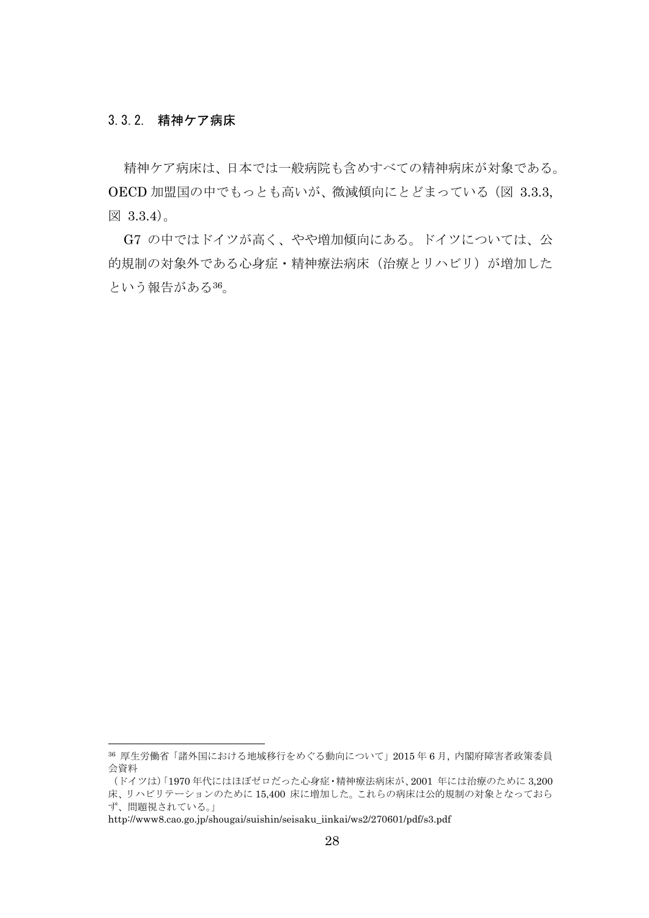### 3.3.2. 精神ケア病床

精神ケア病床は、日本では一般病院も含めすべての精神病床が対象である。OECD 加盟国の中でもっとも高いが、微減傾向にとどまっている（図 3.3.3, 図 3.3.4）。

G7 の中ではドイツが高く、やや増加傾向にある。ドイツについては、公的規制の対象外である心身症・精神療法病床（治療とリハビリ）が増加したという報告がある[36]。

---

[36] 厚生労働省「諸外国における地域移行をめぐる動向について」2015 年 6 月, 内閣府障害者政策委員会資料

（ドイツは）「1970 年代にはほぼゼロだった心身症・精神療法病床が、2001 年には治療のために 3,200 床、リハビリテーションのために 15,400 床に増加した。これらの病床は公的規制の対象となっておらず、問題視されている。」

http://www8.cao.go.jp/shougai/suishin/seisaku_iinkai/ws2/270601/pdf/s3.pdf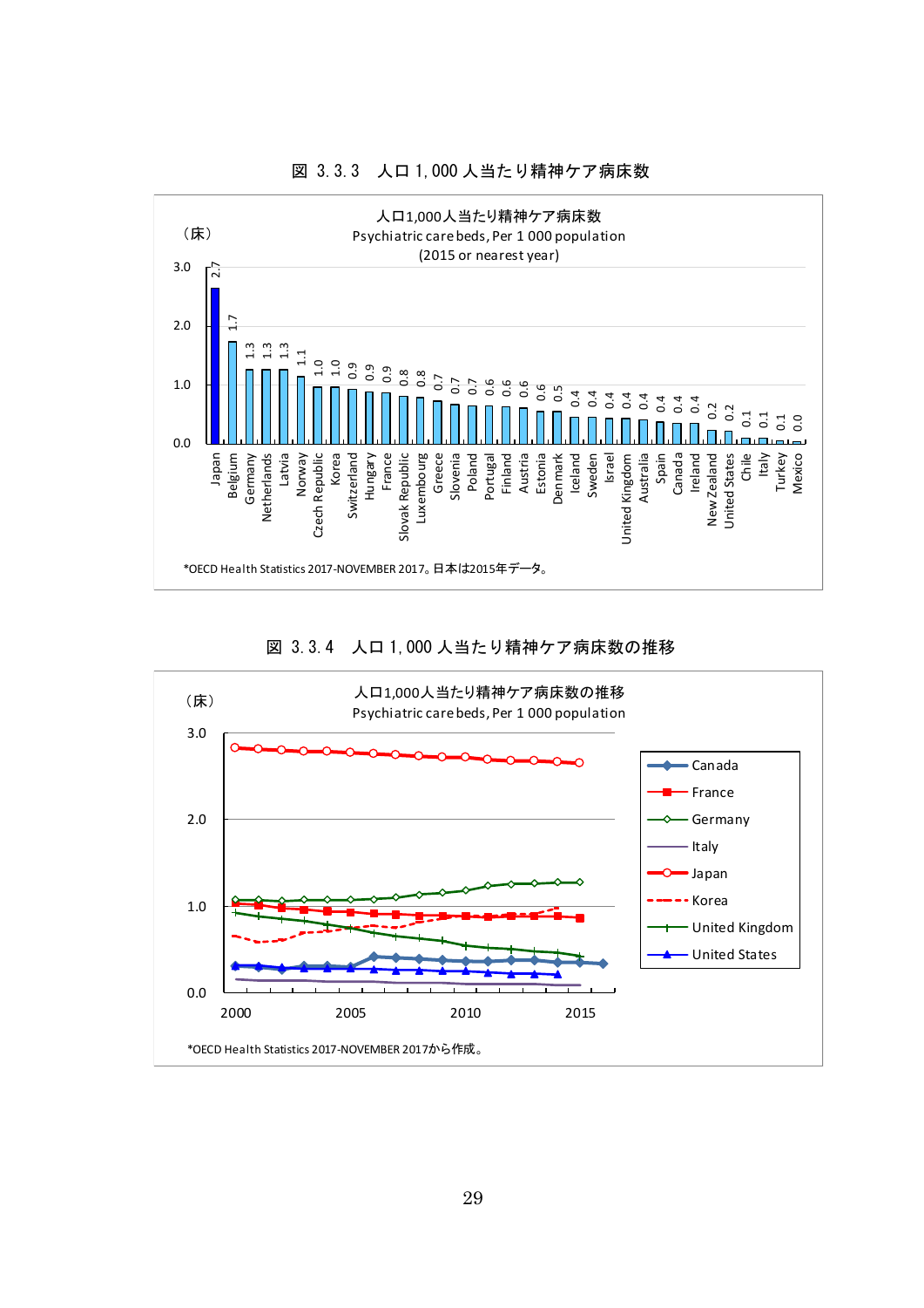図 3.3.3　人口 1,000 人当たり精神ケア病床数

人口1,000人当たり精神ケア病床数
Psychiatric care beds, Per 1 000 population
(2015 or nearest year)

（床）

| Country | Beds |
|---|---|
| Japan | 2.7 |
| Belgium | 1.7 |
| Germany | 1.3 |
| Netherlands | 1.3 |
| Latvia | 1.3 |
| Norway | 1.1 |
| Czech Republic | 1.0 |
| Korea | 1.0 |
| Switzerland | 0.9 |
| Hungary | 0.9 |
| France | 0.9 |
| Slovak Republic | 0.8 |
| Luxembourg | 0.8 |
| Greece | 0.7 |
| Slovenia | 0.7 |
| Poland | 0.7 |
| Portugal | 0.6 |
| Finland | 0.6 |
| Austria | 0.6 |
| Estonia | 0.6 |
| Denmark | 0.5 |
| Iceland | 0.4 |
| Sweden | 0.4 |
| Israel | 0.4 |
| United Kingdom | 0.4 |
| Australia | 0.4 |
| Spain | 0.4 |
| Canada | 0.4 |
| Ireland | 0.4 |
| New Zealand | 0.2 |
| United States | 0.2 |
| Chile | 0.1 |
| Italy | 0.1 |
| Turkey | 0.1 |
| Mexico | 0.0 |

*OECD Health Statistics 2017-NOVEMBER 2017。日本は2015年データ。

図 3.3.4　人口 1,000 人当たり精神ケア病床数の推移

人口1,000人当たり精神ケア病床数の推移
Psychiatric care beds, Per 1 000 population

（床）

凡例: Canada, France, Germany, Italy, Japan, Korea, United Kingdom, United States

*OECD Health Statistics 2017-NOVEMBER 2017から作成。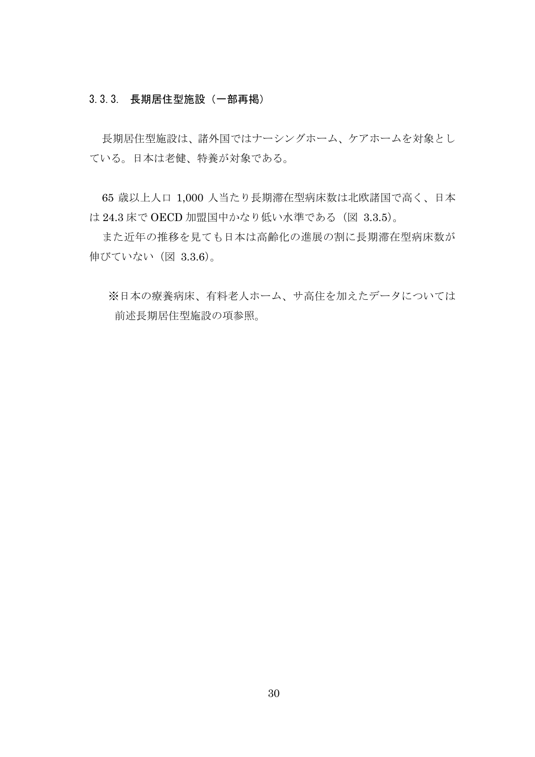### 3.3.3. 長期居住型施設（一部再掲）

長期居住型施設は、諸外国ではナーシングホーム、ケアホームを対象としている。日本は老健、特養が対象である。

65 歳以上人口 1,000 人当たり長期滞在型病床数は北欧諸国で高く、日本は 24.3 床で OECD 加盟国中かなり低い水準である（図 3.3.5)。

また近年の推移を見ても日本は高齢化の進展の割に長期滞在型病床数が伸びていない（図 3.3.6)。

※日本の療養病床、有料老人ホーム、サ高住を加えたデータについては前述長期居住型施設の項参照。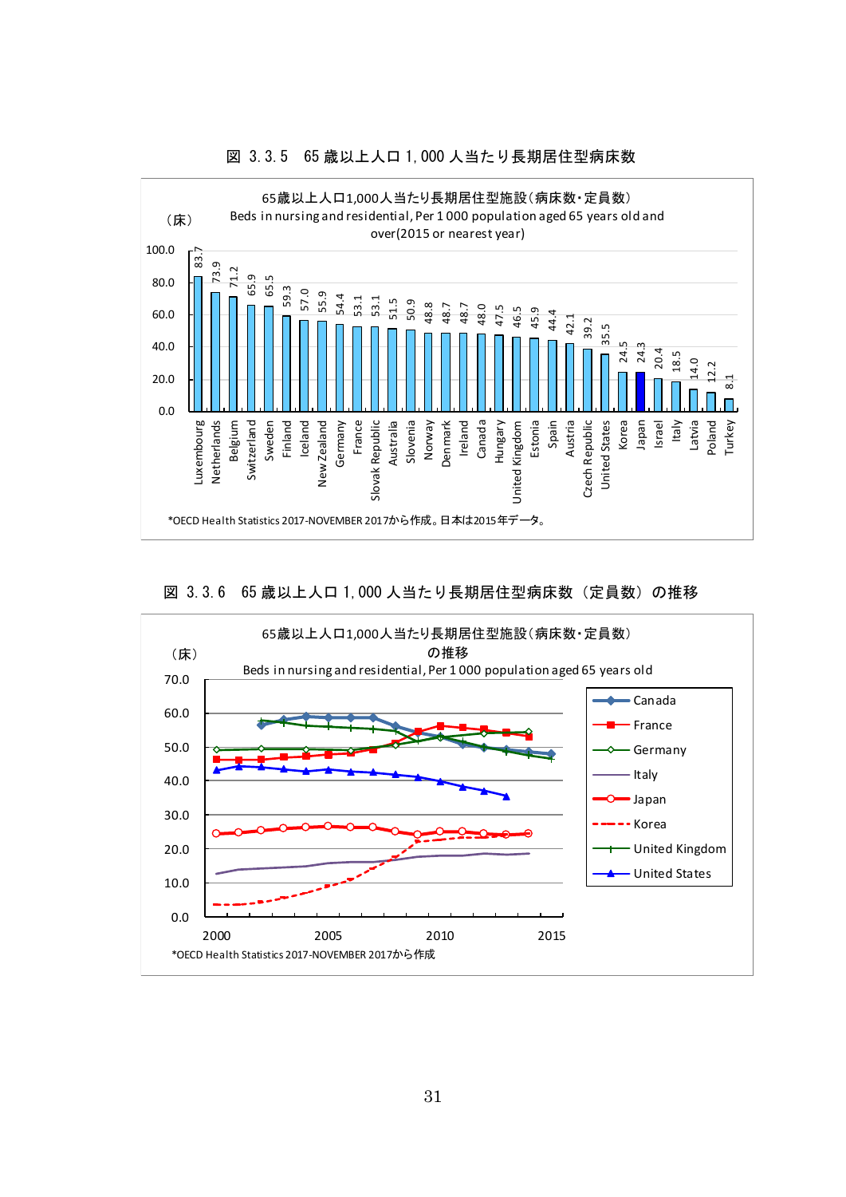図 3.3.5　65 歳以上人口 1,000 人当たり長期居住型病床数

65歳以上人口1,000人当たり長期居住型施設（病床数・定員数）
Beds in nursing and residential, Per 1 000 population aged 65 years old and over(2015 or nearest year)

（床）

| Country | Beds |
|---|---|
| Luxembourg | 83.7 |
| Netherlands | 73.9 |
| Belgium | 71.2 |
| Switzerland | 65.9 |
| Sweden | 65.5 |
| Finland | 59.3 |
| Iceland | 57.0 |
| New Zealand | 55.9 |
| Germany | 54.4 |
| France | 53.1 |
| Slovak Republic | 53.1 |
| Australia | 51.5 |
| Slovenia | 50.9 |
| Norway | 48.8 |
| Denmark | 48.7 |
| Ireland | 48.7 |
| Canada | 48.0 |
| Hungary | 47.5 |
| United Kingdom | 46.5 |
| Estonia | 45.9 |
| Spain | 44.4 |
| Austria | 42.1 |
| Czech Republic | 39.2 |
| United States | 35.5 |
| Korea | 24.5 |
| Japan | 24.3 |
| Israel | 20.4 |
| Italy | 18.5 |
| Latvia | 14.0 |
| Poland | 12.2 |
| Turkey | 8.1 |

*OECD Health Statistics 2017-NOVEMBER 2017から作成。日本は2015年データ。

図 3.3.6　65 歳以上人口 1,000 人当たり長期居住型病床数（定員数）の推移

65歳以上人口1,000人当たり長期居住型施設（病床数・定員数）の推移
Beds in nursing and residential, Per 1 000 population aged 65 years old

（床）

Legend: Canada, France, Germany, Italy, Japan, Korea, United Kingdom, United States

Y-axis: 0.0–70.0; X-axis: 2000–2015

*OECD Health Statistics 2017-NOVEMBER 2017から作成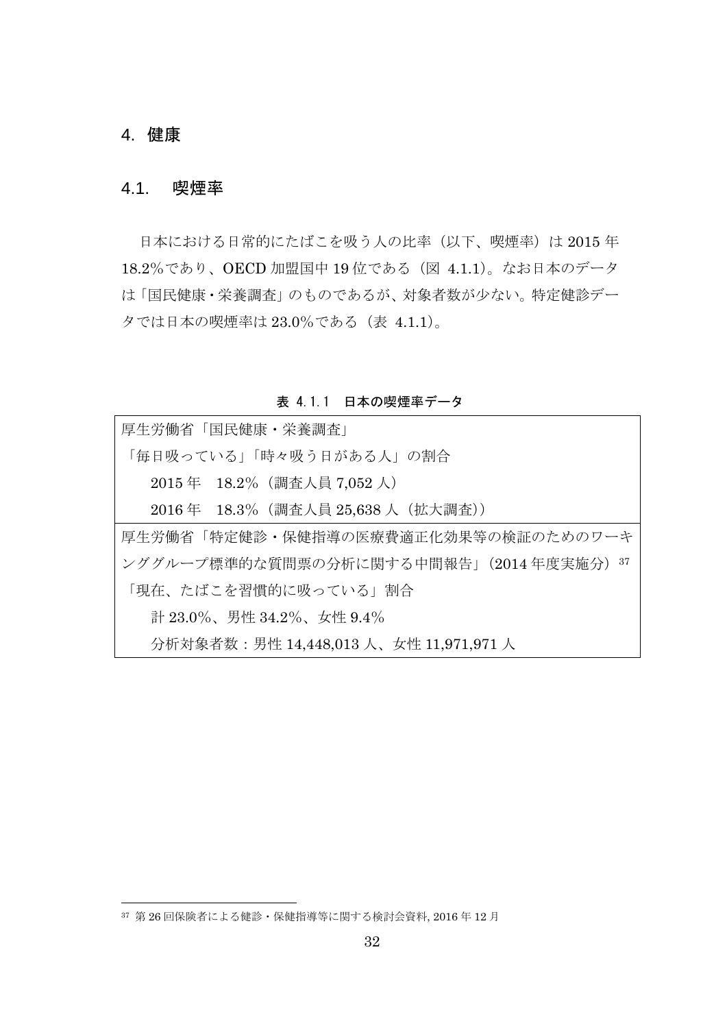# 4. 健康

## 4.1. 喫煙率

日本における日常的にたばこを吸う人の比率（以下、喫煙率）は 2015 年 18.2%であり、OECD 加盟国中 19 位である（図 4.1.1）。なお日本のデータは「国民健康・栄養調査」のものであるが、対象者数が少ない。特定健診データでは日本の喫煙率は 23.0%である（表 4.1.1）。

**表 4.1.1 日本の喫煙率データ**

| |
|---|
| 厚生労働省「国民健康・栄養調査」<br>「毎日吸っている」「時々吸う日がある人」の割合<br>　2015 年　18.2%（調査人員 7,052 人）<br>　2016 年　18.3%（調査人員 25,638 人（拡大調査）） |
| 厚生労働省「特定健診・保健指導の医療費適正化効果等の検証のためのワーキンググループ標準的な質問票の分析に関する中間報告」（2014 年度実施分）[37]<br>「現在、たばこを習慣的に吸っている」割合<br>　計 23.0%、男性 34.2%、女性 9.4%<br>　分析対象者数：男性 14,448,013 人、女性 11,971,971 人 |

[37] 第 26 回保険者による健診・保健指導等に関する検討会資料, 2016 年 12 月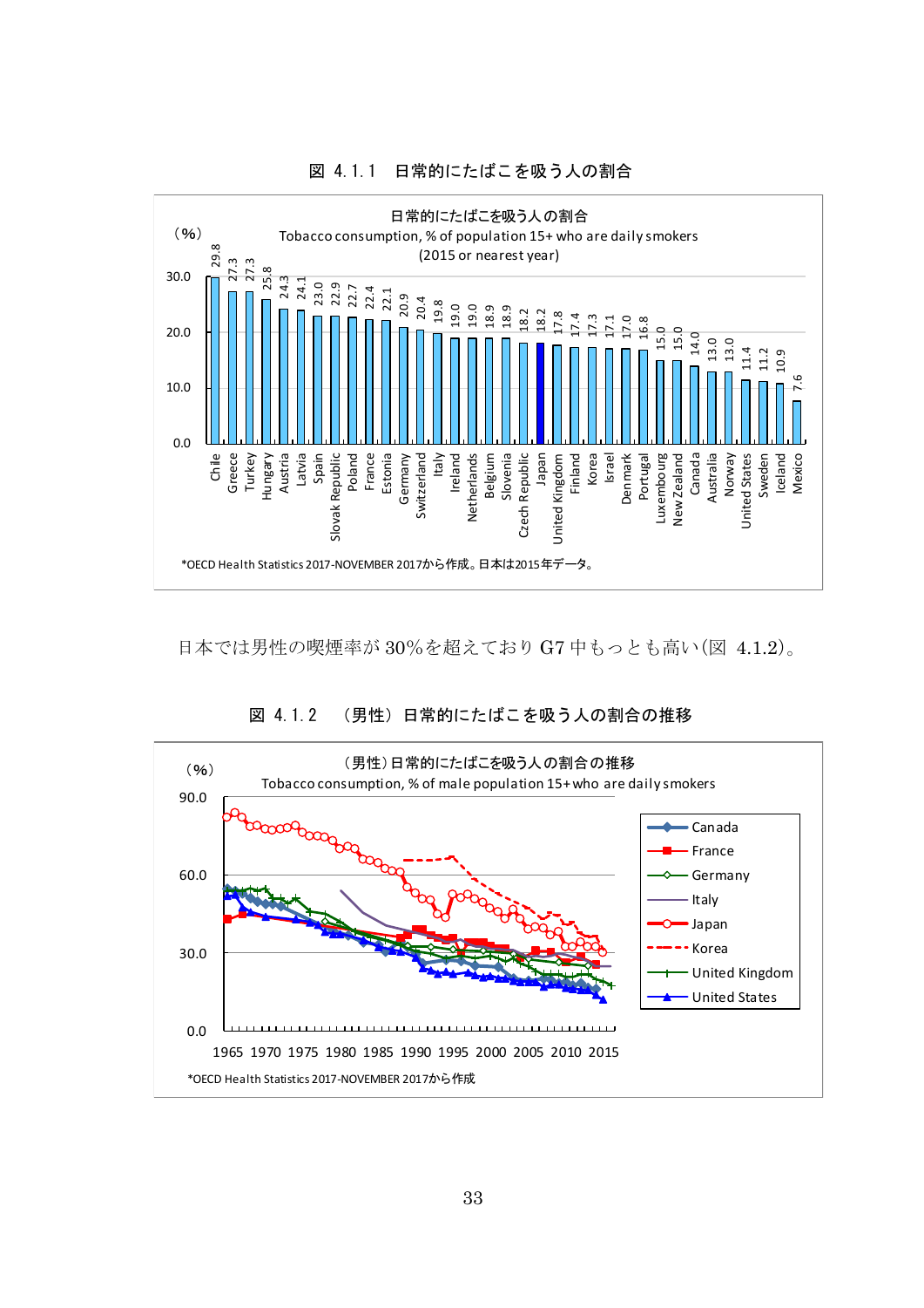図 4.1.1　日常的にたばこを吸う人の割合

日常的にたばこを吸う人の割合
Tobacco consumption, % of population 15+ who are daily smokers
(2015 or nearest year)

| Country | % |
|---|---|
| Chile | 29.8 |
| Greece | 27.3 |
| Turkey | 27.3 |
| Hungary | 25.8 |
| Austria | 24.3 |
| Latvia | 24.1 |
| Spain | 23.0 |
| Slovak Republic | 22.9 |
| Poland | 22.7 |
| France | 22.4 |
| Estonia | 22.1 |
| Germany | 20.9 |
| Switzerland | 20.4 |
| Italy | 19.8 |
| Ireland | 19.0 |
| Netherlands | 19.0 |
| Belgium | 18.9 |
| Slovenia | 18.9 |
| Czech Republic | 18.2 |
| Japan | 18.2 |
| United Kingdom | 17.8 |
| Finland | 17.4 |
| Korea | 17.3 |
| Israel | 17.1 |
| Denmark | 17.0 |
| Portugal | 16.8 |
| Luxembourg | 15.0 |
| New Zealand | 15.0 |
| Canada | 14.0 |
| Australia | 13.0 |
| Norway | 13.0 |
| United States | 11.4 |
| Sweden | 11.2 |
| Iceland | 10.9 |
| Mexico | 7.6 |

*OECD Health Statistics 2017-NOVEMBER 2017から作成。日本は2015年データ。

日本では男性の喫煙率が 30%を超えており G7 中もっとも高い(図 4.1.2)。

図 4.1.2　（男性）日常的にたばこを吸う人の割合の推移

（男性）日常的にたばこを吸う人の割合の推移
Tobacco consumption, % of male population 15+ who are daily smokers

(Line chart, 1965–2015, 0.0–90.0%: Canada, France, Germany, Italy, Japan, Korea, United Kingdom, United States)

*OECD Health Statistics 2017-NOVEMBER 2017から作成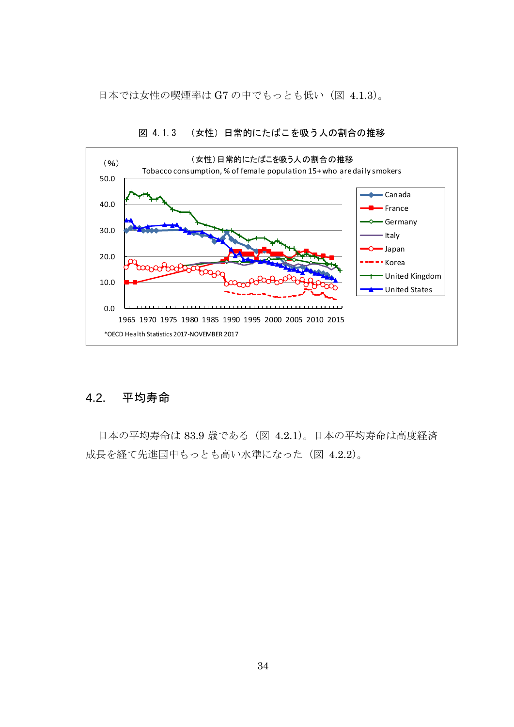日本では女性の喫煙率は G7 の中でもっとも低い（図 4.1.3）。

図 4.1.3　（女性）日常的にたばこを吸う人の割合の推移

（女性）日常的にたばこを吸う人の割合の推移
Tobacco consumption, % of female population 15+ who are daily smokers

（%）

Canada
France
Germany
Italy
Japan
Korea
United Kingdom
United States

*OECD Health Statistics 2017-NOVEMBER 2017

## 4.2. 平均寿命

日本の平均寿命は 83.9 歳である（図 4.2.1）。日本の平均寿命は高度経済成長を経て先進国中もっとも高い水準になった（図 4.2.2）。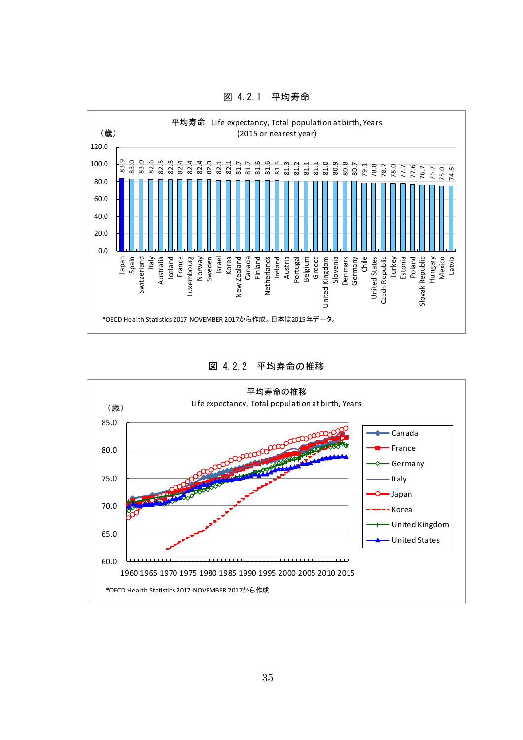図 4.2.1　平均寿命

平均寿命　Life expectancy, Total population at birth, Years
(2015 or nearest year)

（歳）

| Country | 平均寿命 |
|---|---|
| Japan | 83.9 |
| Spain | 83.0 |
| Switzerland | 83.0 |
| Italy | 82.6 |
| Australia | 82.5 |
| Iceland | 82.5 |
| France | 82.4 |
| Luxembourg | 82.4 |
| Norway | 82.4 |
| Sweden | 82.3 |
| Israel | 82.1 |
| Korea | 82.1 |
| New Zealand | 81.7 |
| Canada | 81.7 |
| Finland | 81.6 |
| Netherlands | 81.6 |
| Ireland | 81.5 |
| Austria | 81.3 |
| Portugal | 81.2 |
| Belgium | 81.1 |
| Greece | 81.1 |
| United Kingdom | 81.0 |
| Slovenia | 80.9 |
| Denmark | 80.8 |
| Germany | 80.7 |
| Chile | 79.1 |
| United States | 78.8 |
| Czech Republic | 78.7 |
| Turkey | 78.0 |
| Estonia | 77.7 |
| Poland | 77.6 |
| Slovak Republic | 76.7 |
| Hungary | 75.7 |
| Mexico | 75.0 |
| Latvia | 74.6 |

*OECD Health Statistics 2017-NOVEMBER 2017から作成。日本は2015年データ。

図 4.2.2　平均寿命の推移

平均寿命の推移
Life expectancy, Total population at birth, Years

（歳）

Canada, France, Germany, Italy, Japan, Korea, United Kingdom, United States

1960 1965 1970 1975 1980 1985 1990 1995 2000 2005 2010 2015

*OECD Health Statistics 2017-NOVEMBER 2017から作成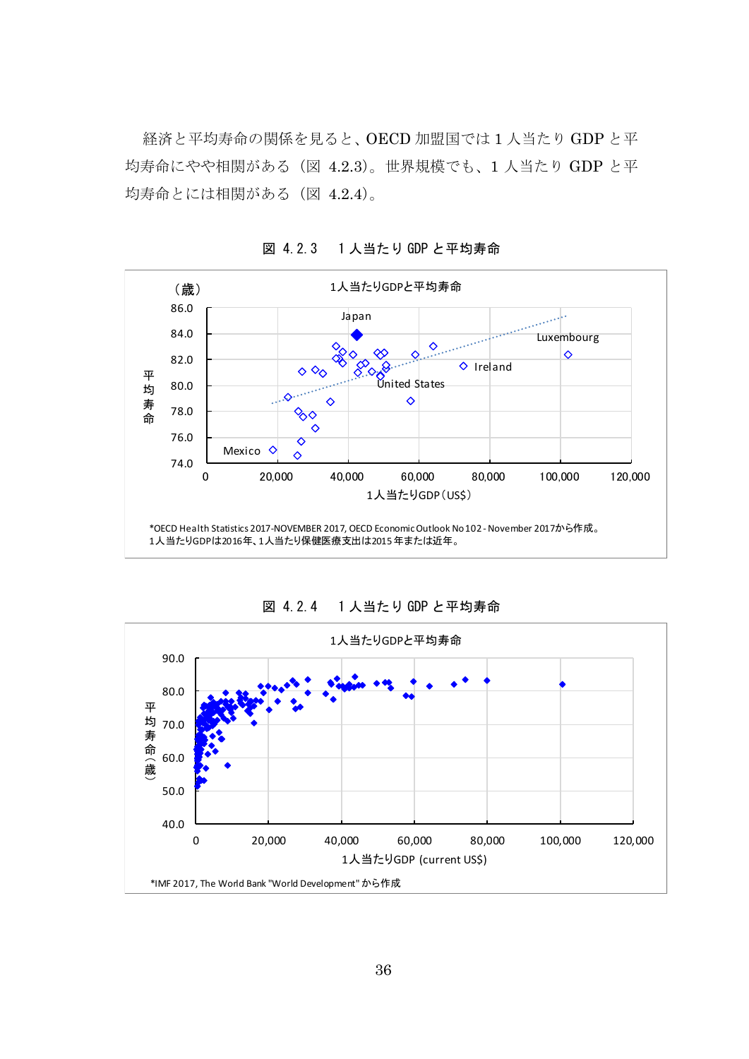経済と平均寿命の関係を見ると、OECD 加盟国では 1 人当たり GDP と平均寿命にやや相関がある（図 4.2.3）。世界規模でも、1 人当たり GDP と平均寿命とには相関がある（図 4.2.4）。

図 4.2.3　1 人当たり GDP と平均寿命

1人当たりGDPと平均寿命

（歳）

平均寿命

Japan

Luxembourg

Ireland

United States

Mexico

1人当たりGDP（US$）

*OECD Health Statistics 2017-NOVEMBER 2017, OECD Economic Outlook No 102 - November 2017から作成。
1人当たりGDPは2016年、1人当たり保健医療支出は2015年または近年。

図 4.2.4　1 人当たり GDP と平均寿命

1人当たりGDPと平均寿命

平均寿命（歳）

1人当たりGDP (current US$)

*IMF 2017, The World Bank "World Development" から作成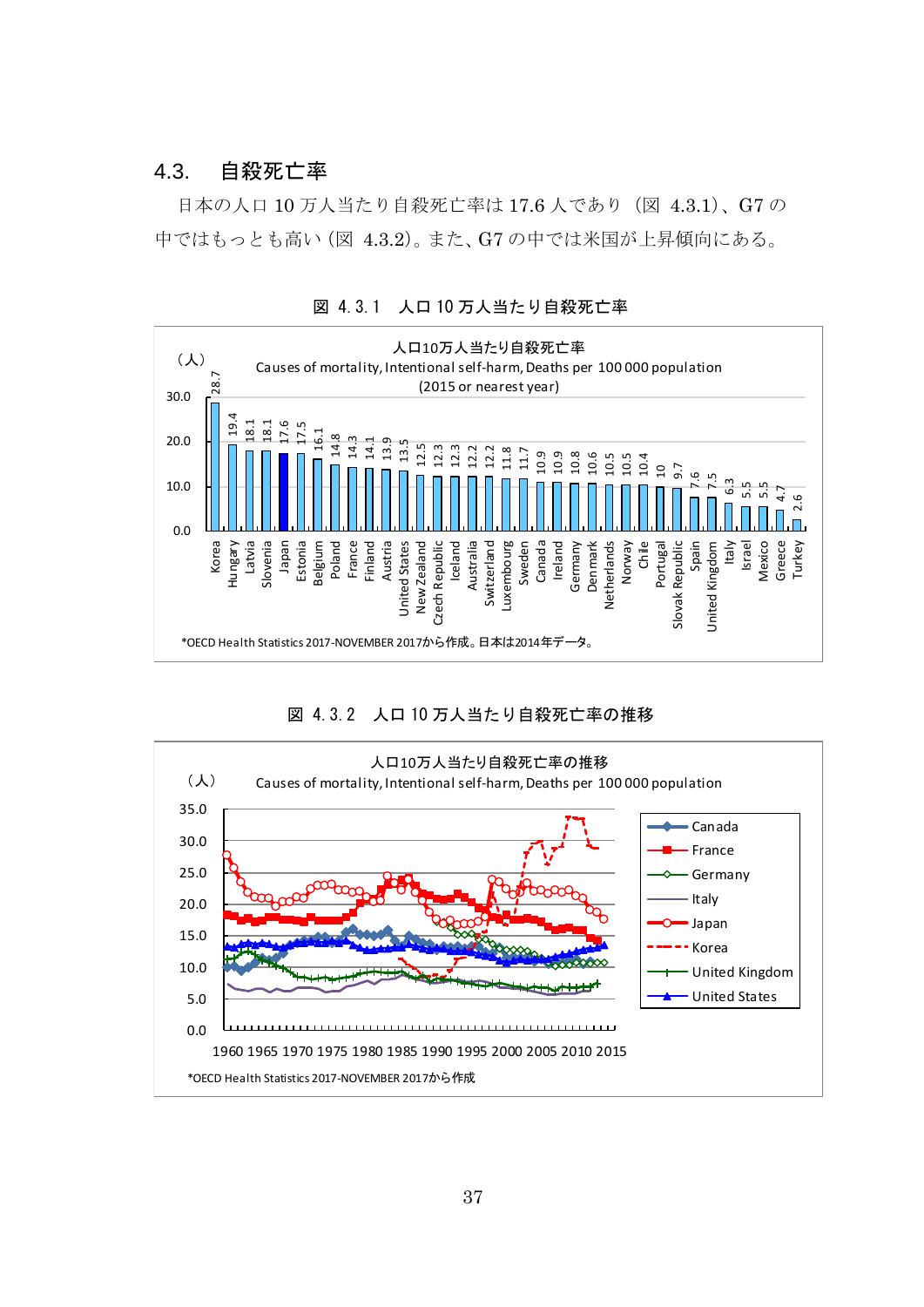## 4.3. 自殺死亡率

日本の人口 10 万人当たり自殺死亡率は 17.6 人であり（図 4.3.1）、G7 の中ではもっとも高い（図 4.3.2）。また、G7 の中では米国が上昇傾向にある。

図 4.3.1　人口 10 万人当たり自殺死亡率

人口10万人当たり自殺死亡率
Causes of mortality, Intentional self-harm, Deaths per 100 000 population
(2015 or nearest year)

| Country | （人） |
|---|---|
| Korea | 28.7 |
| Hungary | 19.4 |
| Latvia | 18.1 |
| Slovenia | 18.1 |
| Japan | 17.6 |
| Estonia | 17.5 |
| Belgium | 16.1 |
| Poland | 14.8 |
| France | 14.3 |
| Finland | 14.1 |
| Austria | 13.9 |
| United States | 13.5 |
| New Zealand | 12.5 |
| Czech Republic | 12.3 |
| Iceland | 12.3 |
| Australia | 12.2 |
| Switzerland | 12.2 |
| Luxembourg | 11.8 |
| Sweden | 11.7 |
| Canada | 10.9 |
| Ireland | 10.9 |
| Germany | 10.8 |
| Denmark | 10.6 |
| Netherlands | 10.5 |
| Norway | 10.5 |
| Chile | 10.4 |
| Portugal | 10 |
| Slovak Republic | 9.7 |
| Spain | 7.6 |
| United Kingdom | 7.5 |
| Italy | 6.3 |
| Israel | 5.5 |
| Mexico | 5.5 |
| Greece | 4.7 |
| Turkey | 2.6 |

*OECD Health Statistics 2017-NOVEMBER 2017から作成。日本は2014年データ。

図 4.3.2　人口 10 万人当たり自殺死亡率の推移

人口10万人当たり自殺死亡率の推移
Causes of mortality, Intentional self-harm, Deaths per 100 000 population

（人）

凡例：Canada、France、Germany、Italy、Japan、Korea、United Kingdom、United States

横軸：1960 1965 1970 1975 1980 1985 1990 1995 2000 2005 2010 2015
縦軸：0.0 5.0 10.0 15.0 20.0 25.0 30.0 35.0

*OECD Health Statistics 2017-NOVEMBER 2017から作成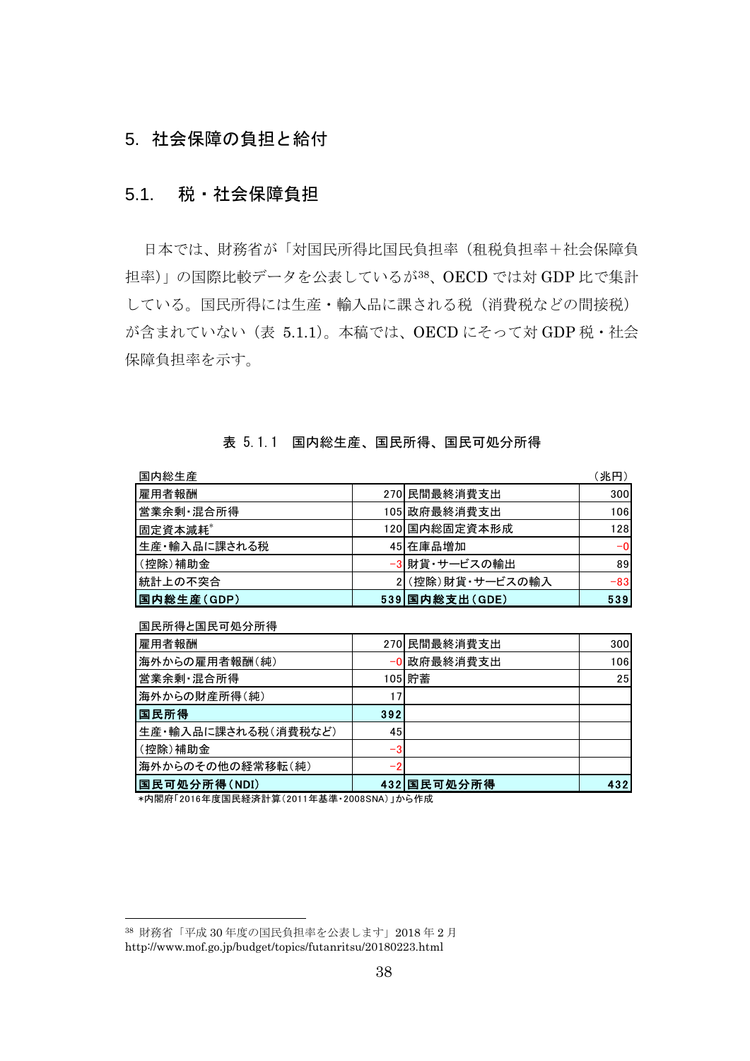# 5. 社会保障の負担と給付

## 5.1. 税・社会保障負担

日本では、財務省が「対国民所得比国民負担率（租税負担率＋社会保障負担率）」の国際比較データを公表しているが[38]、OECD では対 GDP 比で集計している。国民所得には生産・輸入品に課される税（消費税などの間接税）が含まれていない（表 5.1.1)。本稿では、OECD にそって対 GDP 税・社会保障負担率を示す。

表 5.1.1　国内総生産、国民所得、国民可処分所得

国内総生産 （兆円）

| 国内総生産 | | | |
|---|---|---|---|
| 雇用者報酬 | 270 | 民間最終消費支出 | 300 |
| 営業余剰・混合所得 | 105 | 政府最終消費支出 | 106 |
| 固定資本減耗* | 120 | 国内総固定資本形成 | 128 |
| 生産・輸入品に課される税 | 45 | 在庫品増加 | -0 |
| （控除）補助金 | -3 | 財貨・サービスの輸出 | 89 |
| 統計上の不突合 | 2 | （控除）財貨・サービスの輸入 | -83 |
| **国内総生産（GDP）** | **539** | **国内総支出（GDE）** | **539** |

国民所得と国民可処分所得

| 国民所得と国民可処分所得 | | | |
|---|---|---|---|
| 雇用者報酬 | 270 | 民間最終消費支出 | 300 |
| 海外からの雇用者報酬（純） | -0 | 政府最終消費支出 | 106 |
| 営業余剰・混合所得 | 105 | 貯蓄 | 25 |
| 海外からの財産所得（純） | 17 | | |
| **国民所得** | **392** | | |
| 生産・輸入品に課される税（消費税など） | 45 | | |
| （控除）補助金 | -3 | | |
| 海外からのその他の経常移転（純） | -2 | | |
| **国民可処分所得（NDI）** | **432** | **国民可処分所得** | **432** |

*内閣府「2016年度国民経済計算（2011年基準・2008SNA）」から作成

[38] 財務省「平成 30 年度の国民負担率を公表します」2018 年 2 月 http://www.mof.go.jp/budget/topics/futanritsu/20180223.html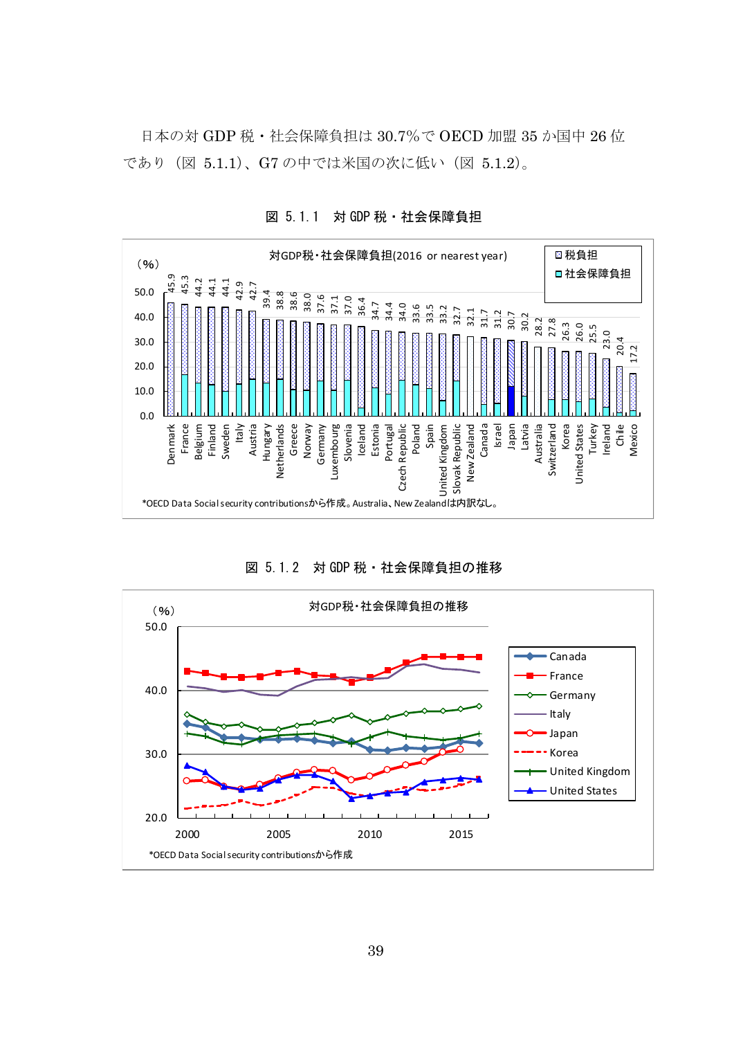日本の対 GDP 税・社会保障負担は 30.7%で OECD 加盟 35 か国中 26 位であり（図 5.1.1）、G7 の中では米国の次に低い（図 5.1.2）。

図 5.1.1　対 GDP 税・社会保障負担

対GDP税･社会保障負担(2016 or nearest year)

| 国 | 対GDP税・社会保障負担（%） |
|---|---|
| Denmark | 45.9 |
| France | 45.3 |
| Belgium | 44.2 |
| Finland | 44.1 |
| Sweden | 44.1 |
| Italy | 42.9 |
| Austria | 42.7 |
| Hungary | 39.4 |
| Netherlands | 38.8 |
| Greece | 38.6 |
| Norway | 38.0 |
| Germany | 37.6 |
| Luxembourg | 37.1 |
| Slovenia | 37.0 |
| Iceland | 36.4 |
| Estonia | 34.7 |
| Portugal | 34.4 |
| Czech Republic | 34.0 |
| Poland | 33.6 |
| Spain | 33.5 |
| United Kingdom | 33.2 |
| Slovak Republic | 32.7 |
| New Zealand | 32.1 |
| Canada | 31.7 |
| Israel | 31.2 |
| Japan | 30.7 |
| Latvia | 30.2 |
| Australia | 28.2 |
| Switzerland | 27.8 |
| Korea | 26.3 |
| United States | 26.0 |
| Turkey | 25.5 |
| Ireland | 23.0 |
| Chile | 20.4 |
| Mexico | 17.2 |

凡例：税負担／社会保障負担

*OECD Data Social security contributionsから作成。Australia、New Zealandは内訳なし。

図 5.1.2　対 GDP 税・社会保障負担の推移

対GDP税･社会保障負担の推移

凡例：Canada、France、Germany、Italy、Japan、Korea、United Kingdom、United States

*OECD Data Social security contributionsから作成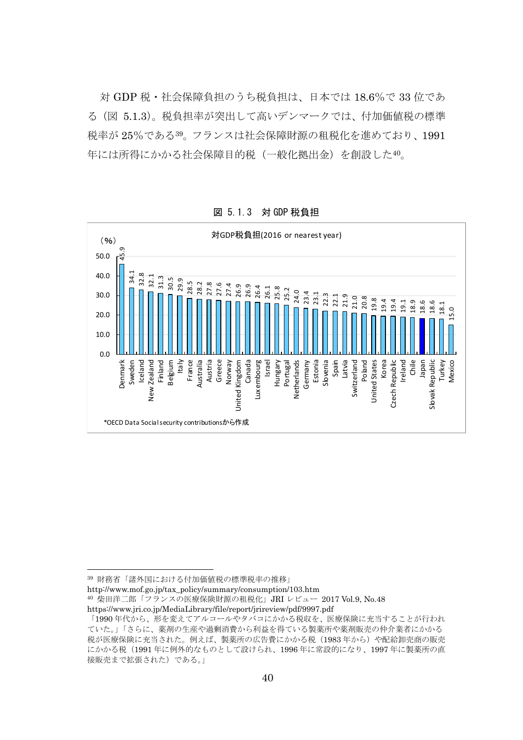対 GDP 税・社会保障負担のうち税負担は、日本では 18.6%で 33 位である（図 5.1.3）。税負担率が突出して高いデンマークでは、付加価値税の標準税率が 25%である[39]。フランスは社会保障財源の租税化を進めており、1991 年には所得にかかる社会保障目的税（一般化拠出金）を創設した[40]。

図 5.1.3 対 GDP 税負担

対GDP税負担(2016 or nearest year)

（%）

| 国 | 値 |
| --- | --- |
| Denmark | 45.9 |
| Sweden | 34.1 |
| Iceland | 32.8 |
| New Zealand | 32.1 |
| Finland | 31.3 |
| Belgium | 30.5 |
| Italy | 29.9 |
| France | 28.5 |
| Australia | 28.2 |
| Austria | 27.8 |
| Greece | 27.6 |
| Norway | 27.4 |
| United Kingdom | 26.9 |
| Canada | 26.9 |
| Luxembourg | 26.4 |
| Israel | 26.1 |
| Hungary | 25.8 |
| Portugal | 25.2 |
| Netherlands | 24.0 |
| Germany | 23.4 |
| Estonia | 23.1 |
| Slovenia | 22.3 |
| Spain | 22.1 |
| Latvia | 21.9 |
| Switzerland | 21.0 |
| Poland | 20.8 |
| United States | 19.8 |
| Korea | 19.4 |
| Czech Republic | 19.4 |
| Ireland | 19.1 |
| Chile | 18.9 |
| Japan | 18.6 |
| Slovak Republic | 18.6 |
| Turkey | 18.1 |
| Mexico | 15.0 |

*OECD Data Social security contributionsから作成

---

[39] 財務省「諸外国における付加価値税の標準税率の推移」
http://www.mof.go.jp/tax_policy/summary/consumption/103.htm

[40] 柴田洋二郎「フランスの医療保険財源の租税化」JRI レビュー 2017 Vol.9, No.48
https://www.jri.co.jp/MediaLibrary/file/report/jrireview/pdf/9997.pdf
「1990 年代から、形を変えてアルコールやタバコにかかる税収を、医療保険に充当することが行われていた。」「さらに、薬剤の生産や過剰消費から利益を得ている製薬所や薬剤販売の仲介業者にかかる税が医療保険に充当された。例えば、製薬所の広告費にかかる税（1983 年から）や配給卸売商の販売にかかる税（1991 年に例外的なものとして設けられ、1996 年に常設的になり、1997 年に製薬所の直接販売まで拡張された）である。」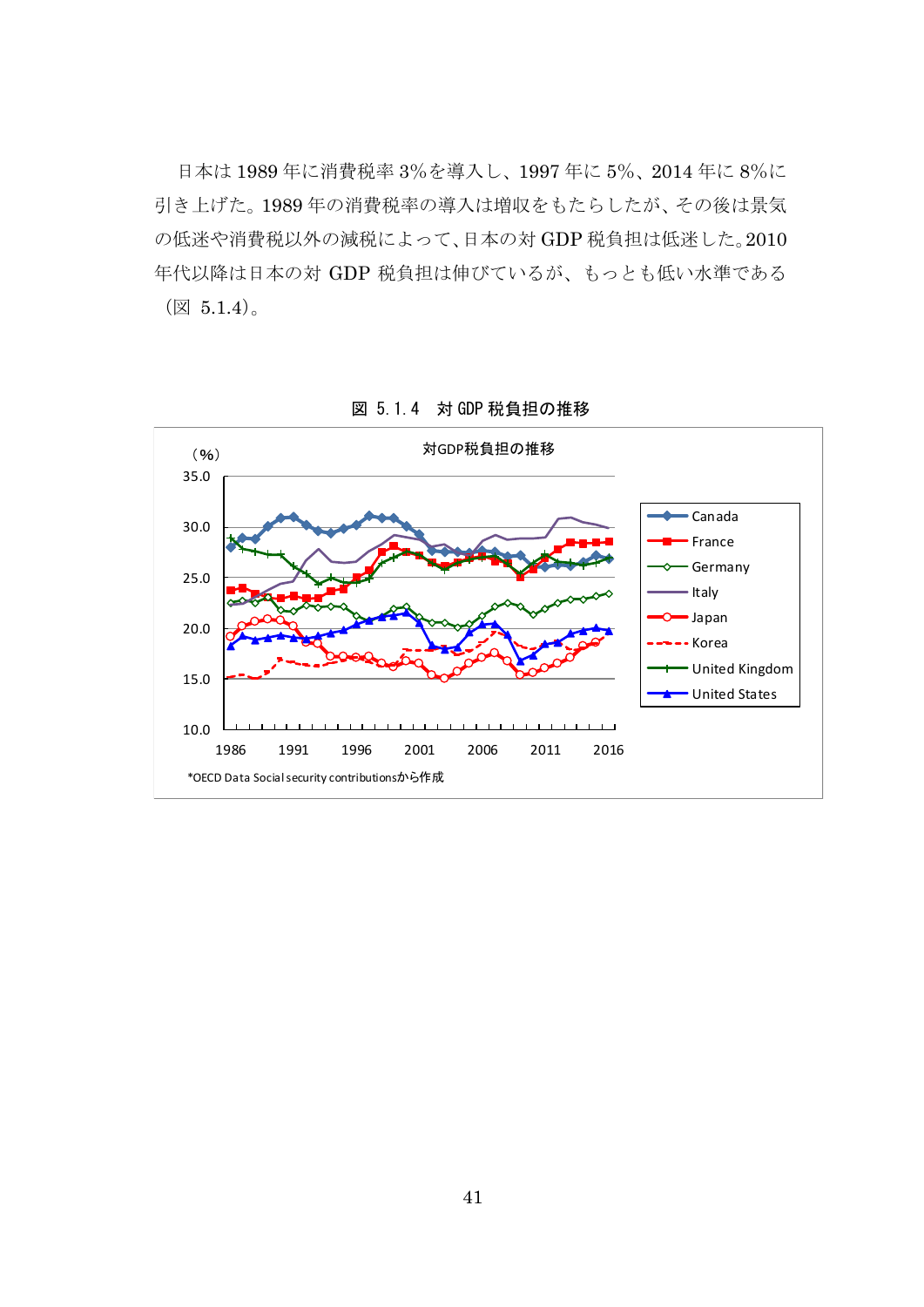日本は 1989 年に消費税率 3%を導入し、1997 年に 5%、2014 年に 8%に引き上げた。1989 年の消費税率の導入は増収をもたらしたが、その後は景気の低迷や消費税以外の減税によって、日本の対 GDP 税負担は低迷した。2010 年代以降は日本の対 GDP 税負担は伸びているが、もっとも低い水準である（図 5.1.4)。

図 5.1.4　対 GDP 税負担の推移

対GDP税負担の推移

（%）

Canada / France / Germany / Italy / Japan / Korea / United Kingdom / United States

*OECD Data Social security contributionsから作成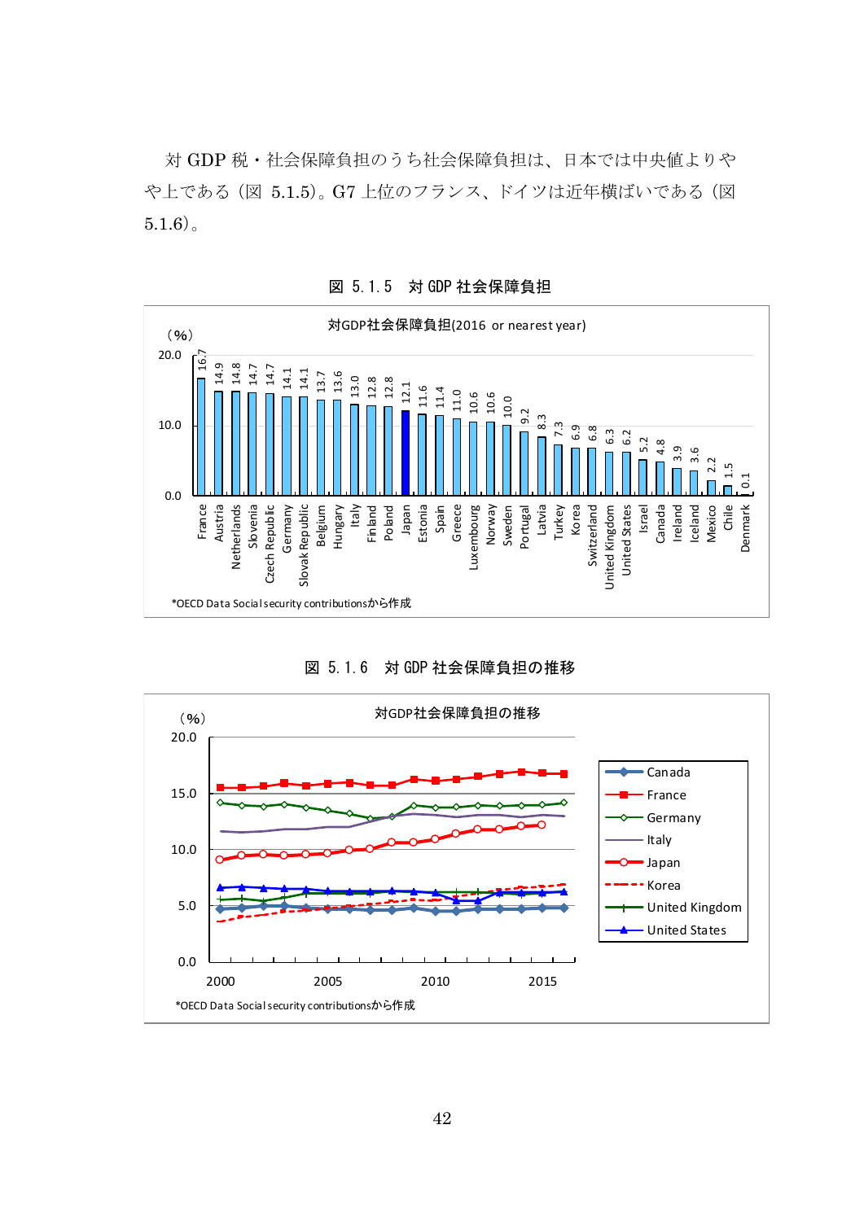対 GDP 税・社会保障負担のうち社会保障負担は、日本では中央値よりやや上である（図 5.1.5）。G7 上位のフランス、ドイツは近年横ばいである（図 5.1.6）。

図 5.1.5　対 GDP 社会保障負担

対GDP社会保障負担(2016 or nearest year)

（%）

| Country | % |
|---|---|
| France | 16.7 |
| Austria | 14.9 |
| Netherlands | 14.8 |
| Slovenia | 14.7 |
| Czech Republic | 14.7 |
| Germany | 14.1 |
| Slovak Republic | 14.1 |
| Belgium | 13.7 |
| Hungary | 13.6 |
| Italy | 13.0 |
| Finland | 12.8 |
| Poland | 12.8 |
| Japan | 12.1 |
| Estonia | 11.6 |
| Spain | 11.4 |
| Greece | 11.0 |
| Luxembourg | 10.6 |
| Norway | 10.6 |
| Sweden | 10.0 |
| Portugal | 9.2 |
| Latvia | 8.3 |
| Turkey | 7.3 |
| Korea | 6.9 |
| Switzerland | 6.8 |
| United Kingdom | 6.3 |
| United States | 6.2 |
| Israel | 5.2 |
| Canada | 4.8 |
| Ireland | 3.9 |
| Iceland | 3.6 |
| Mexico | 2.2 |
| Chile | 1.5 |
| Denmark | 0.1 |

*OECD Data Social security contributionsから作成

図 5.1.6　対 GDP 社会保障負担の推移

対GDP社会保障負担の推移

（%）

Canada, France, Germany, Italy, Japan, Korea, United Kingdom, United States（2000～2016）

*OECD Data Social security contributionsから作成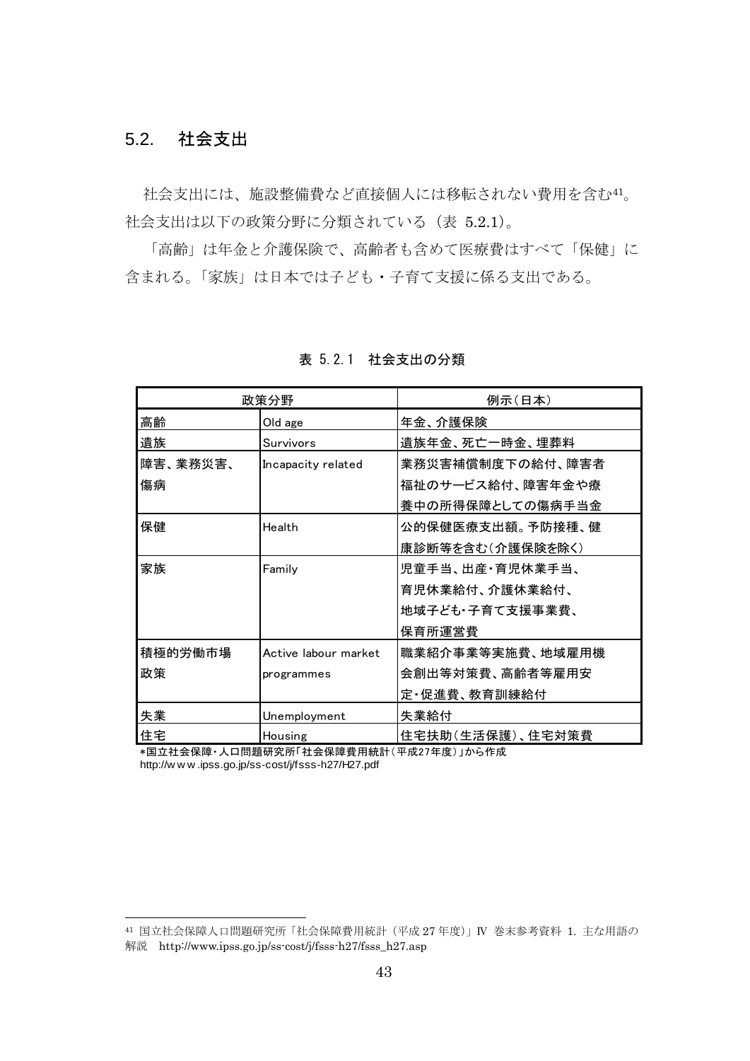## 5.2. 社会支出

社会支出には、施設整備費など直接個人には移転されない費用を含む[41]。社会支出は以下の政策分野に分類されている（表 5.2.1）。

「高齢」は年金と介護保険で、高齢者も含めて医療費はすべて「保健」に含まれる。「家族」は日本では子ども・子育て支援に係る支出である。

表 5.2.1　社会支出の分類

| 政策分野 | | 例示（日本） |
|---|---|---|
| 高齢 | Old age | 年金、介護保険 |
| 遺族 | Survivors | 遺族年金、死亡一時金、埋葬料 |
| 障害、業務災害、傷病 | Incapacity related | 業務災害補償制度下の給付、障害者福祉のサービス給付、障害年金や療養中の所得保障としての傷病手当金 |
| 保健 | Health | 公的保健医療支出額。予防接種、健康診断等を含む（介護保険を除く） |
| 家族 | Family | 児童手当、出産・育児休業手当、育児休業給付、介護休業給付、地域子ども・子育て支援事業費、保育所運営費 |
| 積極的労働市場政策 | Active labour market programmes | 職業紹介事業等実施費、地域雇用機会創出等対策費、高齢者等雇用安定・促進費、教育訓練給付 |
| 失業 | Unemployment | 失業給付 |
| 住宅 | Housing | 住宅扶助（生活保護）、住宅対策費 |

*国立社会保障・人口問題研究所「社会保障費用統計（平成27年度）」から作成
http://www.ipss.go.jp/ss-cost/j/fsss-h27/H27.pdf

[41] 国立社会保障人口問題研究所「社会保障費用統計（平成 27 年度）」IV 巻末参考資料 1. 主な用語の解説　http://www.ipss.go.jp/ss-cost/j/fsss-h27/fsss_h27.asp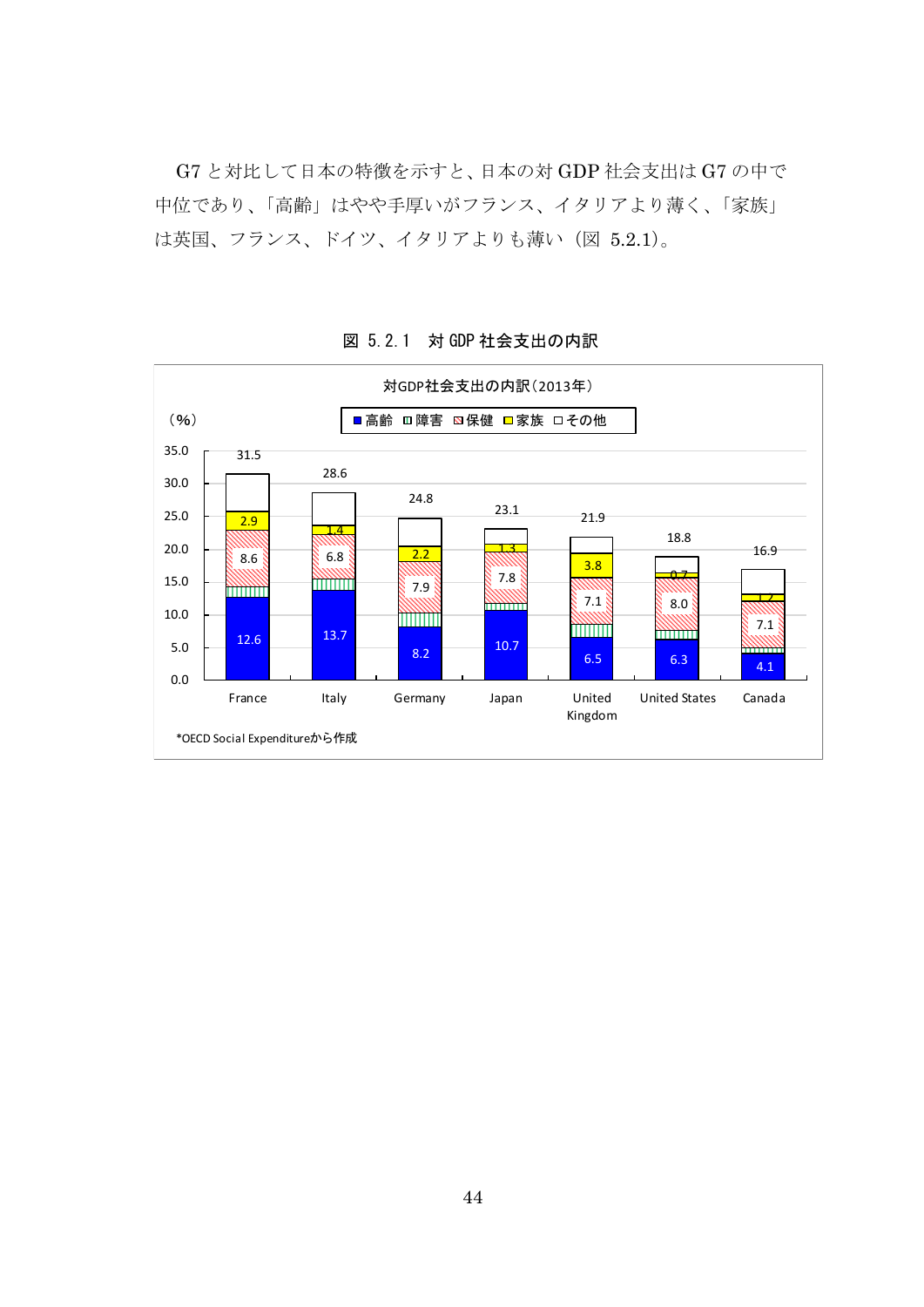G7と対比して日本の特徴を示すと、日本の対GDP社会支出はG7の中で中位であり、「高齢」はやや手厚いがフランス、イタリアより薄く、「家族」は英国、フランス、ドイツ、イタリアよりも薄い（図 5.2.1）。

図 5.2.1　対 GDP 社会支出の内訳

対GDP社会支出の内訳（2013年）

（%）

■高齢　□障害　▨保健　□家族　□その他

| | France | Italy | Germany | Japan | United Kingdom | United States | Canada |
|---|---|---|---|---|---|---|---|
| 合計 | 31.5 | 28.6 | 24.8 | 23.1 | 21.9 | 18.8 | 16.9 |
| 高齢 | 12.6 | 13.7 | 8.2 | 10.7 | 6.5 | 6.3 | 4.1 |
| 保健 | 8.6 | 6.8 | 7.9 | 7.8 | 7.1 | 8.0 | 7.1 |
| 家族 | 2.9 | 1.4 | 2.2 | 1.3 | 3.8 | 0.7 | 1.2 |

*OECD Social Expenditureから作成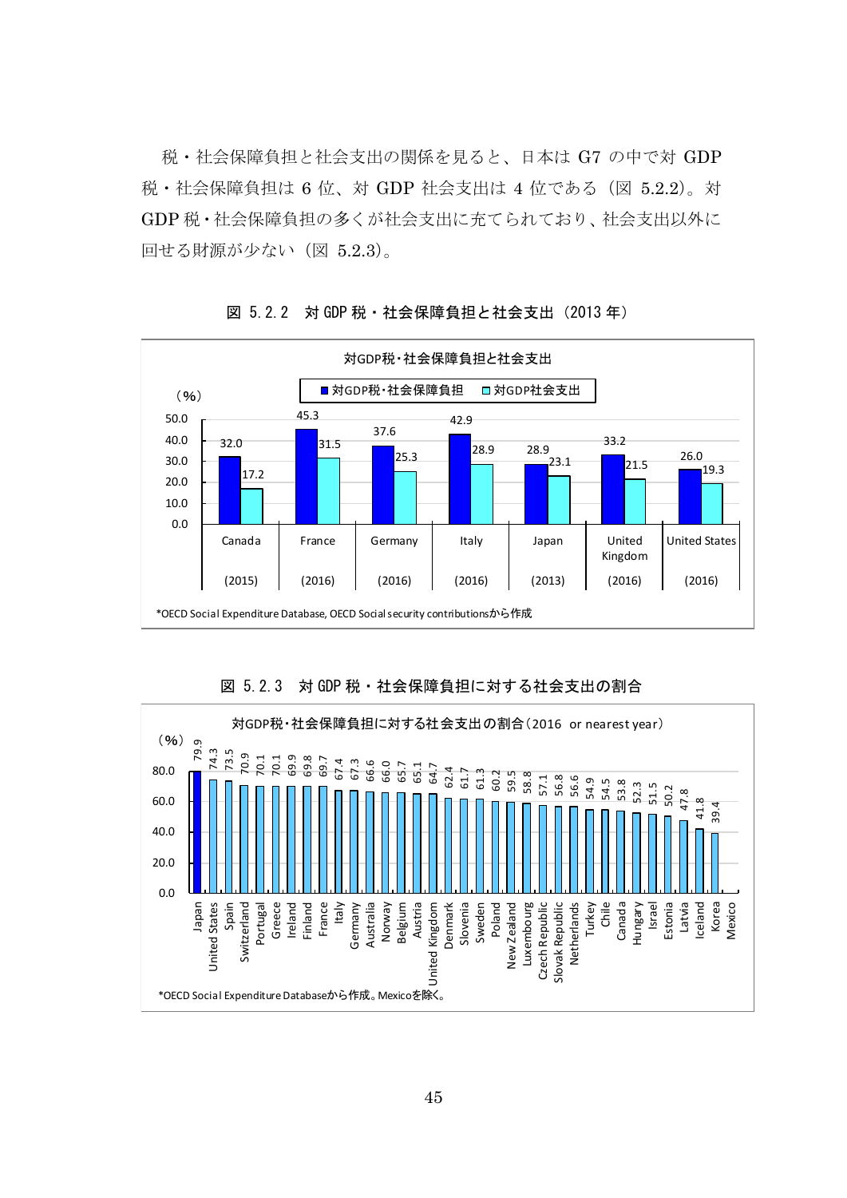税・社会保障負担と社会支出の関係を見ると、日本は G7 の中で対 GDP 税・社会保障負担は 6 位、対 GDP 社会支出は 4 位である（図 5.2.2）。対 GDP 税・社会保障負担の多くが社会支出に充てられており、社会支出以外に回せる財源が少ない（図 5.2.3）。

図 5.2.2 対 GDP 税・社会保障負担と社会支出（2013 年）

対GDP税・社会保障負担と社会支出

（%）

| | 対GDP税・社会保障負担 | 対GDP社会支出 |
|---|---|---|
| Canada (2015) | 32.0 | 17.2 |
| France (2016) | 45.3 | 31.5 |
| Germany (2016) | 37.6 | 25.3 |
| Italy (2016) | 42.9 | 28.9 |
| Japan (2013) | 28.9 | 23.1 |
| United Kingdom (2016) | 33.2 | 21.5 |
| United States (2016) | 26.0 | 19.3 |

*OECD Social Expenditure Database, OECD Social security contributionsから作成

図 5.2.3 対 GDP 税・社会保障負担に対する社会支出の割合

対GDP税・社会保障負担に対する社会支出の割合（2016 or nearest year）

（%）

| 国 | 割合 |
|---|---|
| Japan | 79.9 |
| United States | 74.3 |
| Spain | 73.5 |
| Switzerland | 70.9 |
| Portugal | 70.1 |
| Greece | 70.1 |
| Ireland | 69.9 |
| Finland | 69.8 |
| France | 69.7 |
| Italy | 67.4 |
| Germany | 67.3 |
| Australia | 66.6 |
| Norway | 66.0 |
| Belgium | 65.7 |
| Austria | 65.1 |
| United Kingdom | 64.7 |
| Denmark | 62.4 |
| Slovenia | 61.7 |
| Sweden | 61.3 |
| Poland | 60.2 |
| New Zealand | 59.5 |
| Luxembourg | 58.8 |
| Czech Republic | 57.1 |
| Slovak Republic | 56.8 |
| Netherlands | 56.6 |
| Turkey | 54.9 |
| Chile | 54.5 |
| Canada | 53.8 |
| Hungary | 52.3 |
| Israel | 51.5 |
| Estonia | 50.2 |
| Latvia | 47.8 |
| Iceland | 41.8 |
| Korea | 39.4 |
| Mexico | |

*OECD Social Expenditure Databaseから作成。Mexicoを除く。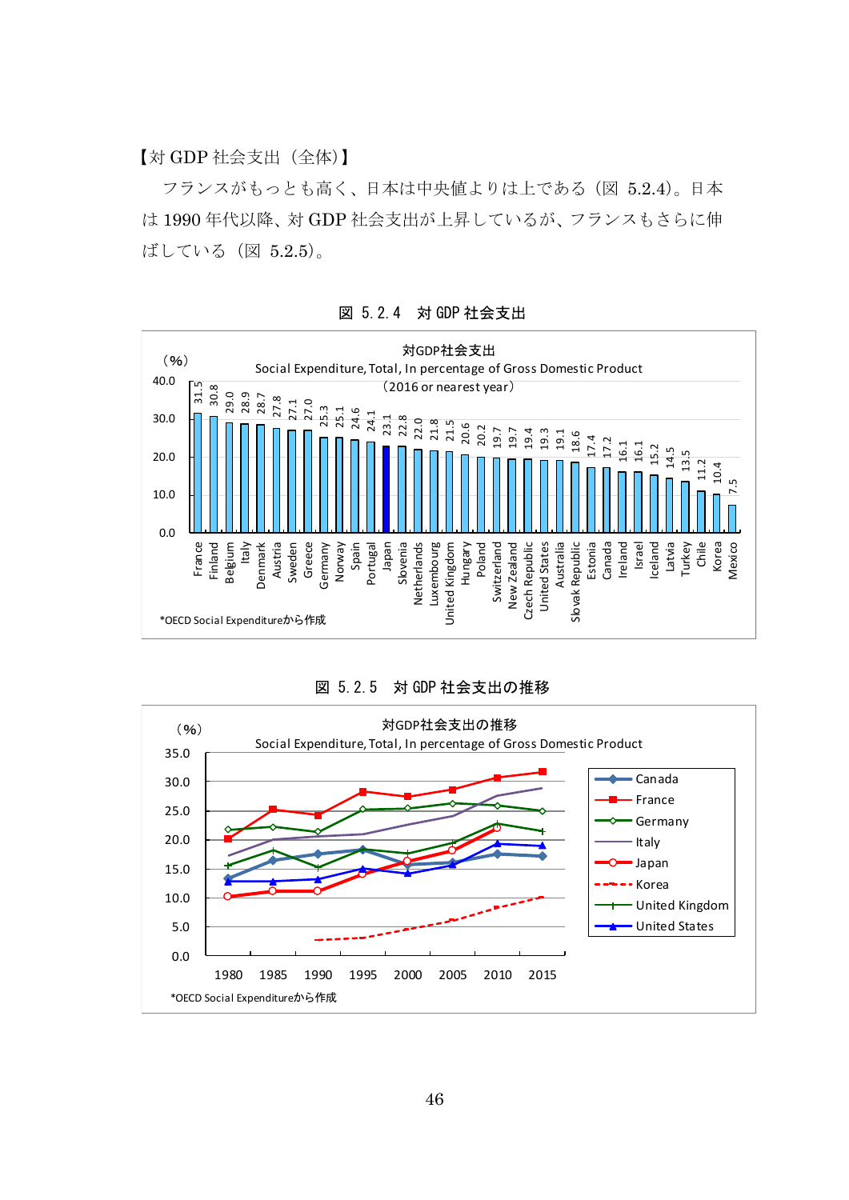【対 GDP 社会支出（全体)】

フランスがもっとも高く、日本は中央値よりは上である（図 5.2.4)。日本は 1990 年代以降、対 GDP 社会支出が上昇しているが、フランスもさらに伸ばしている（図 5.2.5)。

図 5.2.4 対 GDP 社会支出

対GDP社会支出
Social Expenditure, Total, In percentage of Gross Domestic Product
（2016 or nearest year）

| Country | (%) |
|---|---|
| France | 31.5 |
| Finland | 30.8 |
| Belgium | 29.0 |
| Italy | 28.9 |
| Denmark | 28.7 |
| Austria | 27.8 |
| Sweden | 27.1 |
| Greece | 27.0 |
| Germany | 25.3 |
| Norway | 25.1 |
| Spain | 24.6 |
| Portugal | 24.1 |
| Japan | 23.1 |
| Slovenia | 22.8 |
| Netherlands | 22.0 |
| Luxembourg | 21.8 |
| United Kingdom | 21.5 |
| Hungary | 20.6 |
| Poland | 20.2 |
| Switzerland | 19.7 |
| New Zealand | 19.7 |
| Czech Republic | 19.4 |
| United States | 19.3 |
| Australia | 19.1 |
| Slovak Republic | 18.6 |
| Estonia | 17.4 |
| Canada | 17.2 |
| Ireland | 16.1 |
| Israel | 16.1 |
| Iceland | 15.2 |
| Latvia | 14.5 |
| Turkey | 13.5 |
| Chile | 11.2 |
| Korea | 10.4 |
| Mexico | 7.5 |

*OECD Social Expenditureから作成

図 5.2.5 対 GDP 社会支出の推移

対GDP社会支出の推移
Social Expenditure, Total, In percentage of Gross Domestic Product

(%) — Canada, France, Germany, Italy, Japan, Korea, United Kingdom, United States; 1980, 1985, 1990, 1995, 2000, 2005, 2010, 2015

*OECD Social Expenditureから作成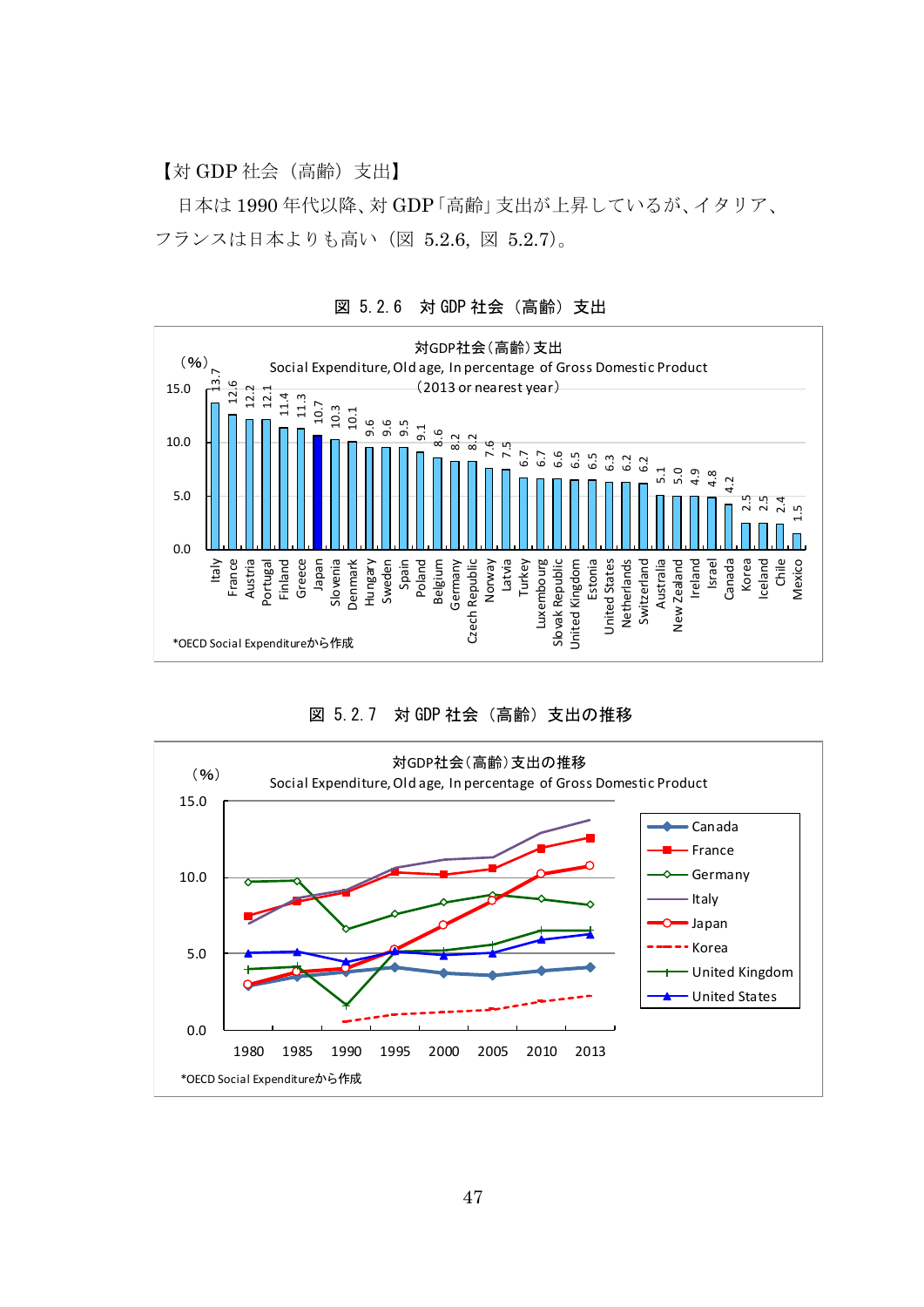【対 GDP 社会（高齢）支出】

日本は 1990 年代以降、対 GDP「高齢」支出が上昇しているが、イタリア、フランスは日本よりも高い（図 5.2.6, 図 5.2.7）。

図 5.2.6 対 GDP 社会（高齢）支出

対GDP社会(高齢)支出
Social Expenditure, Old age, In percentage of Gross Domestic Product
(2013 or nearest year)

| Country | (%) |
|---|---|
| Italy | 13.7 |
| France | 12.6 |
| Austria | 12.2 |
| Portugal | 12.1 |
| Finland | 11.4 |
| Greece | 11.3 |
| Japan | 10.7 |
| Slovenia | 10.3 |
| Denmark | 10.1 |
| Hungary | 9.6 |
| Sweden | 9.6 |
| Spain | 9.5 |
| Poland | 9.1 |
| Belgium | 8.6 |
| Germany | 8.2 |
| Czech Republic | 8.2 |
| Norway | 7.6 |
| Latvia | 7.5 |
| Turkey | 6.7 |
| Luxembourg | 6.7 |
| Slovak Republic | 6.6 |
| United Kingdom | 6.5 |
| Estonia | 6.5 |
| United States | 6.3 |
| Netherlands | 6.2 |
| Switzerland | 6.2 |
| Australia | 5.1 |
| New Zealand | 5.0 |
| Ireland | 4.9 |
| Israel | 4.8 |
| Canada | 4.2 |
| Korea | 2.5 |
| Iceland | 2.5 |
| Chile | 2.4 |
| Mexico | 1.5 |

*OECD Social Expenditureから作成

図 5.2.7 対 GDP 社会（高齢）支出の推移

対GDP社会(高齢)支出の推移
Social Expenditure, Old age, In percentage of Gross Domestic Product

(%)

Canada, France, Germany, Italy, Japan, Korea, United Kingdom, United States

1980 1985 1990 1995 2000 2005 2010 2013

*OECD Social Expenditureから作成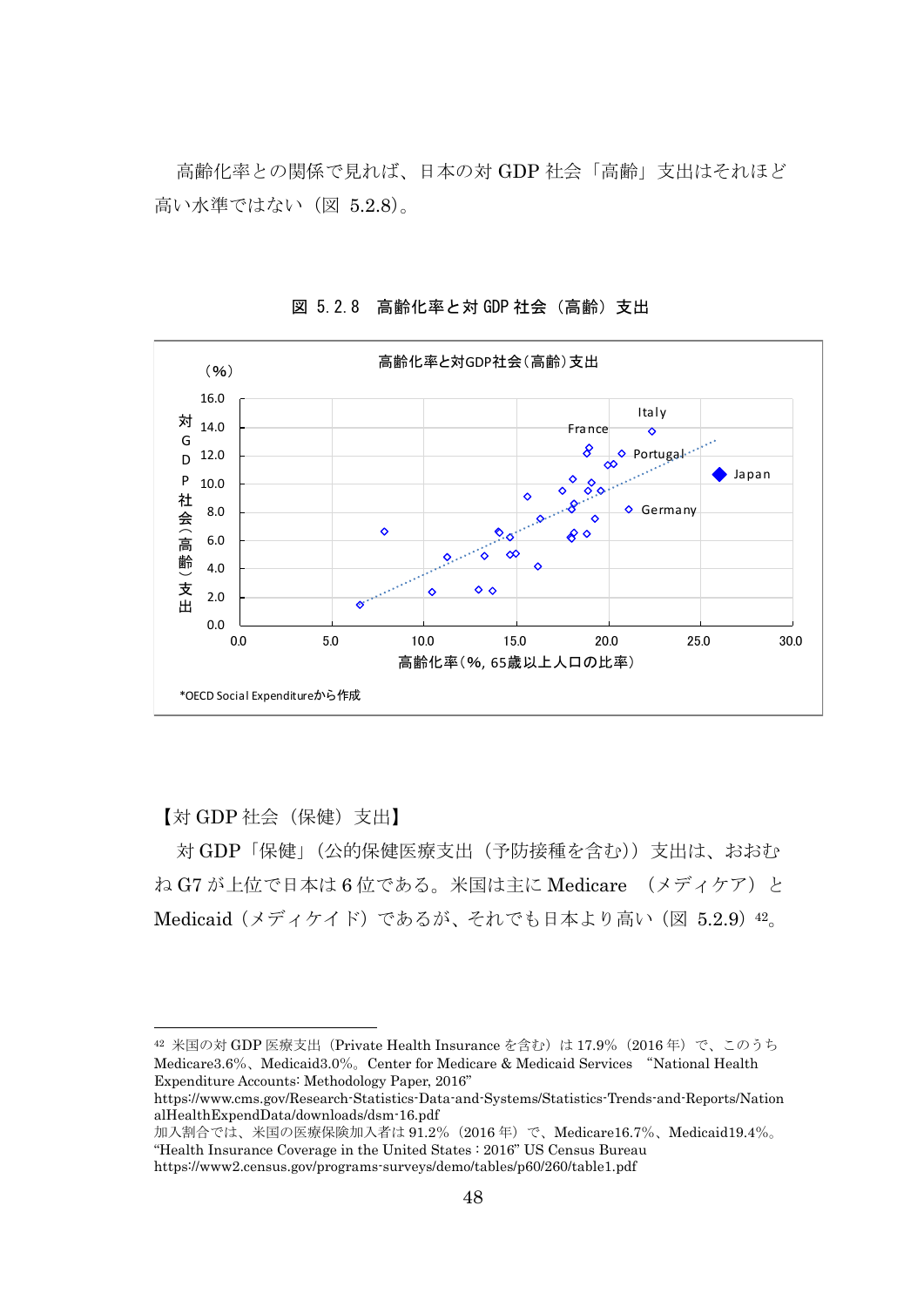高齢化率との関係で見れば、日本の対 GDP 社会「高齢」支出はそれほど高い水準ではない（図 5.2.8）。

図 5.2.8　高齢化率と対 GDP 社会（高齢）支出

高齢化率と対GDP社会(高齢)支出

*OECD Social Expenditureから作成

【対 GDP 社会（保健）支出】

対 GDP「保健」（公的保健医療支出（予防接種を含む））支出は、おおむね G7 が上位で日本は 6 位である。米国は主に Medicare （メディケア）と Medicaid（メディケイド）であるが、それでも日本より高い（図 5.2.9）[42]。

---

[42] 米国の対 GDP 医療支出（Private Health Insurance を含む）は 17.9%（2016 年）で、このうち Medicare3.6%、Medicaid3.0%。Center for Medicare & Medicaid Services "National Health Expenditure Accounts: Methodology Paper, 2016"
https://www.cms.gov/Research-Statistics-Data-and-Systems/Statistics-Trends-and-Reports/NationalHealthExpendData/downloads/dsm-16.pdf
加入割合では、米国の医療保険加入者は 91.2%（2016 年）で、Medicare16.7%、Medicaid19.4%。"Health Insurance Coverage in the United States : 2016" US Census Bureau
https://www2.census.gov/programs-surveys/demo/tables/p60/260/table1.pdf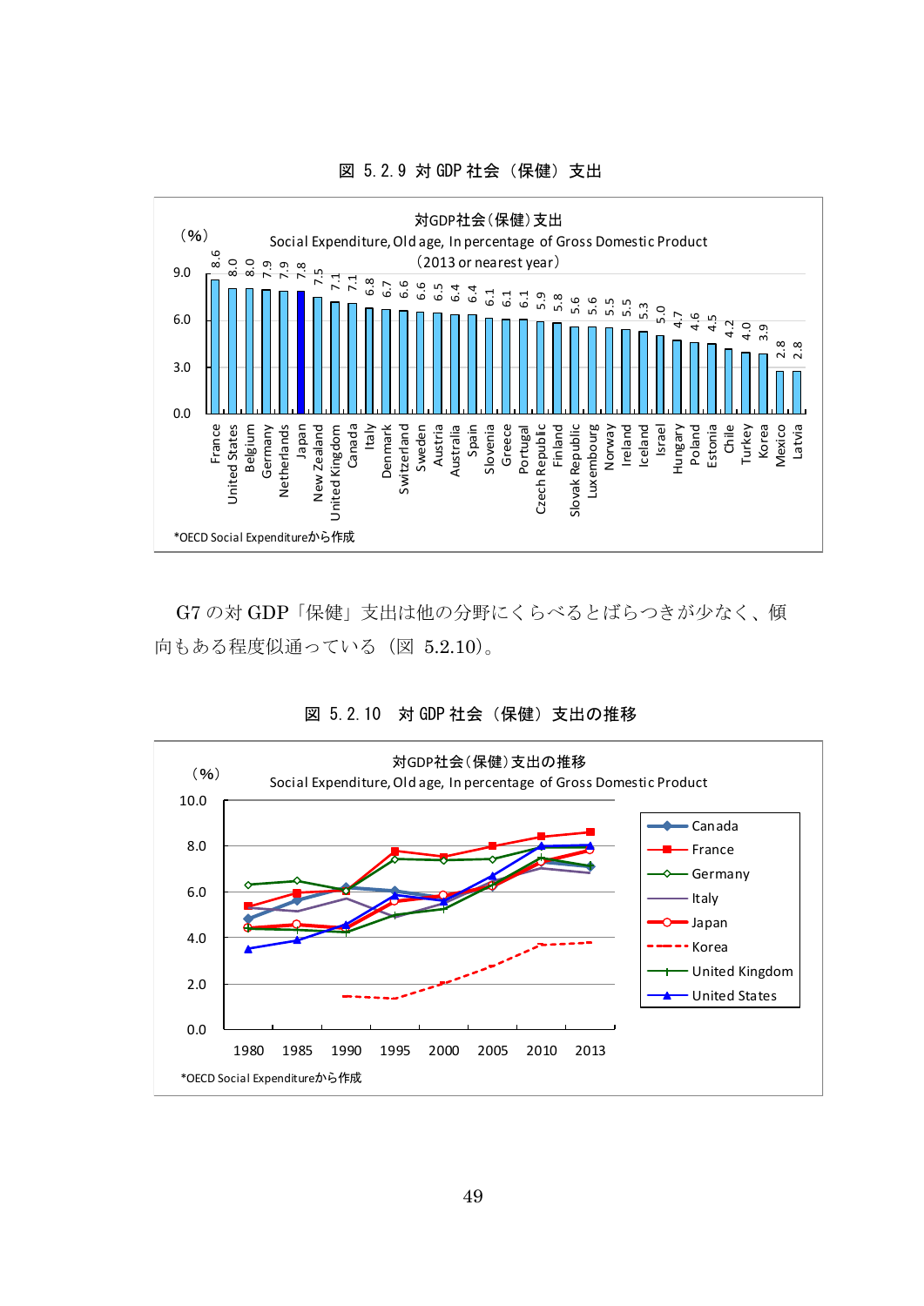図 5.2.9 対 GDP 社会（保健）支出

対GDP社会(保健)支出
Social Expenditure, Old age, In percentage of Gross Domestic Product
(2013 or nearest year)

| Country | (%) |
| --- | --- |
| France | 8.6 |
| United States | 8.0 |
| Belgium | 8.0 |
| Germany | 7.9 |
| Netherlands | 7.9 |
| Japan | 7.8 |
| New Zealand | 7.5 |
| United Kingdom | 7.1 |
| Canada | 7.1 |
| Italy | 6.8 |
| Denmark | 6.7 |
| Switzerland | 6.6 |
| Sweden | 6.6 |
| Austria | 6.5 |
| Australia | 6.4 |
| Spain | 6.4 |
| Slovenia | 6.1 |
| Greece | 6.1 |
| Portugal | 6.1 |
| Czech Republic | 5.9 |
| Finland | 5.8 |
| Slovak Republic | 5.6 |
| Luxembourg | 5.6 |
| Norway | 5.5 |
| Ireland | 5.5 |
| Iceland | 5.3 |
| Israel | 5.0 |
| Hungary | 4.7 |
| Poland | 4.6 |
| Estonia | 4.5 |
| Chile | 4.2 |
| Turkey | 4.0 |
| Korea | 3.9 |
| Mexico | 2.8 |
| Latvia | 2.8 |

*OECD Social Expenditureから作成

G7 の対 GDP「保健」支出は他の分野にくらべるとばらつきが少なく、傾向もある程度似通っている（図 5.2.10)。

図 5.2.10 対 GDP 社会（保健）支出の推移

対GDP社会(保健)支出の推移
Social Expenditure, Old age, In percentage of Gross Domestic Product

(%) — 1980, 1985, 1990, 1995, 2000, 2005, 2010, 2013

Canada, France, Germany, Italy, Japan, Korea, United Kingdom, United States

*OECD Social Expenditureから作成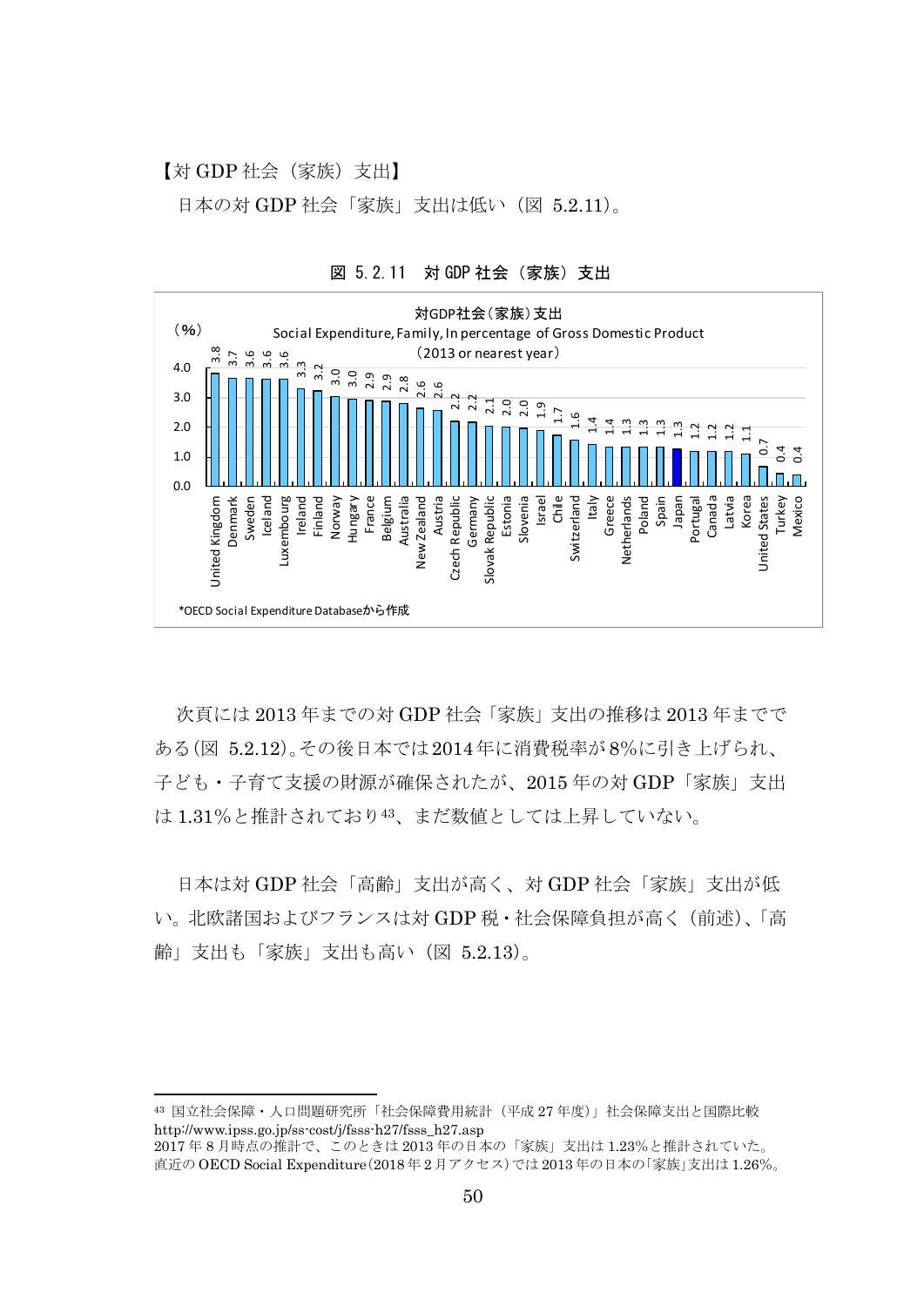【対 GDP 社会（家族）支出】

日本の対 GDP 社会「家族」支出は低い（図 5.2.11）。

図 5.2.11 対 GDP 社会（家族）支出

対GDP社会（家族）支出
Social Expenditure, Family, In percentage of Gross Domestic Product
（2013 or nearest year）

| Country | (%) |
|---|---|
| United Kingdom | 3.8 |
| Denmark | 3.7 |
| Sweden | 3.6 |
| Iceland | 3.6 |
| Luxembourg | 3.6 |
| Ireland | 3.3 |
| Finland | 3.2 |
| Norway | 3.0 |
| Hungary | 3.0 |
| France | 2.9 |
| Belgium | 2.9 |
| Australia | 2.8 |
| New Zealand | 2.6 |
| Austria | 2.6 |
| Czech Republic | 2.2 |
| Germany | 2.2 |
| Slovak Republic | 2.1 |
| Estonia | 2.0 |
| Slovenia | 2.0 |
| Israel | 1.9 |
| Chile | 1.7 |
| Switzerland | 1.6 |
| Italy | 1.4 |
| Greece | 1.4 |
| Netherlands | 1.3 |
| Poland | 1.3 |
| Spain | 1.3 |
| Japan | 1.3 |
| Portugal | 1.2 |
| Canada | 1.2 |
| Latvia | 1.2 |
| Korea | 1.1 |
| United States | 0.7 |
| Turkey | 0.4 |
| Mexico | 0.4 |

*OECD Social Expenditure Databaseから作成

次頁には 2013 年までの対 GDP 社会「家族」支出の推移は 2013 年まででである（図 5.2.12）。その後日本では 2014 年に消費税率が 8%に引き上げられ、子ども・子育て支援の財源が確保されたが、2015 年の対 GDP「家族」支出は 1.31%と推計されており[43]、まだ数値としては上昇していない。

日本は対 GDP 社会「高齢」支出が高く、対 GDP 社会「家族」支出が低い。北欧諸国およびフランスは対 GDP 税・社会保障負担が高く（前述）、「高齢」支出も「家族」支出も高い（図 5.2.13）。

---

[43] 国立社会保障・人口問題研究所「社会保障費用統計（平成 27 年度）」社会保障支出と国際比較 http://www.ipss.go.jp/ss-cost/j/fsss-h27/fsss_h27.asp
2017 年 8 月時点の推計で、このときは 2013 年の日本の「家族」支出は 1.23%と推計されていた。直近の OECD Social Expenditure（2018 年 2 月アクセス）では 2013 年の日本の「家族」支出は 1.26%。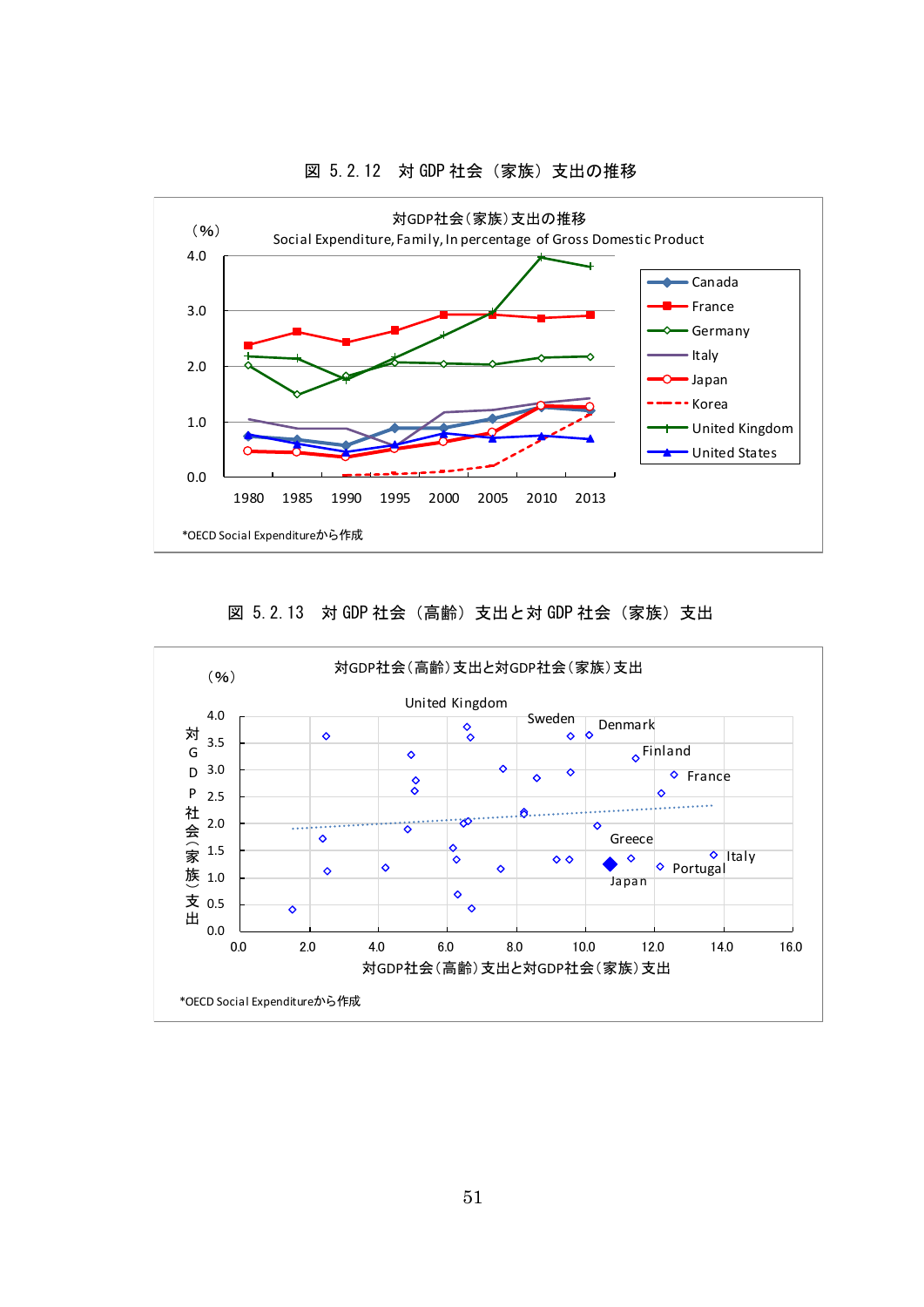図 5.2.12　対 GDP 社会（家族）支出の推移

対GDP社会(家族)支出の推移
Social Expenditure, Family, In percentage of Gross Domestic Product

（%）

4.0
3.0
2.0
1.0
0.0

1980　1985　1990　1995　2000　2005　2010　2013

Canada
France
Germany
Italy
Japan
Korea
United Kingdom
United States

*OECD Social Expenditureから作成

図 5.2.13　対 GDP 社会（高齢）支出と対 GDP 社会（家族）支出

対GDP社会(高齢)支出と対GDP社会(家族)支出

（%）

対GDP社会（家族）支出

4.0
3.5
3.0
2.5
2.0
1.5
1.0
0.5
0.0

United Kingdom
Sweden
Denmark
Finland
France
Greece
Italy
Portugal
Japan

0.0　2.0　4.0　6.0　8.0　10.0　12.0　14.0　16.0

対GDP社会(高齢)支出と対GDP社会(家族)支出

*OECD Social Expenditureから作成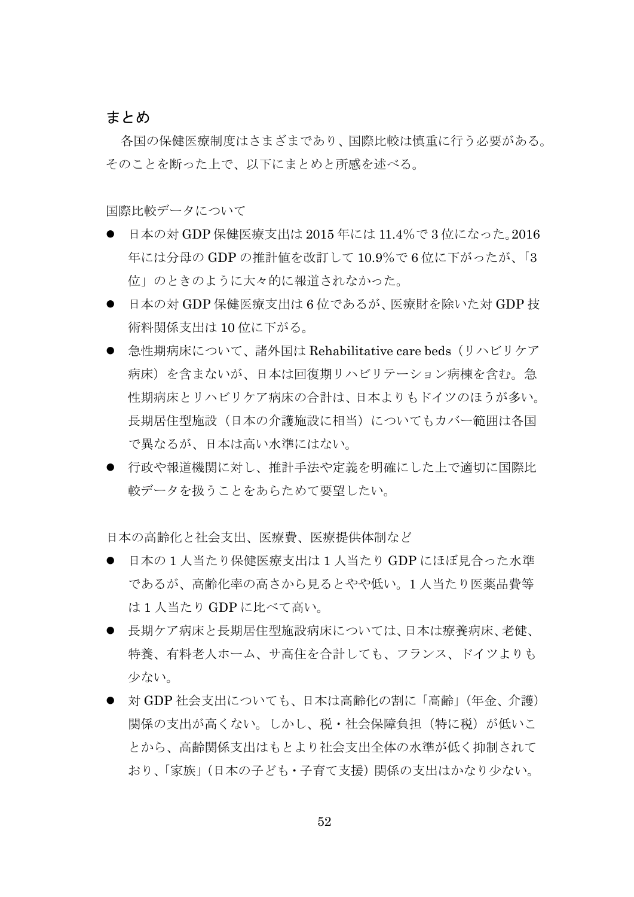## まとめ

各国の保健医療制度はさまざまであり、国際比較は慎重に行う必要がある。そのことを断った上で、以下にまとめと所感を述べる。

国際比較データについて

- 日本の対 GDP 保健医療支出は 2015 年には 11.4%で 3 位になった。2016 年には分母の GDP の推計値を改訂して 10.9%で 6 位に下がったが、「3 位」のときのように大々的に報道されなかった。
- 日本の対 GDP 保健医療支出は 6 位であるが、医療財を除いた対 GDP 技術料関係支出は 10 位に下がる。
- 急性期病床について、諸外国は Rehabilitative care beds（リハビリケア病床）を含まないが、日本は回復期リハビリテーション病棟を含む。急性期病床とリハビリケア病床の合計は、日本よりもドイツのほうが多い。長期居住型施設（日本の介護施設に相当）についてもカバー範囲は各国で異なるが、日本は高い水準にはない。
- 行政や報道機関に対し、推計手法や定義を明確にした上で適切に国際比較データを扱うことをあらためて要望したい。

日本の高齢化と社会支出、医療費、医療提供体制など

- 日本の 1 人当たり保健医療支出は 1 人当たり GDP にほぼ見合った水準であるが、高齢化率の高さから見るとやや低い。1 人当たり医薬品費等は 1 人当たり GDP に比べて高い。
- 長期ケア病床と長期居住型施設病床については、日本は療養病床、老健、特養、有料老人ホーム、サ高住を合計しても、フランス、ドイツよりも少ない。
- 対 GDP 社会支出についても、日本は高齢化の割に「高齢」（年金、介護）関係の支出が高くない。しかし、税・社会保障負担（特に税）が低いことから、高齢関係支出はもとより社会支出全体の水準が低く抑制されており、「家族」（日本の子ども・子育て支援）関係の支出はかなり少ない。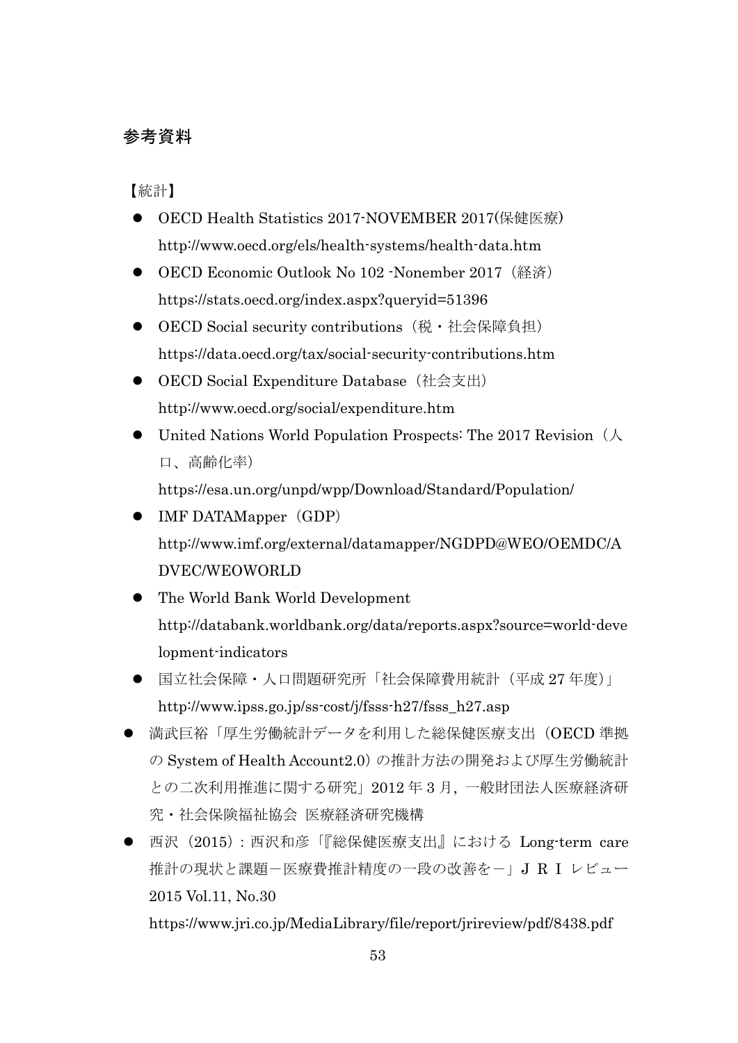## 参考資料

【統計】

- OECD Health Statistics 2017-NOVEMBER 2017(保健医療)
  http://www.oecd.org/els/health-systems/health-data.htm
- OECD Economic Outlook No 102 -Nonember 2017（経済）
  https://stats.oecd.org/index.aspx?queryid=51396
- OECD Social security contributions（税・社会保障負担）
  https://data.oecd.org/tax/social-security-contributions.htm
- OECD Social Expenditure Database（社会支出）
  http://www.oecd.org/social/expenditure.htm
- United Nations World Population Prospects: The 2017 Revision（人口、高齢化率）
  https://esa.un.org/unpd/wpp/Download/Standard/Population/
- IMF DATAMapper（GDP）
  http://www.imf.org/external/datamapper/NGDPD@WEO/OEMDC/ADVEC/WEOWORLD
- The World Bank World Development
  http://databank.worldbank.org/data/reports.aspx?source=world-development-indicators
- 国立社会保障・人口問題研究所「社会保障費用統計（平成 27 年度）」
  http://www.ipss.go.jp/ss-cost/j/fsss-h27/fsss_h27.asp

- 満武巨裕「厚生労働統計データを利用した総保健医療支出（OECD 準拠の System of Health Account2.0）の推計方法の開発および厚生労働統計との二次利用推進に関する研究」2012 年 3 月，一般財団法人医療経済研究・社会保険福祉協会 医療経済研究機構
- 西沢（2015）：西沢和彦「『総保健医療支出』における Long-term care 推計の現状と課題－医療費推計精度の一段の改善を－」ＪＲＩ レビュー 2015 Vol.11, No.30
  https://www.jri.co.jp/MediaLibrary/file/report/jrireview/pdf/8438.pdf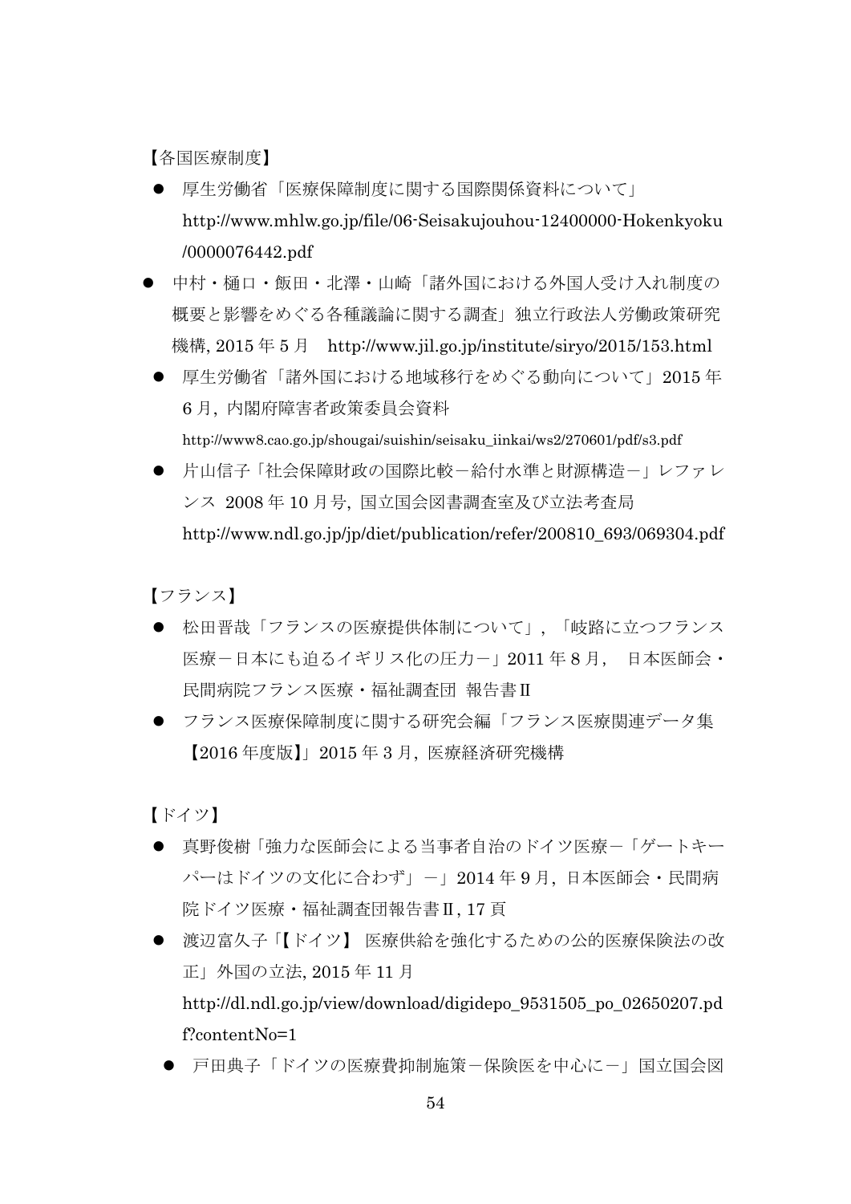【各国医療制度】

- 厚生労働省「医療保障制度に関する国際関係資料について」 http://www.mhlw.go.jp/file/06-Seisakujouhou-12400000-Hokenkyoku/0000076442.pdf
- 中村・樋口・飯田・北澤・山崎「諸外国における外国人受け入れ制度の概要と影響をめぐる各種議論に関する調査」独立行政法人労働政策研究機構, 2015 年 5 月　http://www.jil.go.jp/institute/siryo/2015/153.html
- 厚生労働省「諸外国における地域移行をめぐる動向について」2015 年 6 月, 内閣府障害者政策委員会資料 http://www8.cao.go.jp/shougai/suishin/seisaku_iinkai/ws2/270601/pdf/s3.pdf
- 片山信子「社会保障財政の国際比較－給付水準と財源構造－」レファレンス 2008 年 10 月号, 国立国会図書調査室及び立法考査局 http://www.ndl.go.jp/jp/diet/publication/refer/200810_693/069304.pdf

【フランス】

- 松田晋哉「フランスの医療提供体制について」,「岐路に立つフランス医療－日本にも迫るイギリス化の圧力－」2011 年 8 月,　日本医師会・民間病院フランス医療・福祉調査団 報告書Ⅱ
- フランス医療保障制度に関する研究会編「フランス医療関連データ集【2016 年度版】」2015 年 3 月, 医療経済研究機構

【ドイツ】

- 真野俊樹「強力な医師会による当事者自治のドイツ医療－「ゲートキーパーはドイツの文化に合わず」－」2014 年 9 月, 日本医師会・民間病院ドイツ医療・福祉調査団報告書Ⅱ, 17 頁
- 渡辺富久子「【ドイツ】 医療供給を強化するための公的医療保険法の改正」外国の立法, 2015 年 11 月 http://dl.ndl.go.jp/view/download/digidepo_9531505_po_02650207.pdf?contentNo=1
- 戸田典子「ドイツの医療費抑制施策－保険医を中心に－」国立国会図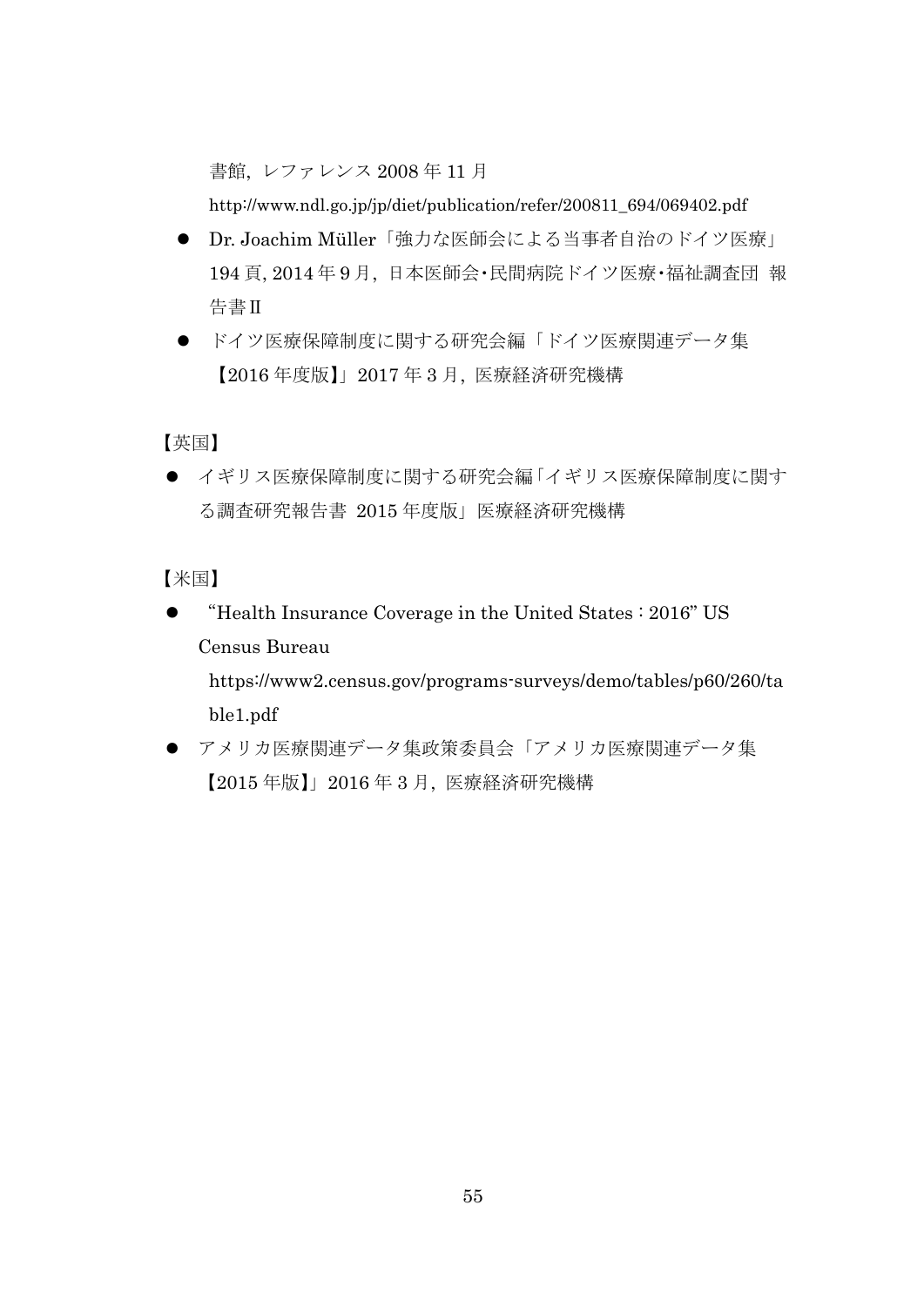書館, レファレンス 2008 年 11 月
http://www.ndl.go.jp/jp/diet/publication/refer/200811_694/069402.pdf

- Dr. Joachim Müller「強力な医師会による当事者自治のドイツ医療」194 頁, 2014 年 9 月, 日本医師会・民間病院ドイツ医療・福祉調査団 報告書Ⅱ
- ドイツ医療保障制度に関する研究会編「ドイツ医療関連データ集【2016 年度版】」2017 年 3 月, 医療経済研究機構

【英国】

- イギリス医療保障制度に関する研究会編「イギリス医療保障制度に関する調査研究報告書 2015 年度版」医療経済研究機構

【米国】

- "Health Insurance Coverage in the United States : 2016" US Census Bureau
https://www2.census.gov/programs-surveys/demo/tables/p60/260/table1.pdf
- アメリカ医療関連データ集政策委員会「アメリカ医療関連データ集【2015 年版】」2016 年 3 月, 医療経済研究機構